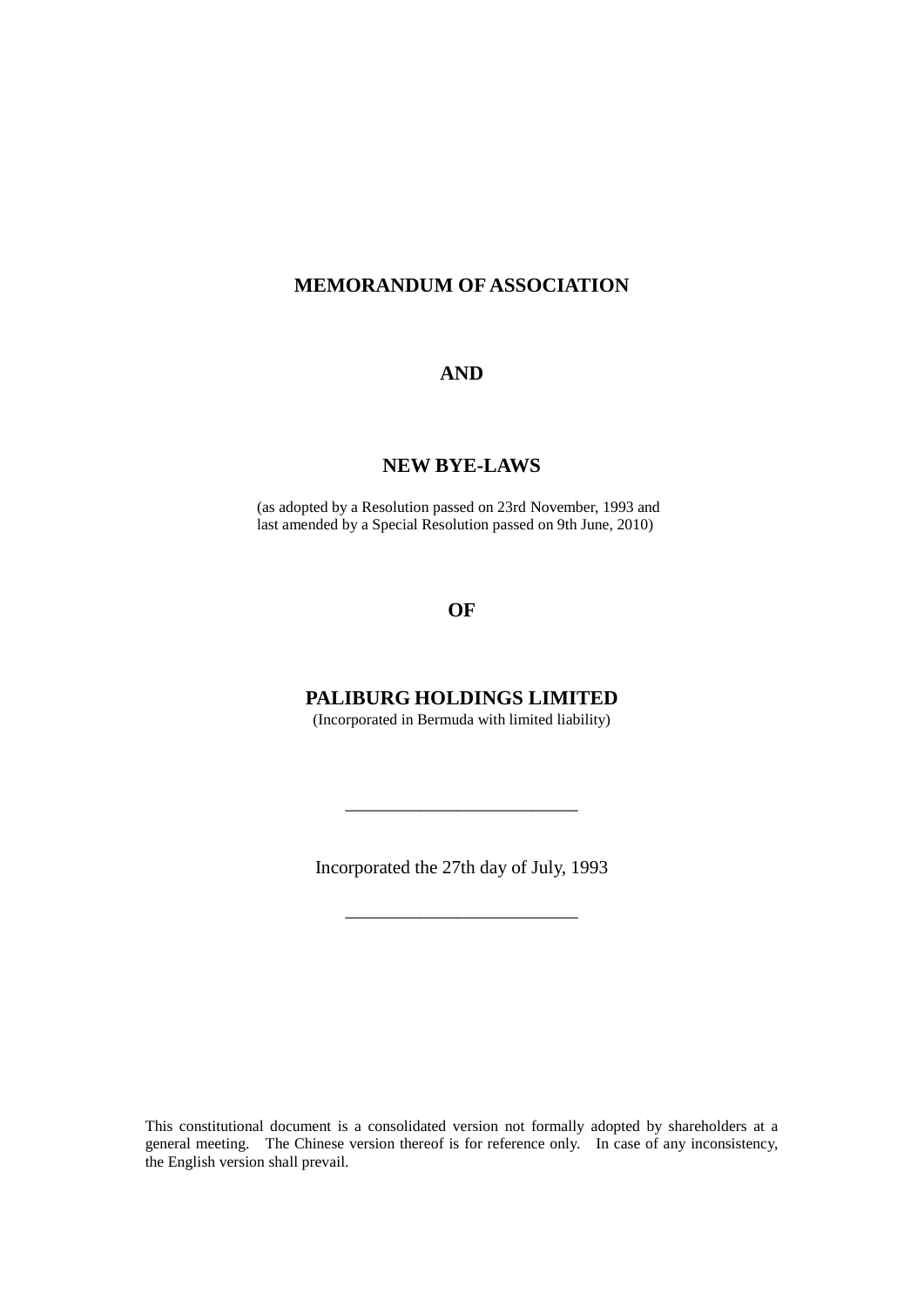# MEMORANDUM OF ASSOCIATION

# AND

# NEW BYE-LAWS

(as adopted by a Resolution passed on 23rd November, 1993 and last amended by a Special Resolution passed on 9th June, 2010)

# OF

# PALIBURG HOLDINGS LIMITED

(Incorporated in Bermuda with limited liability)

---

Incorporated the 27th day of July, 1993

---

This constitutional document is a consolidated version not formally adopted by shareholders at a general meeting. The Chinese version thereof is for reference only. In case of any inconsistency, the English version shall prevail.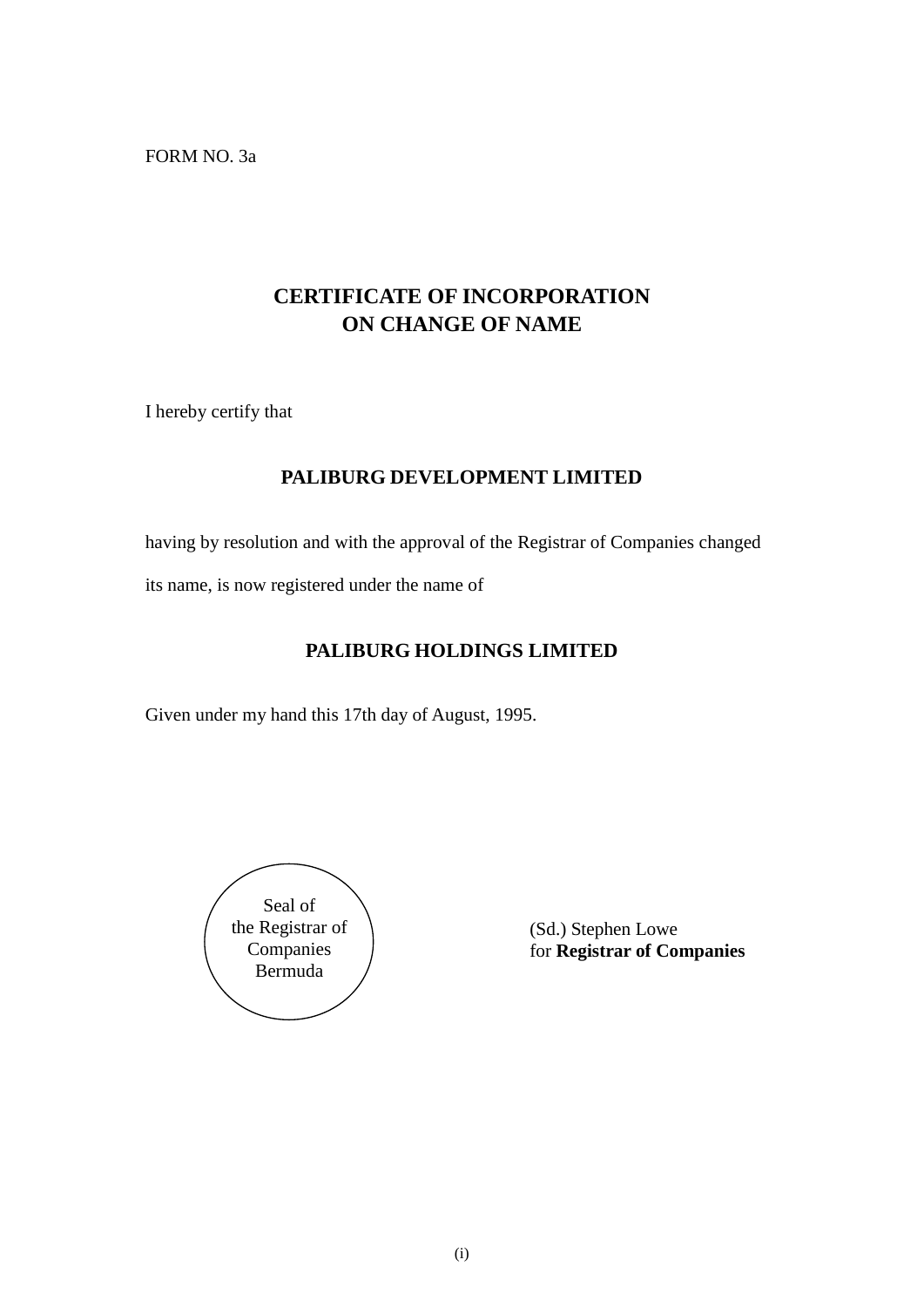FORM NO. 3a

# CERTIFICATE OF INCORPORATION ON CHANGE OF NAME

I hereby certify that

**PALIBURG DEVELOPMENT LIMITED**

having by resolution and with the approval of the Registrar of Companies changed its name, is now registered under the name of

**PALIBURG HOLDINGS LIMITED**

Given under my hand this 17th day of August, 1995.

Seal of the Registrar of Companies Bermuda

(Sd.) Stephen Lowe
for **Registrar of Companies**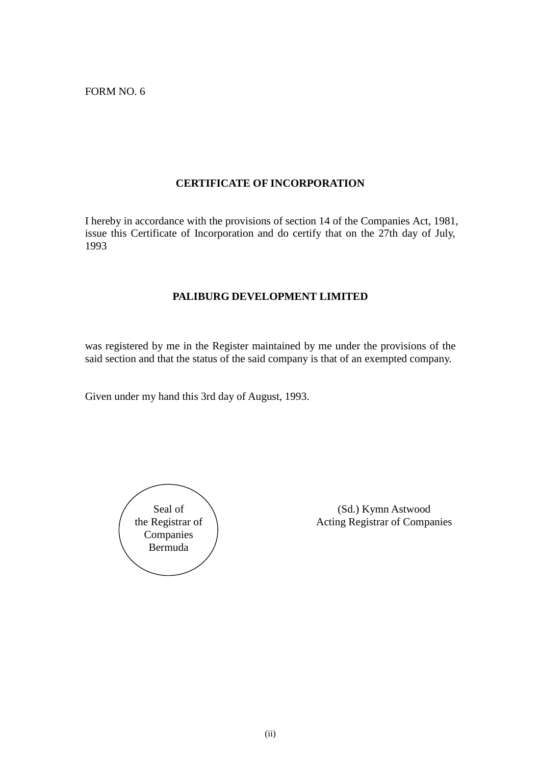FORM NO. 6

## CERTIFICATE OF INCORPORATION

I hereby in accordance with the provisions of section 14 of the Companies Act, 1981, issue this Certificate of Incorporation and do certify that on the 27th day of July, 1993

**PALIBURG DEVELOPMENT LIMITED**

was registered by me in the Register maintained by me under the provisions of the said section and that the status of the said company is that of an exempted company.

Given under my hand this 3rd day of August, 1993.

Seal of
the Registrar of
Companies
Bermuda

(Sd.) Kymn Astwood
Acting Registrar of Companies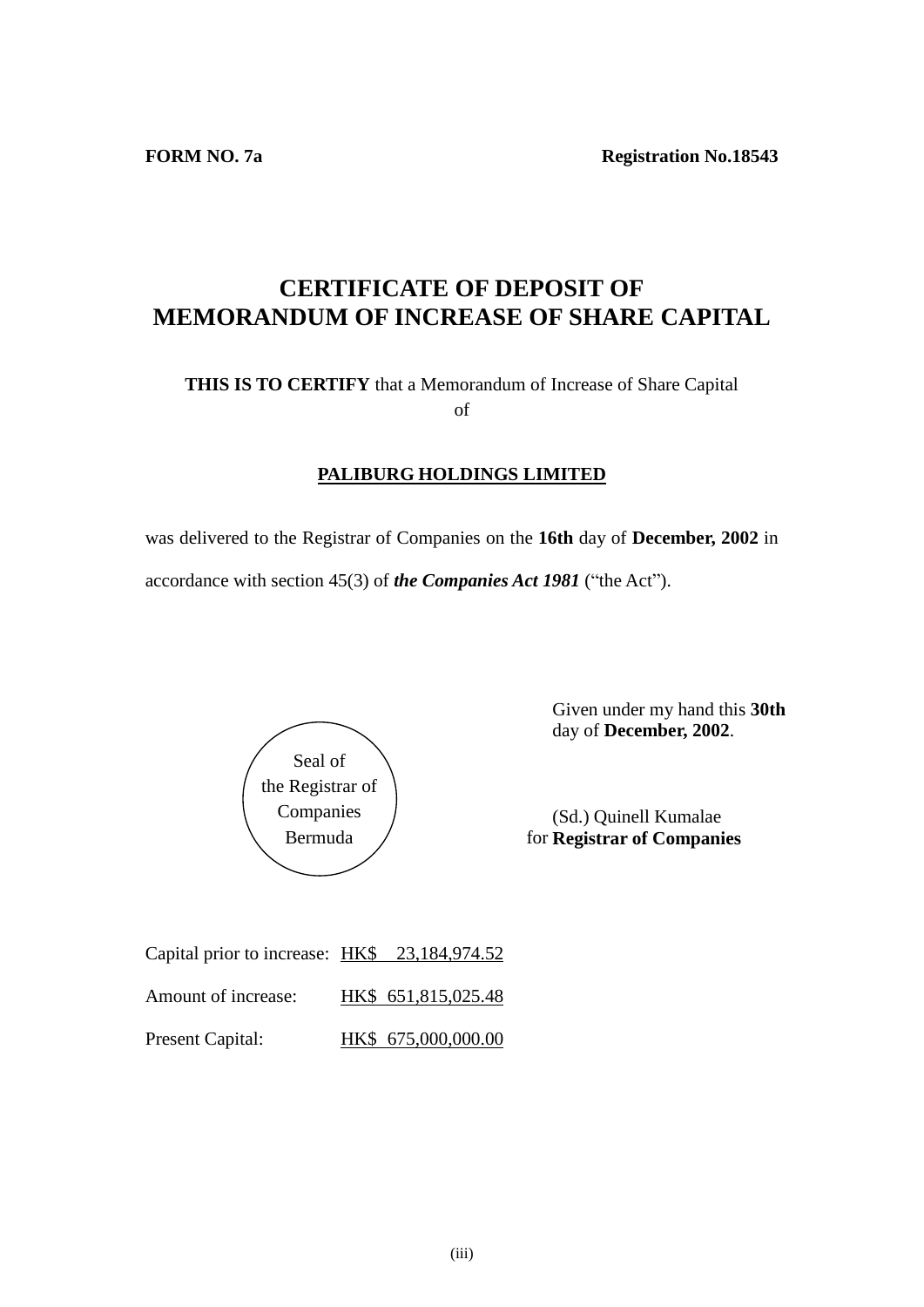**FORM NO. 7a** **Registration No.18543**

# CERTIFICATE OF DEPOSIT OF MEMORANDUM OF INCREASE OF SHARE CAPITAL

**THIS IS TO CERTIFY** that a Memorandum of Increase of Share Capital of

**PALIBURG HOLDINGS LIMITED**

was delivered to the Registrar of Companies on the **16th** day of **December, 2002** in accordance with section 45(3) of ***the Companies Act 1981*** ("the Act").

Seal of the Registrar of Companies Bermuda

Given under my hand this **30th** day of **December, 2002**.

(Sd.) Quinell Kumalae
for **Registrar of Companies**

| | |
|---|---|
| Capital prior to increase: | HK$ 23,184,974.52 |
| Amount of increase: | HK$ 651,815,025.48 |
| Present Capital: | HK$ 675,000,000.00 |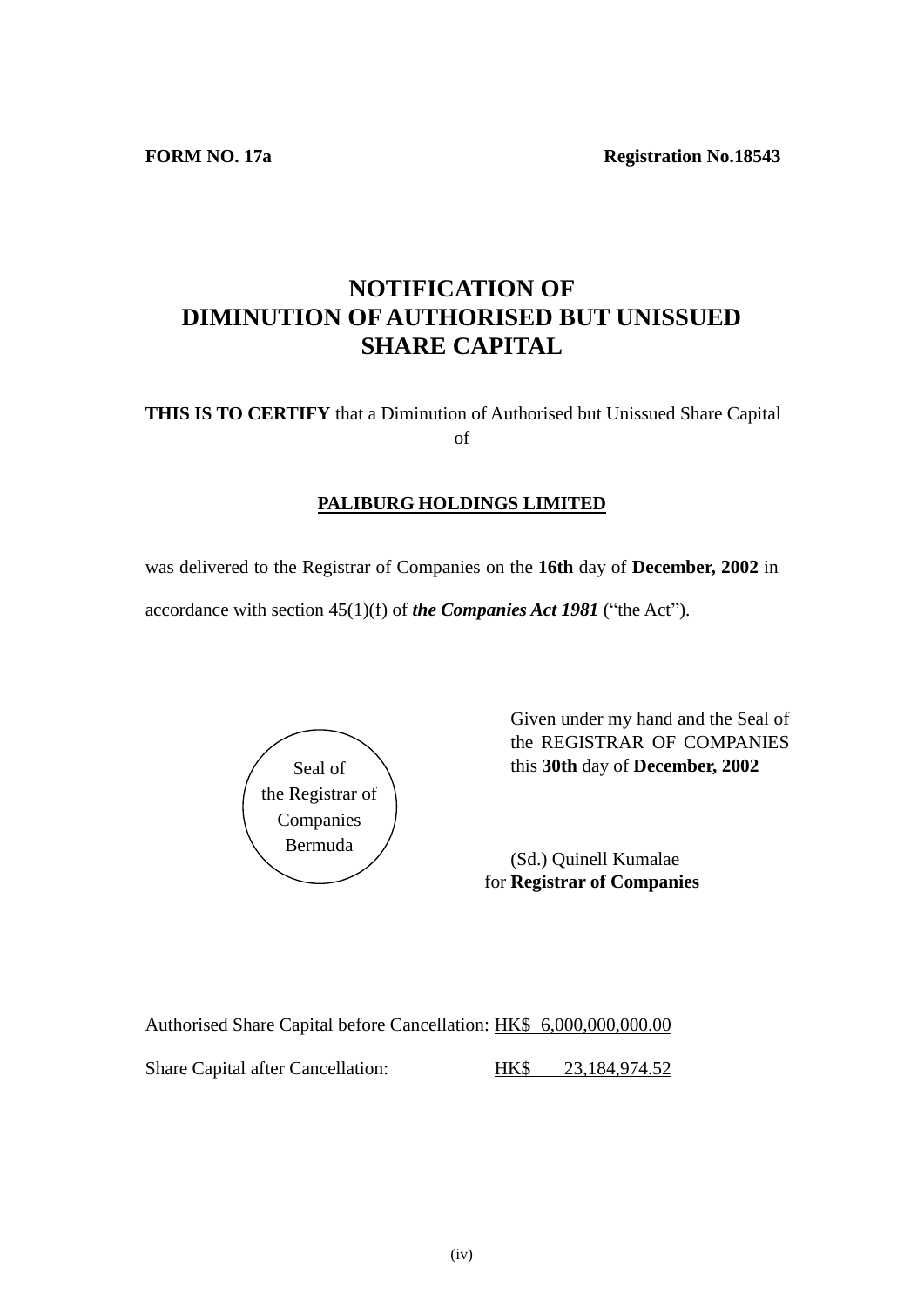**FORM NO. 17a** **Registration No.18543**

# NOTIFICATION OF DIMINUTION OF AUTHORISED BUT UNISSUED SHARE CAPITAL

**THIS IS TO CERTIFY** that a Diminution of Authorised but Unissued Share Capital of

**PALIBURG HOLDINGS LIMITED**

was delivered to the Registrar of Companies on the **16th** day of **December, 2002** in accordance with section 45(1)(f) of ***the Companies Act 1981*** ("the Act").

Seal of
the Registrar of
Companies
Bermuda

Given under my hand and the Seal of the REGISTRAR OF COMPANIES this **30th** day of **December, 2002**

(Sd.) Quinell Kumalae
for **Registrar of Companies**

Authorised Share Capital before Cancellation: HK$ 6,000,000,000.00

Share Capital after Cancellation: HK$ 23,184,974.52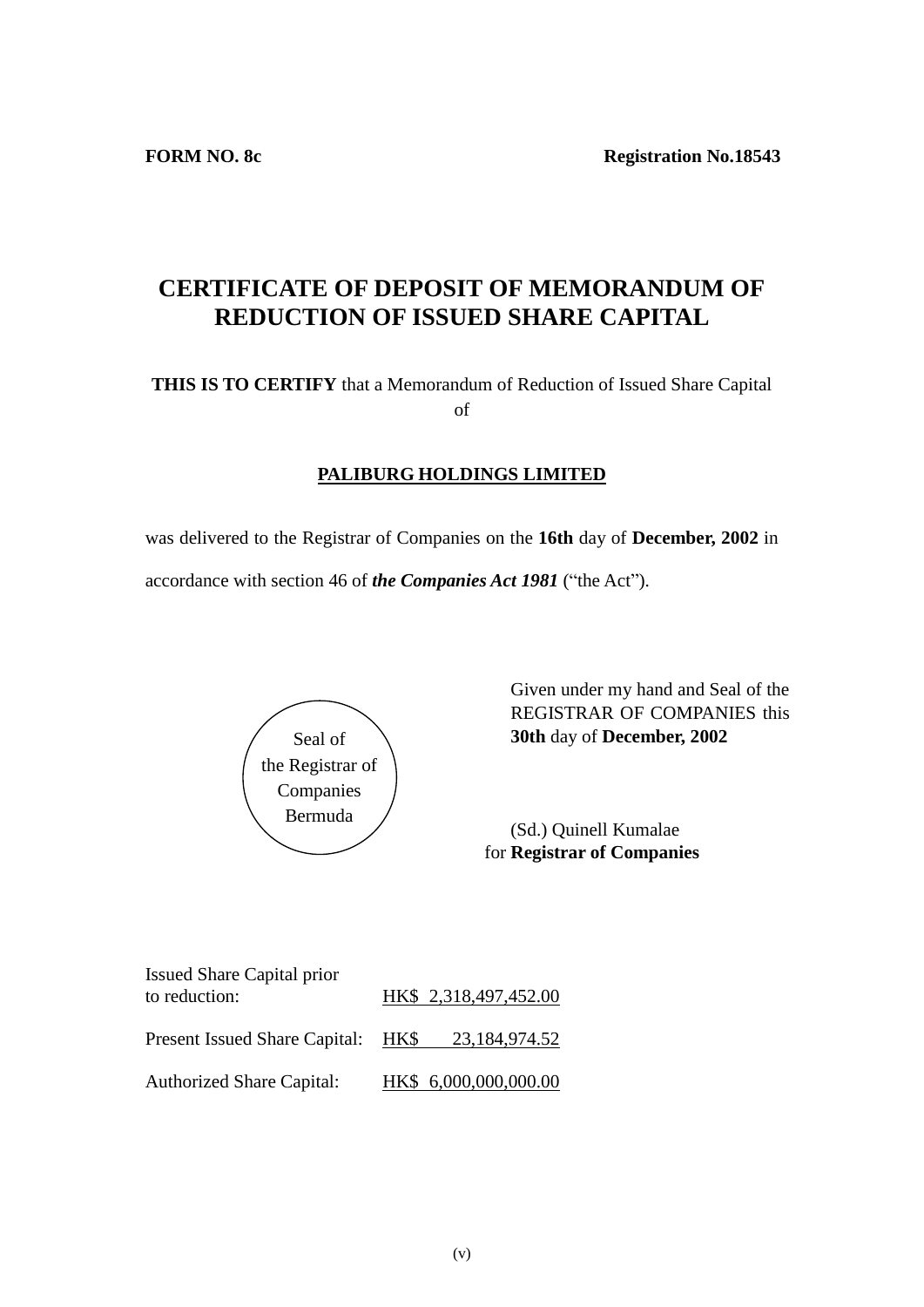**FORM NO. 8c** **Registration No.18543**

# CERTIFICATE OF DEPOSIT OF MEMORANDUM OF REDUCTION OF ISSUED SHARE CAPITAL

**THIS IS TO CERTIFY** that a Memorandum of Reduction of Issued Share Capital of

**PALIBURG HOLDINGS LIMITED**

was delivered to the Registrar of Companies on the **16th** day of **December, 2002** in accordance with section 46 of ***the Companies Act 1981*** ("the Act").

Seal of the Registrar of Companies Bermuda

Given under my hand and Seal of the REGISTRAR OF COMPANIES this **30th** day of **December, 2002**

(Sd.) Quinell Kumalae
for **Registrar of Companies**

| | |
|---|---|
| Issued Share Capital prior to reduction: | HK$ 2,318,497,452.00 |
| Present Issued Share Capital: | HK$ 23,184,974.52 |
| Authorized Share Capital: | HK$ 6,000,000,000.00 |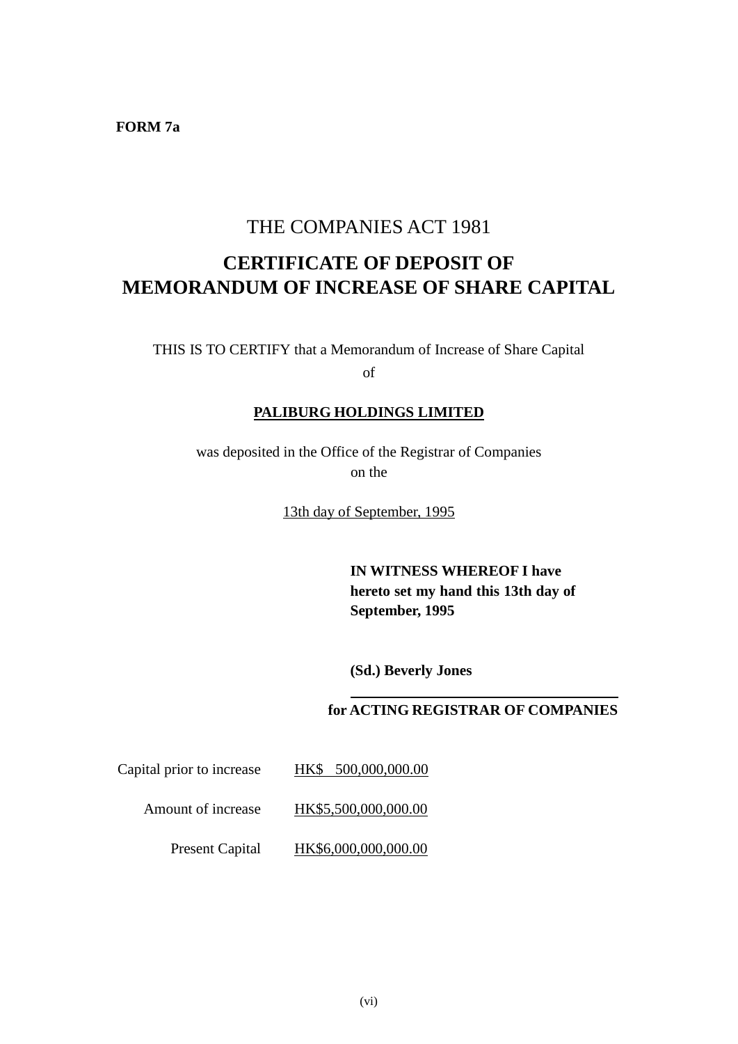**FORM 7a**

# THE COMPANIES ACT 1981

## CERTIFICATE OF DEPOSIT OF MEMORANDUM OF INCREASE OF SHARE CAPITAL

THIS IS TO CERTIFY that a Memorandum of Increase of Share Capital

of

**PALIBURG HOLDINGS LIMITED**

was deposited in the Office of the Registrar of Companies on the

13th day of September, 1995

**IN WITNESS WHEREOF I have hereto set my hand this 13th day of September, 1995**

**(Sd.) Beverly Jones**

**for ACTING REGISTRAR OF COMPANIES**

| | |
|---|---|
| Capital prior to increase | HK$ 500,000,000.00 |
| Amount of increase | HK$5,500,000,000.00 |
| Present Capital | HK$6,000,000,000.00 |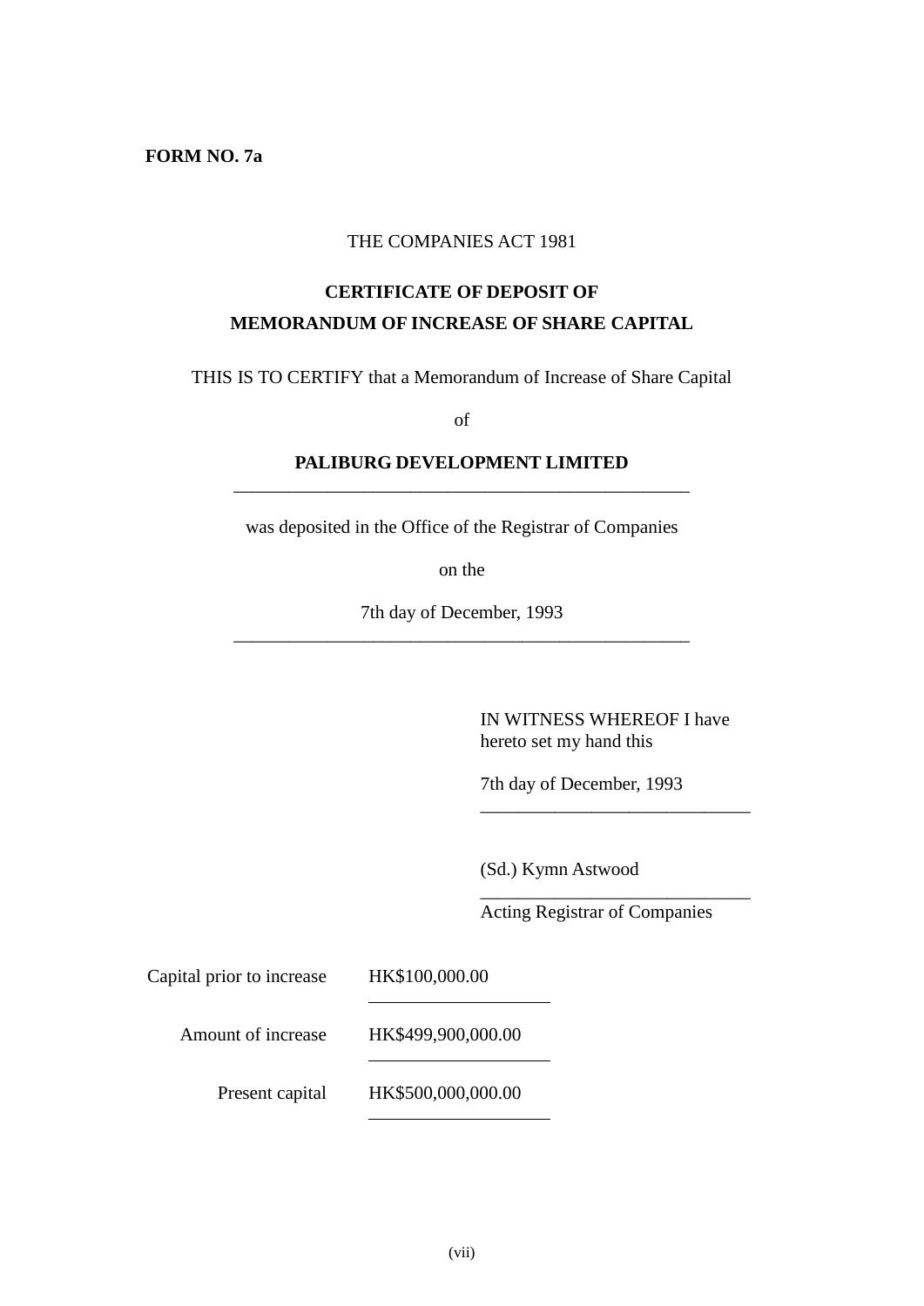**FORM NO. 7a**

THE COMPANIES ACT 1981

**CERTIFICATE OF DEPOSIT OF**
**MEMORANDUM OF INCREASE OF SHARE CAPITAL**

THIS IS TO CERTIFY that a Memorandum of Increase of Share Capital

of

**PALIBURG DEVELOPMENT LIMITED**

was deposited in the Office of the Registrar of Companies

on the

7th day of December, 1993

IN WITNESS WHEREOF I have hereto set my hand this

7th day of December, 1993

(Sd.) Kymn Astwood

Acting Registrar of Companies

| | |
|---|---|
| Capital prior to increase | HK$100,000.00 |
| Amount of increase | HK$499,900,000.00 |
| Present capital | HK$500,000,000.00 |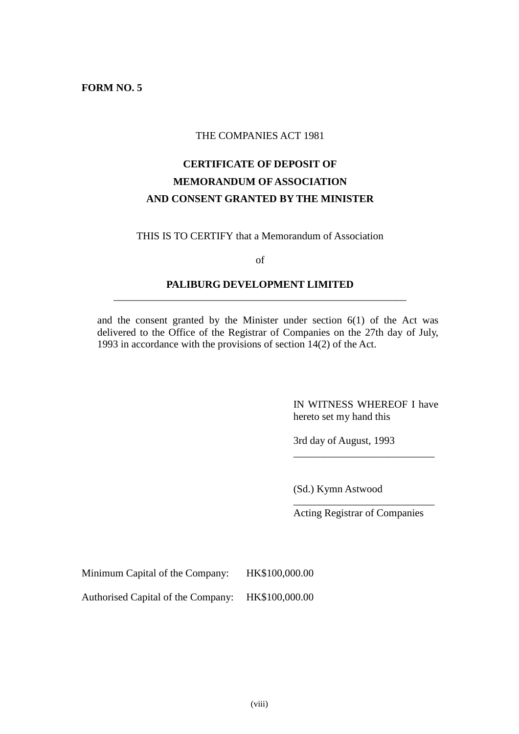**FORM NO. 5**

THE COMPANIES ACT 1981

**CERTIFICATE OF DEPOSIT OF**
**MEMORANDUM OF ASSOCIATION**
**AND CONSENT GRANTED BY THE MINISTER**

THIS IS TO CERTIFY that a Memorandum of Association

of

**PALIBURG DEVELOPMENT LIMITED**

and the consent granted by the Minister under section 6(1) of the Act was delivered to the Office of the Registrar of Companies on the 27th day of July, 1993 in accordance with the provisions of section 14(2) of the Act.

IN WITNESS WHEREOF I have hereto set my hand this

3rd day of August, 1993

(Sd.) Kymn Astwood

Acting Registrar of Companies

Minimum Capital of the Company: HK$100,000.00

Authorised Capital of the Company: HK$100,000.00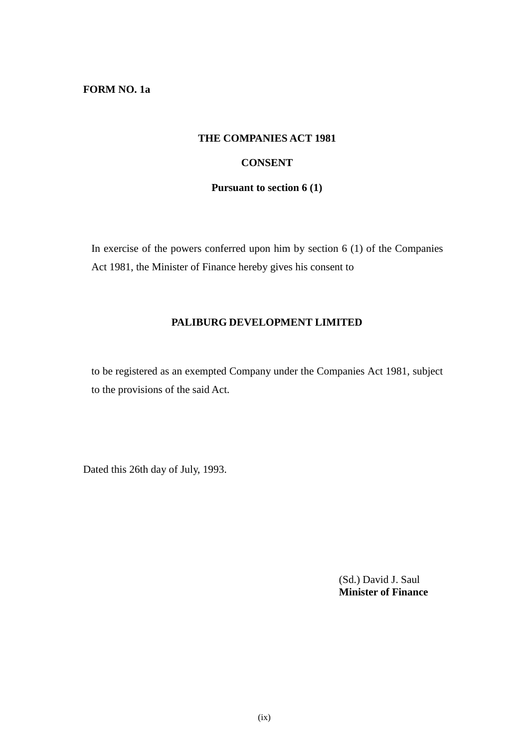**FORM NO. 1a**

**THE COMPANIES ACT 1981**

**CONSENT**

**Pursuant to section 6 (1)**

In exercise of the powers conferred upon him by section 6 (1) of the Companies Act 1981, the Minister of Finance hereby gives his consent to

**PALIBURG DEVELOPMENT LIMITED**

to be registered as an exempted Company under the Companies Act 1981, subject to the provisions of the said Act.

Dated this 26th day of July, 1993.

(Sd.) David J. Saul
**Minister of Finance**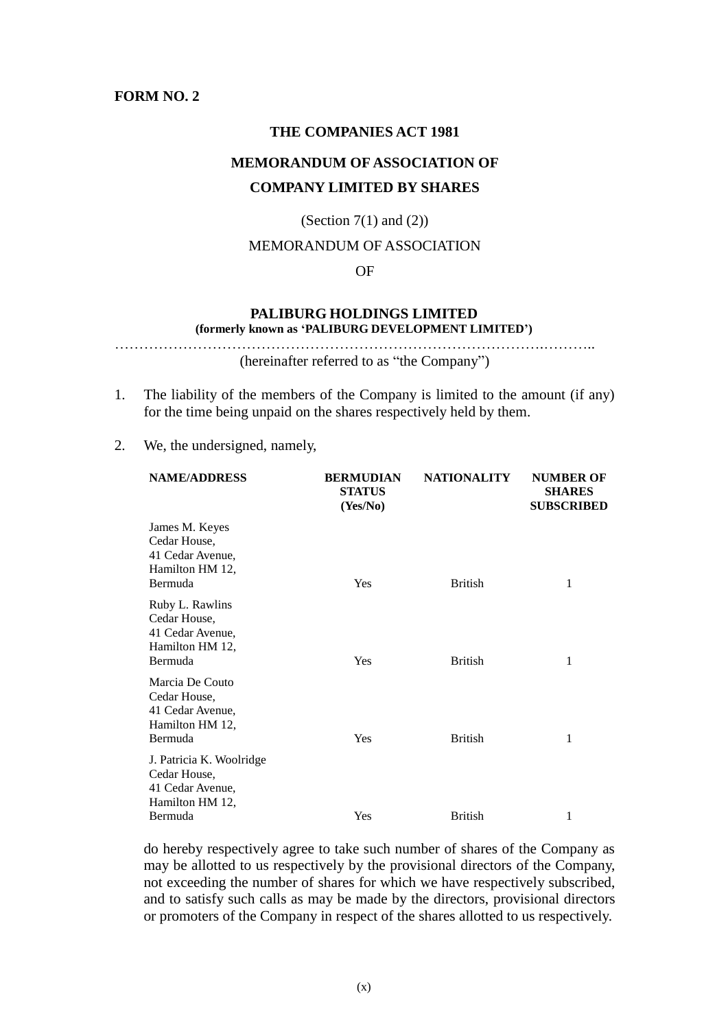**FORM NO. 2**

**THE COMPANIES ACT 1981**

**MEMORANDUM OF ASSOCIATION OF**

**COMPANY LIMITED BY SHARES**

(Section 7(1) and (2))

MEMORANDUM OF ASSOCIATION

OF

**PALIBURG HOLDINGS LIMITED**
**(formerly known as 'PALIBURG DEVELOPMENT LIMITED')**

…………………………………………………………………………….………..

(hereinafter referred to as "the Company")

1. The liability of the members of the Company is limited to the amount (if any) for the time being unpaid on the shares respectively held by them.

2. We, the undersigned, namely,

| NAME/ADDRESS | BERMUDIAN STATUS (Yes/No) | NATIONALITY | NUMBER OF SHARES SUBSCRIBED |
|---|---|---|---|
| James M. Keyes<br>Cedar House,<br>41 Cedar Avenue,<br>Hamilton HM 12,<br>Bermuda | Yes | British | 1 |
| Ruby L. Rawlins<br>Cedar House,<br>41 Cedar Avenue,<br>Hamilton HM 12,<br>Bermuda | Yes | British | 1 |
| Marcia De Couto<br>Cedar House,<br>41 Cedar Avenue,<br>Hamilton HM 12,<br>Bermuda | Yes | British | 1 |
| J. Patricia K. Woolridge<br>Cedar House,<br>41 Cedar Avenue,<br>Hamilton HM 12,<br>Bermuda | Yes | British | 1 |

do hereby respectively agree to take such number of shares of the Company as may be allotted to us respectively by the provisional directors of the Company, not exceeding the number of shares for which we have respectively subscribed, and to satisfy such calls as may be made by the directors, provisional directors or promoters of the Company in respect of the shares allotted to us respectively.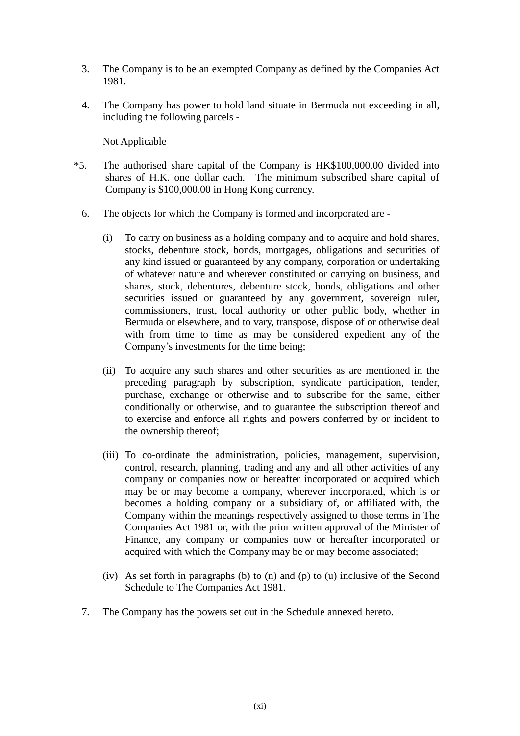3. The Company is to be an exempted Company as defined by the Companies Act 1981.

4. The Company has power to hold land situate in Bermuda not exceeding in all, including the following parcels -

   Not Applicable

*5. The authorised share capital of the Company is HK$100,000.00 divided into shares of H.K. one dollar each. The minimum subscribed share capital of Company is $100,000.00 in Hong Kong currency.

6. The objects for which the Company is formed and incorporated are -

   (i) To carry on business as a holding company and to acquire and hold shares, stocks, debenture stock, bonds, mortgages, obligations and securities of any kind issued or guaranteed by any company, corporation or undertaking of whatever nature and wherever constituted or carrying on business, and shares, stock, debentures, debenture stock, bonds, obligations and other securities issued or guaranteed by any government, sovereign ruler, commissioners, trust, local authority or other public body, whether in Bermuda or elsewhere, and to vary, transpose, dispose of or otherwise deal with from time to time as may be considered expedient any of the Company's investments for the time being;

   (ii) To acquire any such shares and other securities as are mentioned in the preceding paragraph by subscription, syndicate participation, tender, purchase, exchange or otherwise and to subscribe for the same, either conditionally or otherwise, and to guarantee the subscription thereof and to exercise and enforce all rights and powers conferred by or incident to the ownership thereof;

   (iii) To co-ordinate the administration, policies, management, supervision, control, research, planning, trading and any and all other activities of any company or companies now or hereafter incorporated or acquired which may be or may become a company, wherever incorporated, which is or becomes a holding company or a subsidiary of, or affiliated with, the Company within the meanings respectively assigned to those terms in The Companies Act 1981 or, with the prior written approval of the Minister of Finance, any company or companies now or hereafter incorporated or acquired with which the Company may be or may become associated;

   (iv) As set forth in paragraphs (b) to (n) and (p) to (u) inclusive of the Second Schedule to The Companies Act 1981.

7. The Company has the powers set out in the Schedule annexed hereto.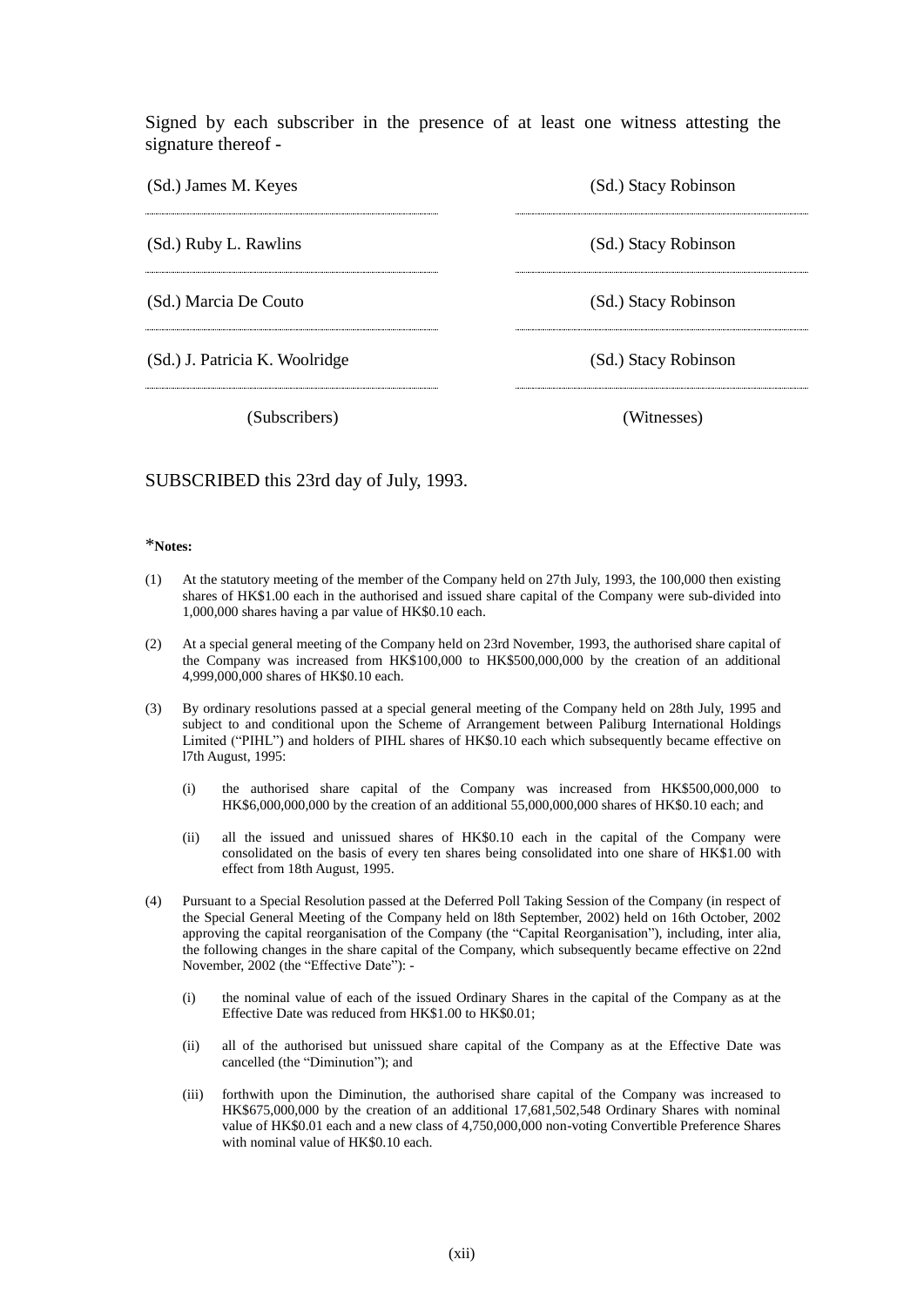Signed by each subscriber in the presence of at least one witness attesting the signature thereof -

| (Subscribers) | (Witnesses) |
|---|---|
| (Sd.) James M. Keyes | (Sd.) Stacy Robinson |
| (Sd.) Ruby L. Rawlins | (Sd.) Stacy Robinson |
| (Sd.) Marcia De Couto | (Sd.) Stacy Robinson |
| (Sd.) J. Patricia K. Woolridge | (Sd.) Stacy Robinson |

SUBSCRIBED this 23rd day of July, 1993.

\***Notes:**

(1) At the statutory meeting of the member of the Company held on 27th July, 1993, the 100,000 then existing shares of HK$1.00 each in the authorised and issued share capital of the Company were sub-divided into 1,000,000 shares having a par value of HK$0.10 each.

(2) At a special general meeting of the Company held on 23rd November, 1993, the authorised share capital of the Company was increased from HK$100,000 to HK$500,000,000 by the creation of an additional 4,999,000,000 shares of HK$0.10 each.

(3) By ordinary resolutions passed at a special general meeting of the Company held on 28th July, 1995 and subject to and conditional upon the Scheme of Arrangement between Paliburg International Holdings Limited ("PIHL") and holders of PIHL shares of HK$0.10 each which subsequently became effective on l7th August, 1995:

   (i) the authorised share capital of the Company was increased from HK$500,000,000 to HK$6,000,000,000 by the creation of an additional 55,000,000,000 shares of HK$0.10 each; and

   (ii) all the issued and unissued shares of HK$0.10 each in the capital of the Company were consolidated on the basis of every ten shares being consolidated into one share of HK$1.00 with effect from 18th August, 1995.

(4) Pursuant to a Special Resolution passed at the Deferred Poll Taking Session of the Company (in respect of the Special General Meeting of the Company held on l8th September, 2002) held on 16th October, 2002 approving the capital reorganisation of the Company (the "Capital Reorganisation"), including, inter alia, the following changes in the share capital of the Company, which subsequently became effective on 22nd November, 2002 (the "Effective Date"): -

   (i) the nominal value of each of the issued Ordinary Shares in the capital of the Company as at the Effective Date was reduced from HK$1.00 to HK$0.01;

   (ii) all of the authorised but unissued share capital of the Company as at the Effective Date was cancelled (the "Diminution"); and

   (iii) forthwith upon the Diminution, the authorised share capital of the Company was increased to HK$675,000,000 by the creation of an additional 17,681,502,548 Ordinary Shares with nominal value of HK$0.01 each and a new class of 4,750,000,000 non-voting Convertible Preference Shares with nominal value of HK$0.10 each.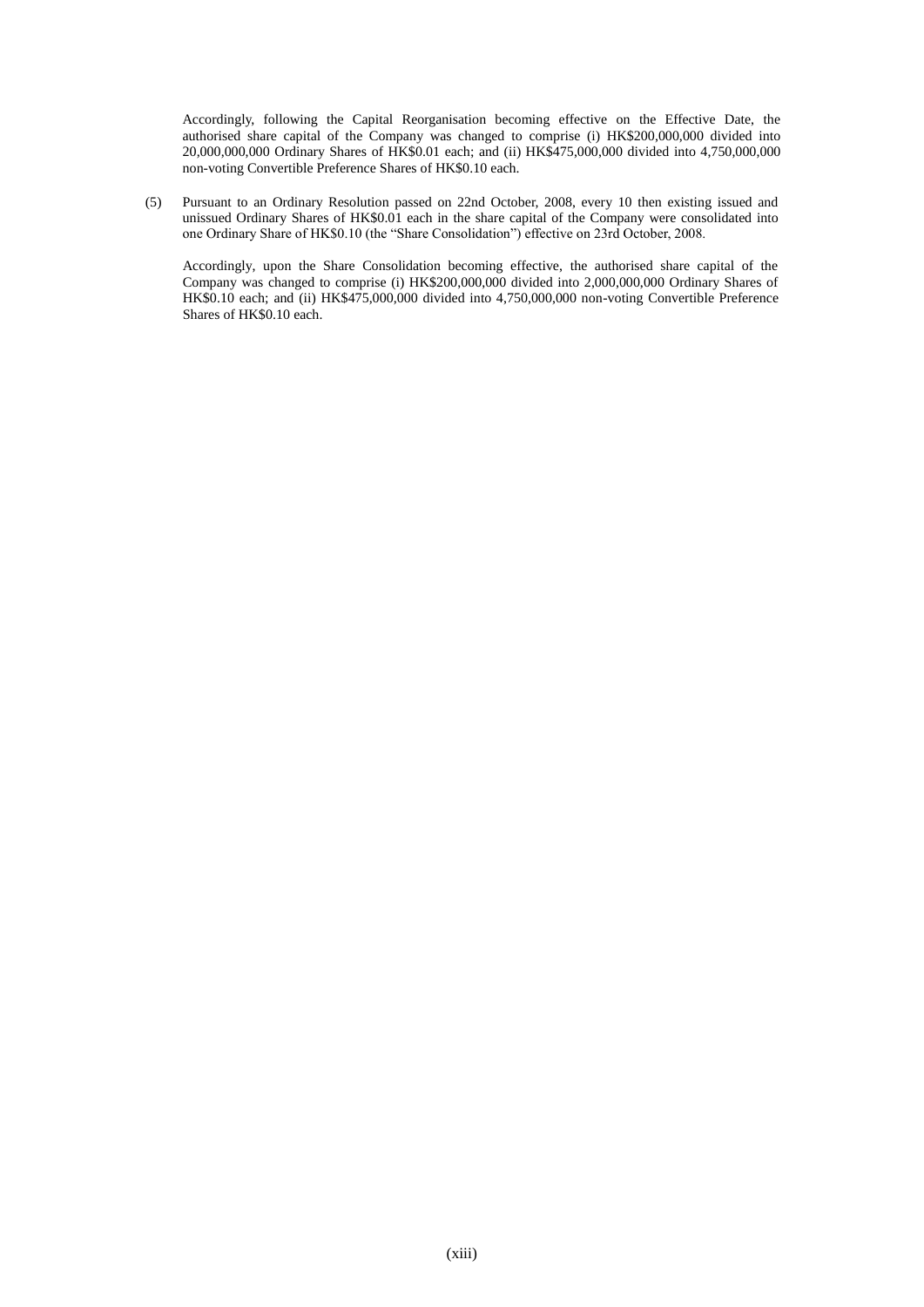Accordingly, following the Capital Reorganisation becoming effective on the Effective Date, the authorised share capital of the Company was changed to comprise (i) HK$200,000,000 divided into 20,000,000,000 Ordinary Shares of HK$0.01 each; and (ii) HK$475,000,000 divided into 4,750,000,000 non-voting Convertible Preference Shares of HK$0.10 each.

(5) Pursuant to an Ordinary Resolution passed on 22nd October, 2008, every 10 then existing issued and unissued Ordinary Shares of HK$0.01 each in the share capital of the Company were consolidated into one Ordinary Share of HK$0.10 (the "Share Consolidation") effective on 23rd October, 2008.

Accordingly, upon the Share Consolidation becoming effective, the authorised share capital of the Company was changed to comprise (i) HK$200,000,000 divided into 2,000,000,000 Ordinary Shares of HK$0.10 each; and (ii) HK$475,000,000 divided into 4,750,000,000 non-voting Convertible Preference Shares of HK$0.10 each.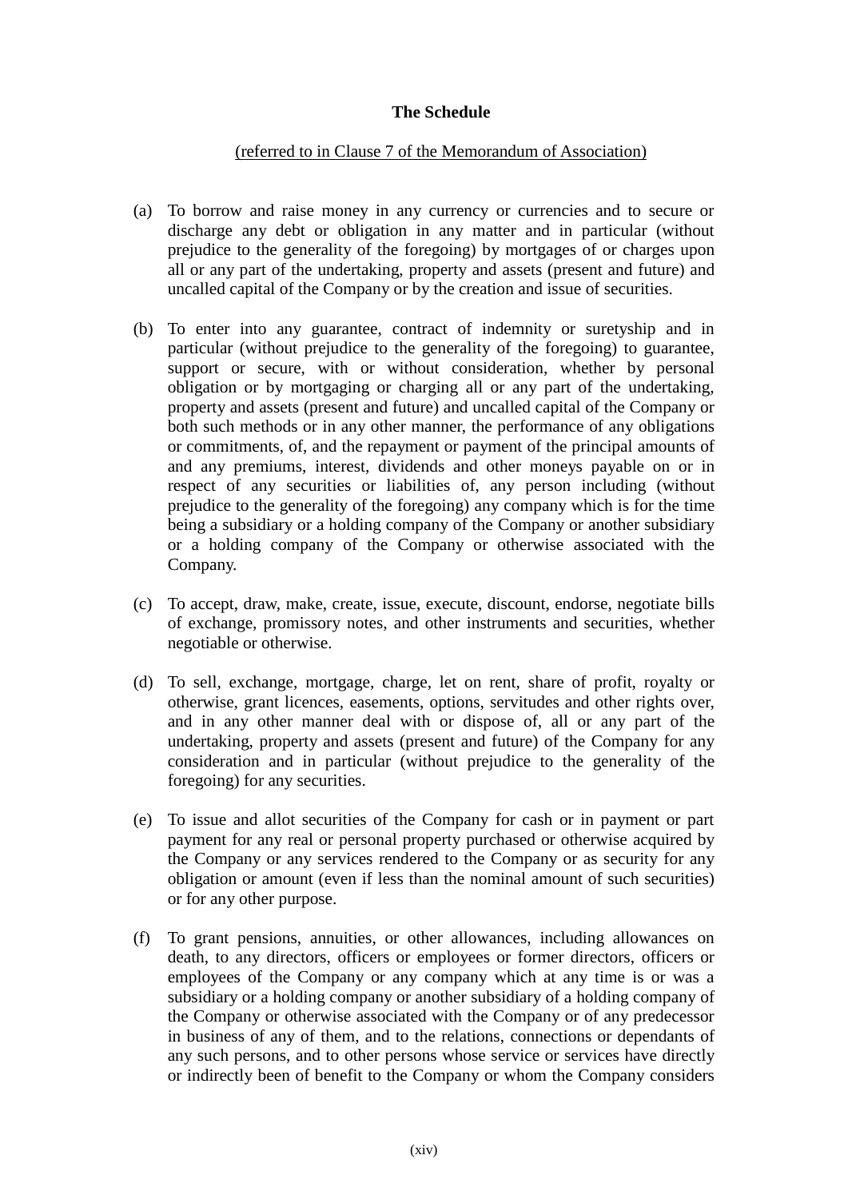**The Schedule**

(referred to in Clause 7 of the Memorandum of Association)

(a) To borrow and raise money in any currency or currencies and to secure or discharge any debt or obligation in any matter and in particular (without prejudice to the generality of the foregoing) by mortgages of or charges upon all or any part of the undertaking, property and assets (present and future) and uncalled capital of the Company or by the creation and issue of securities.

(b) To enter into any guarantee, contract of indemnity or suretyship and in particular (without prejudice to the generality of the foregoing) to guarantee, support or secure, with or without consideration, whether by personal obligation or by mortgaging or charging all or any part of the undertaking, property and assets (present and future) and uncalled capital of the Company or both such methods or in any other manner, the performance of any obligations or commitments, of, and the repayment or payment of the principal amounts of and any premiums, interest, dividends and other moneys payable on or in respect of any securities or liabilities of, any person including (without prejudice to the generality of the foregoing) any company which is for the time being a subsidiary or a holding company of the Company or another subsidiary or a holding company of the Company or otherwise associated with the Company.

(c) To accept, draw, make, create, issue, execute, discount, endorse, negotiate bills of exchange, promissory notes, and other instruments and securities, whether negotiable or otherwise.

(d) To sell, exchange, mortgage, charge, let on rent, share of profit, royalty or otherwise, grant licences, easements, options, servitudes and other rights over, and in any other manner deal with or dispose of, all or any part of the undertaking, property and assets (present and future) of the Company for any consideration and in particular (without prejudice to the generality of the foregoing) for any securities.

(e) To issue and allot securities of the Company for cash or in payment or part payment for any real or personal property purchased or otherwise acquired by the Company or any services rendered to the Company or as security for any obligation or amount (even if less than the nominal amount of such securities) or for any other purpose.

(f) To grant pensions, annuities, or other allowances, including allowances on death, to any directors, officers or employees or former directors, officers or employees of the Company or any company which at any time is or was a subsidiary or a holding company or another subsidiary of a holding company of the Company or otherwise associated with the Company or of any predecessor in business of any of them, and to the relations, connections or dependants of any such persons, and to other persons whose service or services have directly or indirectly been of benefit to the Company or whom the Company considers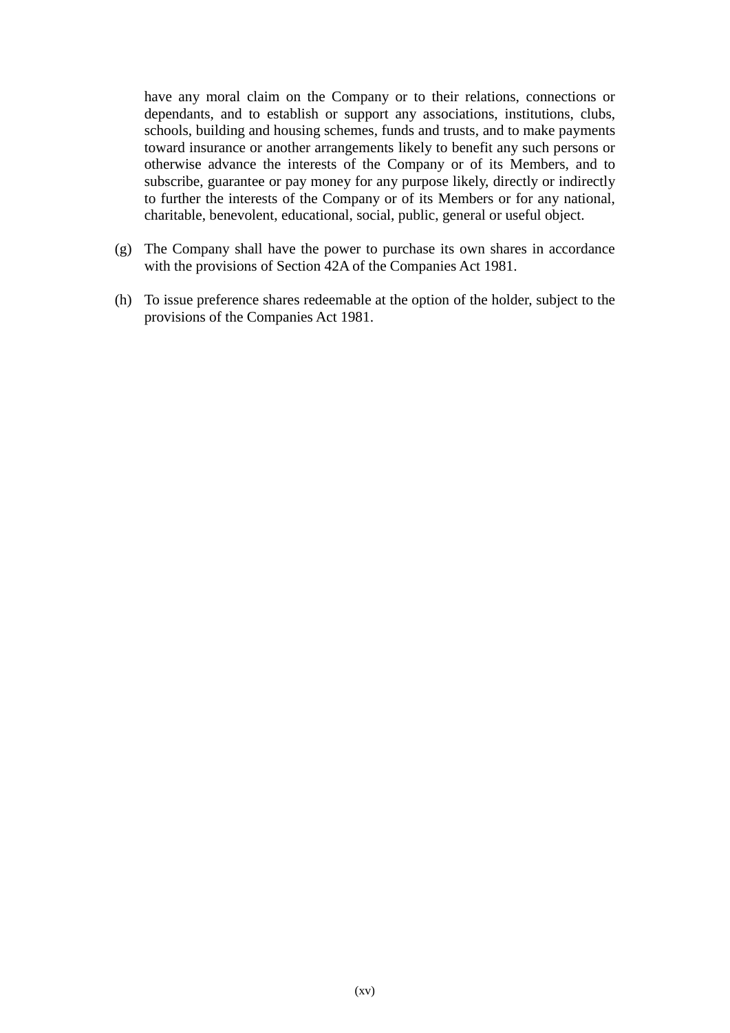have any moral claim on the Company or to their relations, connections or dependants, and to establish or support any associations, institutions, clubs, schools, building and housing schemes, funds and trusts, and to make payments toward insurance or another arrangements likely to benefit any such persons or otherwise advance the interests of the Company or of its Members, and to subscribe, guarantee or pay money for any purpose likely, directly or indirectly to further the interests of the Company or of its Members or for any national, charitable, benevolent, educational, social, public, general or useful object.

(g) The Company shall have the power to purchase its own shares in accordance with the provisions of Section 42A of the Companies Act 1981.

(h) To issue preference shares redeemable at the option of the holder, subject to the provisions of the Companies Act 1981.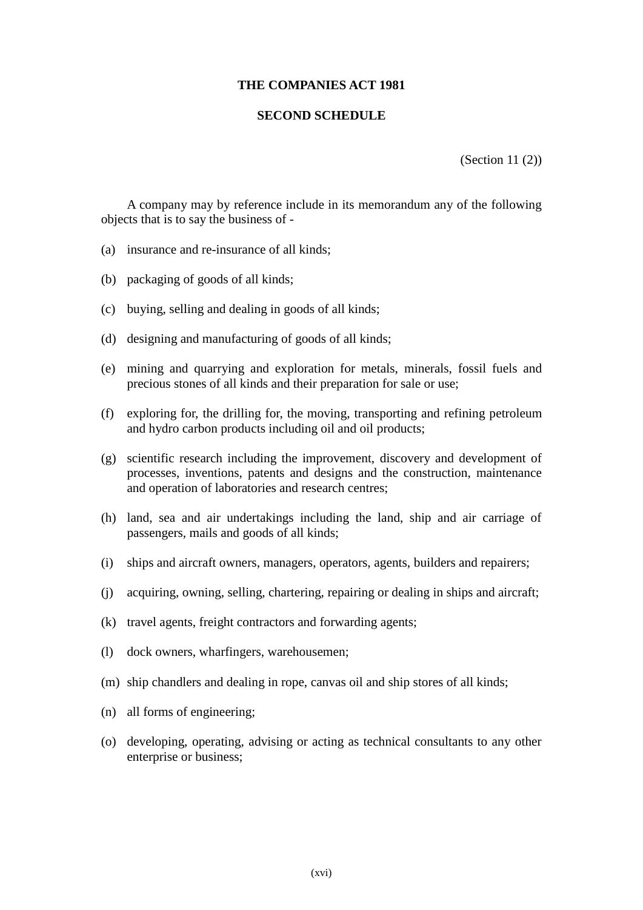**THE COMPANIES ACT 1981**

**SECOND SCHEDULE**

(Section 11 (2))

A company may by reference include in its memorandum any of the following objects that is to say the business of -

(a) insurance and re-insurance of all kinds;

(b) packaging of goods of all kinds;

(c) buying, selling and dealing in goods of all kinds;

(d) designing and manufacturing of goods of all kinds;

(e) mining and quarrying and exploration for metals, minerals, fossil fuels and precious stones of all kinds and their preparation for sale or use;

(f) exploring for, the drilling for, the moving, transporting and refining petroleum and hydro carbon products including oil and oil products;

(g) scientific research including the improvement, discovery and development of processes, inventions, patents and designs and the construction, maintenance and operation of laboratories and research centres;

(h) land, sea and air undertakings including the land, ship and air carriage of passengers, mails and goods of all kinds;

(i) ships and aircraft owners, managers, operators, agents, builders and repairers;

(j) acquiring, owning, selling, chartering, repairing or dealing in ships and aircraft;

(k) travel agents, freight contractors and forwarding agents;

(l) dock owners, wharfingers, warehousemen;

(m) ship chandlers and dealing in rope, canvas oil and ship stores of all kinds;

(n) all forms of engineering;

(o) developing, operating, advising or acting as technical consultants to any other enterprise or business;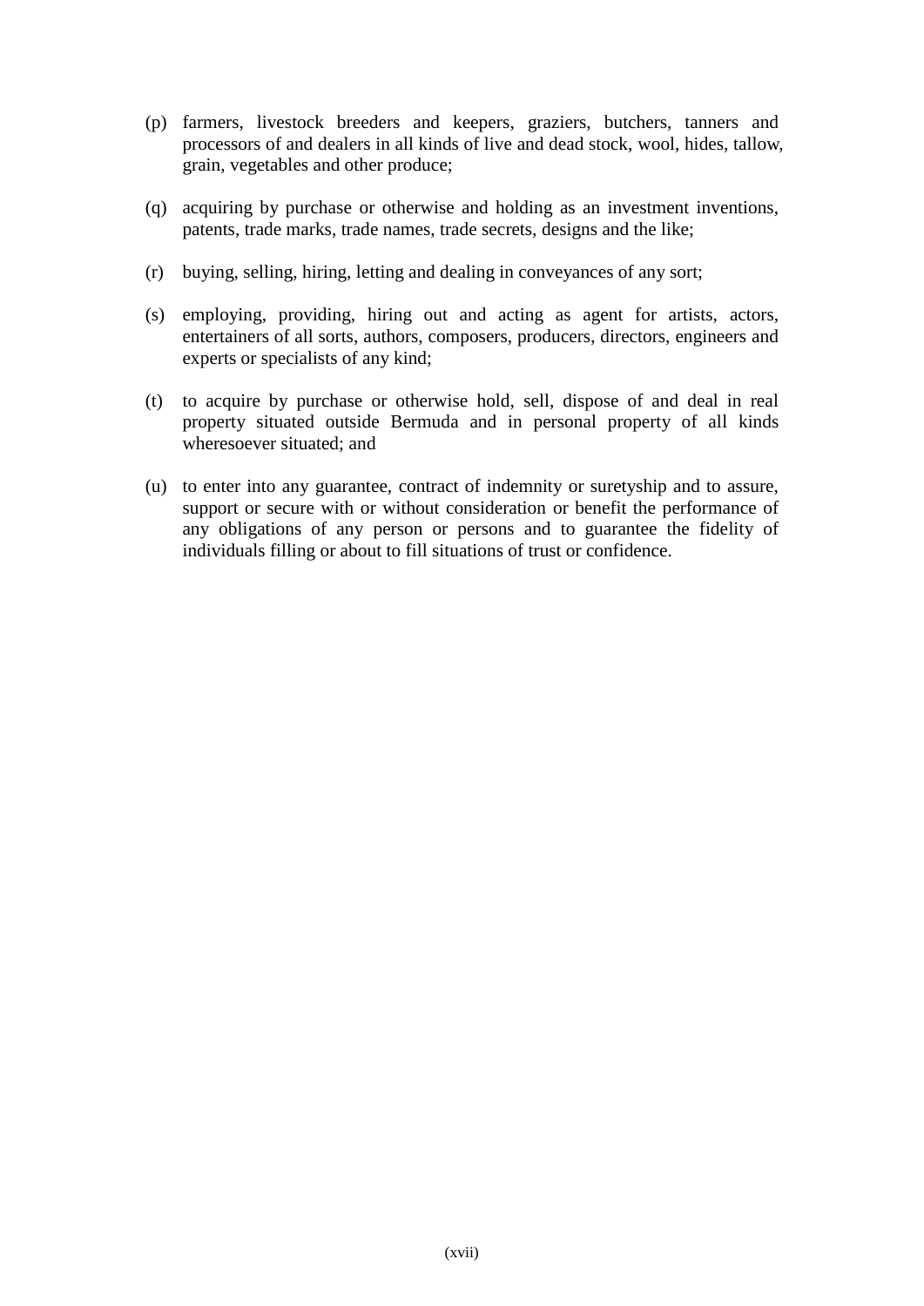(p) farmers, livestock breeders and keepers, graziers, butchers, tanners and processors of and dealers in all kinds of live and dead stock, wool, hides, tallow, grain, vegetables and other produce;

(q) acquiring by purchase or otherwise and holding as an investment inventions, patents, trade marks, trade names, trade secrets, designs and the like;

(r) buying, selling, hiring, letting and dealing in conveyances of any sort;

(s) employing, providing, hiring out and acting as agent for artists, actors, entertainers of all sorts, authors, composers, producers, directors, engineers and experts or specialists of any kind;

(t) to acquire by purchase or otherwise hold, sell, dispose of and deal in real property situated outside Bermuda and in personal property of all kinds wheresoever situated; and

(u) to enter into any guarantee, contract of indemnity or suretyship and to assure, support or secure with or without consideration or benefit the performance of any obligations of any person or persons and to guarantee the fidelity of individuals filling or about to fill situations of trust or confidence.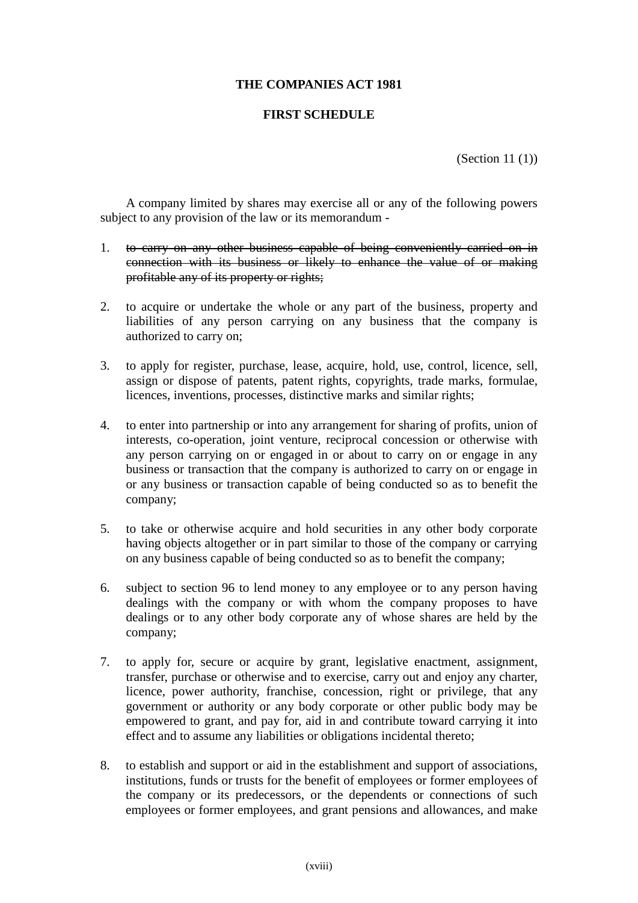**THE COMPANIES ACT 1981**

**FIRST SCHEDULE**

(Section 11 (1))

A company limited by shares may exercise all or any of the following powers subject to any provision of the law or its memorandum -

1. ~~to carry on any other business capable of being conveniently carried on in connection with its business or likely to enhance the value of or making profitable any of its property or rights;~~

2. to acquire or undertake the whole or any part of the business, property and liabilities of any person carrying on any business that the company is authorized to carry on;

3. to apply for register, purchase, lease, acquire, hold, use, control, licence, sell, assign or dispose of patents, patent rights, copyrights, trade marks, formulae, licences, inventions, processes, distinctive marks and similar rights;

4. to enter into partnership or into any arrangement for sharing of profits, union of interests, co-operation, joint venture, reciprocal concession or otherwise with any person carrying on or engaged in or about to carry on or engage in any business or transaction that the company is authorized to carry on or engage in or any business or transaction capable of being conducted so as to benefit the company;

5. to take or otherwise acquire and hold securities in any other body corporate having objects altogether or in part similar to those of the company or carrying on any business capable of being conducted so as to benefit the company;

6. subject to section 96 to lend money to any employee or to any person having dealings with the company or with whom the company proposes to have dealings or to any other body corporate any of whose shares are held by the company;

7. to apply for, secure or acquire by grant, legislative enactment, assignment, transfer, purchase or otherwise and to exercise, carry out and enjoy any charter, licence, power authority, franchise, concession, right or privilege, that any government or authority or any body corporate or other public body may be empowered to grant, and pay for, aid in and contribute toward carrying it into effect and to assume any liabilities or obligations incidental thereto;

8. to establish and support or aid in the establishment and support of associations, institutions, funds or trusts for the benefit of employees or former employees of the company or its predecessors, or the dependents or connections of such employees or former employees, and grant pensions and allowances, and make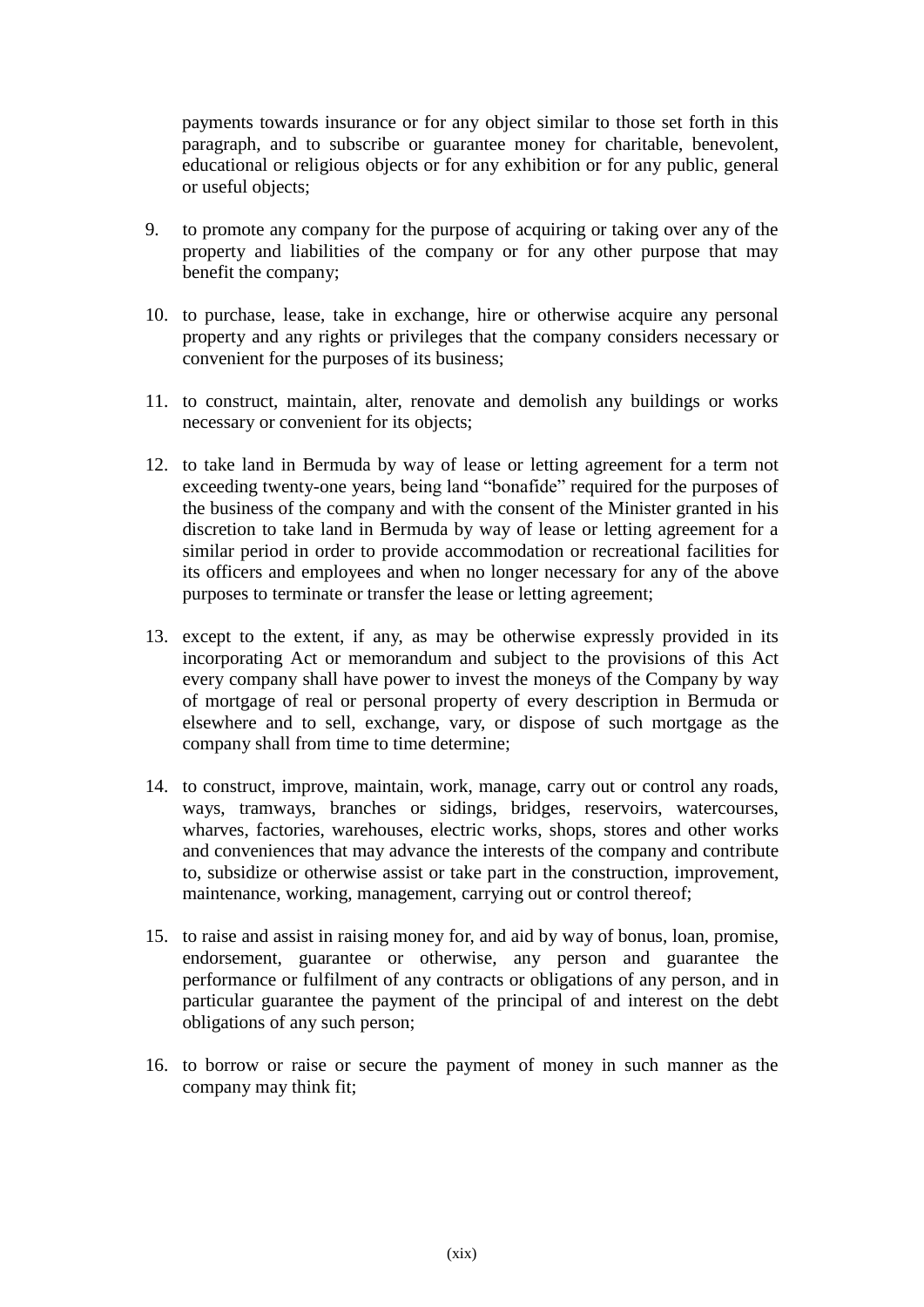payments towards insurance or for any object similar to those set forth in this paragraph, and to subscribe or guarantee money for charitable, benevolent, educational or religious objects or for any exhibition or for any public, general or useful objects;

9. to promote any company for the purpose of acquiring or taking over any of the property and liabilities of the company or for any other purpose that may benefit the company;

10. to purchase, lease, take in exchange, hire or otherwise acquire any personal property and any rights or privileges that the company considers necessary or convenient for the purposes of its business;

11. to construct, maintain, alter, renovate and demolish any buildings or works necessary or convenient for its objects;

12. to take land in Bermuda by way of lease or letting agreement for a term not exceeding twenty-one years, being land "bonafide" required for the purposes of the business of the company and with the consent of the Minister granted in his discretion to take land in Bermuda by way of lease or letting agreement for a similar period in order to provide accommodation or recreational facilities for its officers and employees and when no longer necessary for any of the above purposes to terminate or transfer the lease or letting agreement;

13. except to the extent, if any, as may be otherwise expressly provided in its incorporating Act or memorandum and subject to the provisions of this Act every company shall have power to invest the moneys of the Company by way of mortgage of real or personal property of every description in Bermuda or elsewhere and to sell, exchange, vary, or dispose of such mortgage as the company shall from time to time determine;

14. to construct, improve, maintain, work, manage, carry out or control any roads, ways, tramways, branches or sidings, bridges, reservoirs, watercourses, wharves, factories, warehouses, electric works, shops, stores and other works and conveniences that may advance the interests of the company and contribute to, subsidize or otherwise assist or take part in the construction, improvement, maintenance, working, management, carrying out or control thereof;

15. to raise and assist in raising money for, and aid by way of bonus, loan, promise, endorsement, guarantee or otherwise, any person and guarantee the performance or fulfilment of any contracts or obligations of any person, and in particular guarantee the payment of the principal of and interest on the debt obligations of any such person;

16. to borrow or raise or secure the payment of money in such manner as the company may think fit;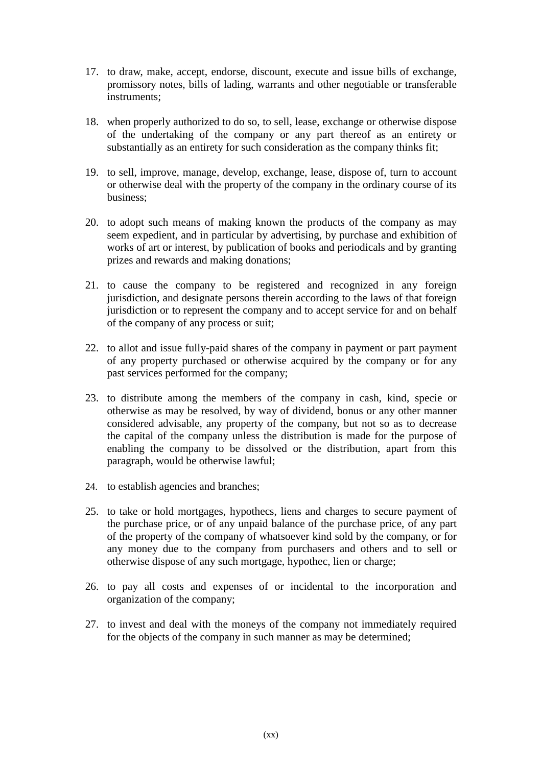17. to draw, make, accept, endorse, discount, execute and issue bills of exchange, promissory notes, bills of lading, warrants and other negotiable or transferable instruments;

18. when properly authorized to do so, to sell, lease, exchange or otherwise dispose of the undertaking of the company or any part thereof as an entirety or substantially as an entirety for such consideration as the company thinks fit;

19. to sell, improve, manage, develop, exchange, lease, dispose of, turn to account or otherwise deal with the property of the company in the ordinary course of its business;

20. to adopt such means of making known the products of the company as may seem expedient, and in particular by advertising, by purchase and exhibition of works of art or interest, by publication of books and periodicals and by granting prizes and rewards and making donations;

21. to cause the company to be registered and recognized in any foreign jurisdiction, and designate persons therein according to the laws of that foreign jurisdiction or to represent the company and to accept service for and on behalf of the company of any process or suit;

22. to allot and issue fully-paid shares of the company in payment or part payment of any property purchased or otherwise acquired by the company or for any past services performed for the company;

23. to distribute among the members of the company in cash, kind, specie or otherwise as may be resolved, by way of dividend, bonus or any other manner considered advisable, any property of the company, but not so as to decrease the capital of the company unless the distribution is made for the purpose of enabling the company to be dissolved or the distribution, apart from this paragraph, would be otherwise lawful;

24. to establish agencies and branches;

25. to take or hold mortgages, hypothecs, liens and charges to secure payment of the purchase price, or of any unpaid balance of the purchase price, of any part of the property of the company of whatsoever kind sold by the company, or for any money due to the company from purchasers and others and to sell or otherwise dispose of any such mortgage, hypothec, lien or charge;

26. to pay all costs and expenses of or incidental to the incorporation and organization of the company;

27. to invest and deal with the moneys of the company not immediately required for the objects of the company in such manner as may be determined;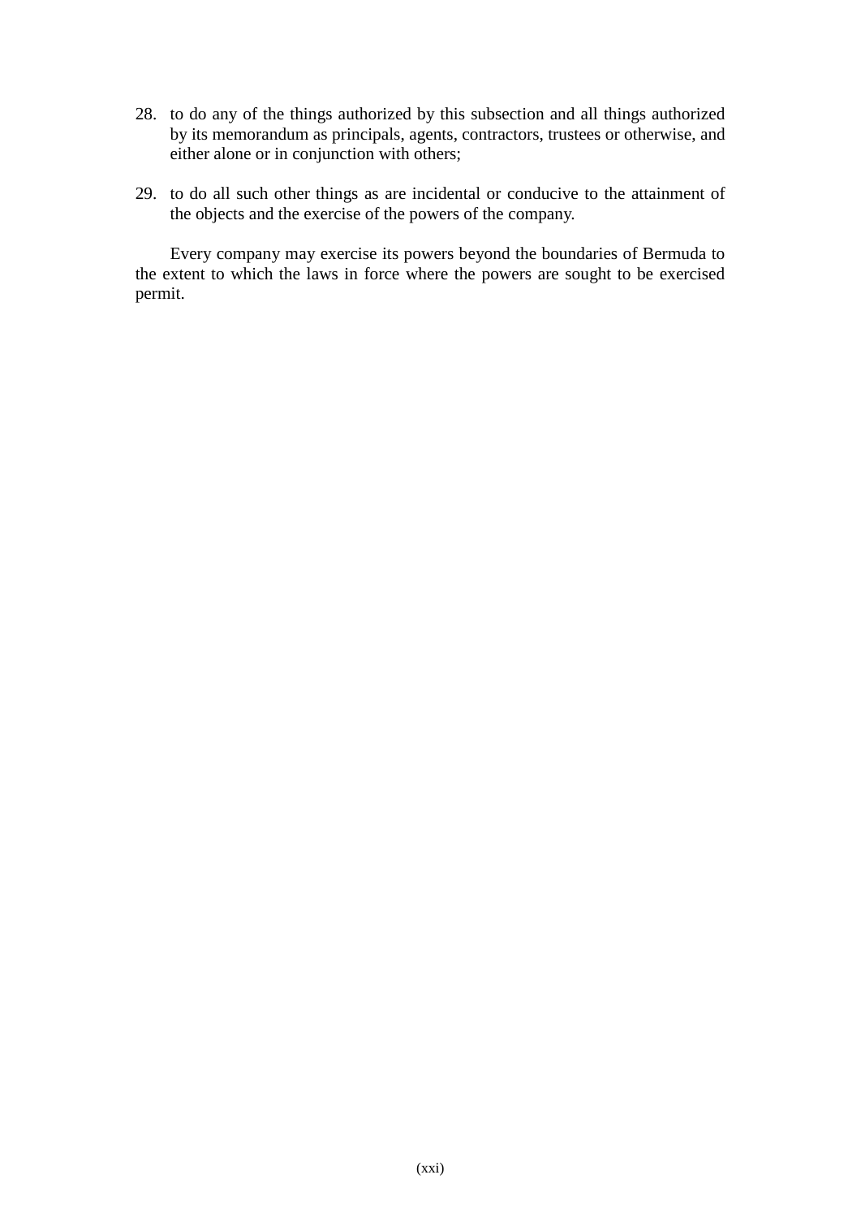28. to do any of the things authorized by this subsection and all things authorized by its memorandum as principals, agents, contractors, trustees or otherwise, and either alone or in conjunction with others;

29. to do all such other things as are incidental or conducive to the attainment of the objects and the exercise of the powers of the company.

Every company may exercise its powers beyond the boundaries of Bermuda to the extent to which the laws in force where the powers are sought to be exercised permit.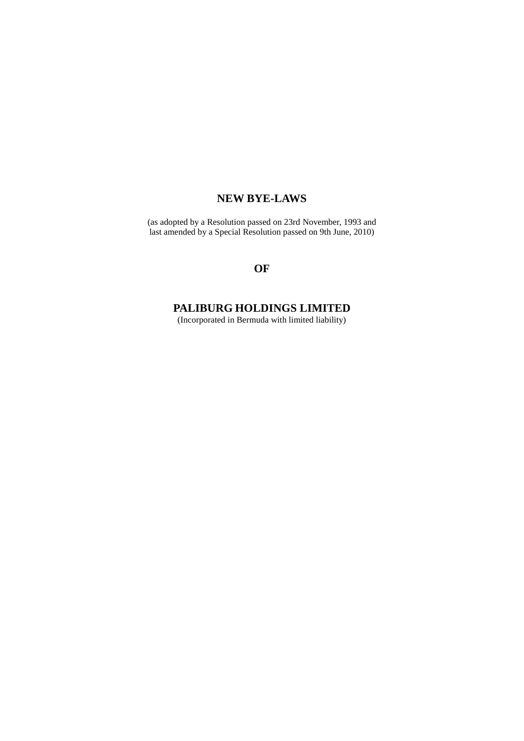# NEW BYE-LAWS

(as adopted by a Resolution passed on 23rd November, 1993 and last amended by a Special Resolution passed on 9th June, 2010)

## OF

# PALIBURG HOLDINGS LIMITED

(Incorporated in Bermuda with limited liability)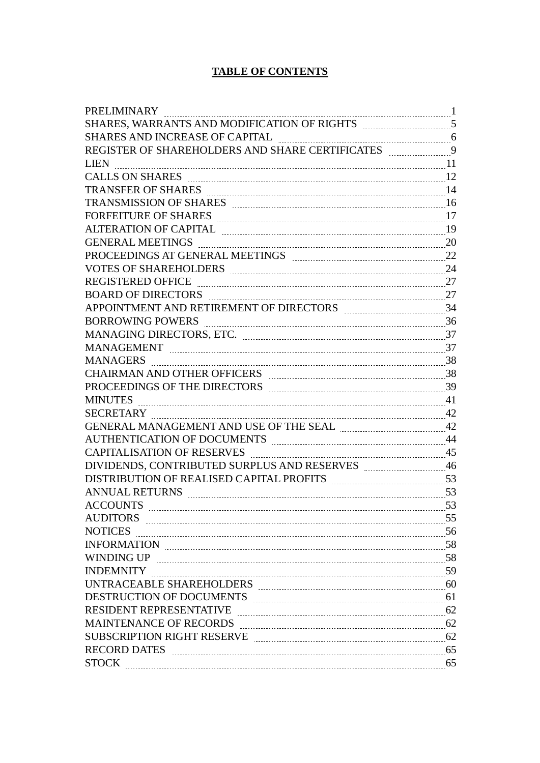# TABLE OF CONTENTS

| | |
|---|---|
| PRELIMINARY | 1 |
| SHARES, WARRANTS AND MODIFICATION OF RIGHTS | 5 |
| SHARES AND INCREASE OF CAPITAL | 6 |
| REGISTER OF SHAREHOLDERS AND SHARE CERTIFICATES | 9 |
| LIEN | 11 |
| CALLS ON SHARES | 12 |
| TRANSFER OF SHARES | 14 |
| TRANSMISSION OF SHARES | 16 |
| FORFEITURE OF SHARES | 17 |
| ALTERATION OF CAPITAL | 19 |
| GENERAL MEETINGS | 20 |
| PROCEEDINGS AT GENERAL MEETINGS | 22 |
| VOTES OF SHAREHOLDERS | 24 |
| REGISTERED OFFICE | 27 |
| BOARD OF DIRECTORS | 27 |
| APPOINTMENT AND RETIREMENT OF DIRECTORS | 34 |
| BORROWING POWERS | 36 |
| MANAGING DIRECTORS, ETC. | 37 |
| MANAGEMENT | 37 |
| MANAGERS | 38 |
| CHAIRMAN AND OTHER OFFICERS | 38 |
| PROCEEDINGS OF THE DIRECTORS | 39 |
| MINUTES | 41 |
| SECRETARY | 42 |
| GENERAL MANAGEMENT AND USE OF THE SEAL | 42 |
| AUTHENTICATION OF DOCUMENTS | 44 |
| CAPITALISATION OF RESERVES | 45 |
| DIVIDENDS, CONTRIBUTED SURPLUS AND RESERVES | 46 |
| DISTRIBUTION OF REALISED CAPITAL PROFITS | 53 |
| ANNUAL RETURNS | 53 |
| ACCOUNTS | 53 |
| AUDITORS | 55 |
| NOTICES | 56 |
| INFORMATION | 58 |
| WINDING UP | 58 |
| INDEMNITY | 59 |
| UNTRACEABLE SHAREHOLDERS | 60 |
| DESTRUCTION OF DOCUMENTS | 61 |
| RESIDENT REPRESENTATIVE | 62 |
| MAINTENANCE OF RECORDS | 62 |
| SUBSCRIPTION RIGHT RESERVE | 62 |
| RECORD DATES | 65 |
| STOCK | 65 |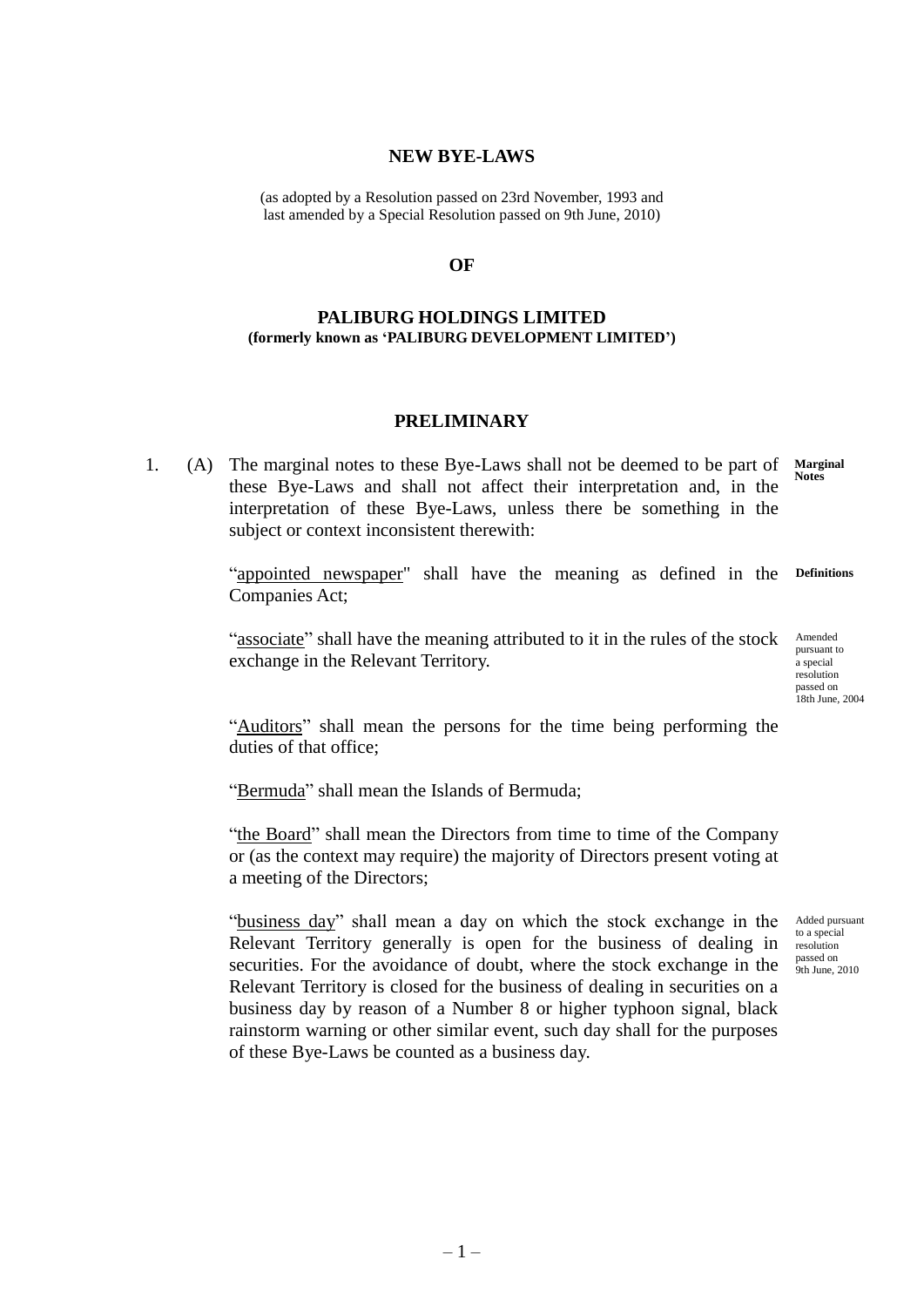**NEW BYE-LAWS**

(as adopted by a Resolution passed on 23rd November, 1993 and last amended by a Special Resolution passed on 9th June, 2010)

**OF**

**PALIBURG HOLDINGS LIMITED**
**(formerly known as 'PALIBURG DEVELOPMENT LIMITED')**

## PRELIMINARY

1. (A) The marginal notes to these Bye-Laws shall not be deemed to be part of these Bye-Laws and shall not affect their interpretation and, in the interpretation of these Bye-Laws, unless there be something in the subject or context inconsistent therewith: **Marginal Notes**

"appointed newspaper" shall have the meaning as defined in the Companies Act; **Definitions**

"associate" shall have the meaning attributed to it in the rules of the stock exchange in the Relevant Territory. *Amended pursuant to a special resolution passed on 18th June, 2004*

"Auditors" shall mean the persons for the time being performing the duties of that office;

"Bermuda" shall mean the Islands of Bermuda;

"the Board" shall mean the Directors from time to time of the Company or (as the context may require) the majority of Directors present voting at a meeting of the Directors;

"business day" shall mean a day on which the stock exchange in the Relevant Territory generally is open for the business of dealing in securities. For the avoidance of doubt, where the stock exchange in the Relevant Territory is closed for the business of dealing in securities on a business day by reason of a Number 8 or higher typhoon signal, black rainstorm warning or other similar event, such day shall for the purposes of these Bye-Laws be counted as a business day. *Added pursuant to a special resolution passed on 9th June, 2010*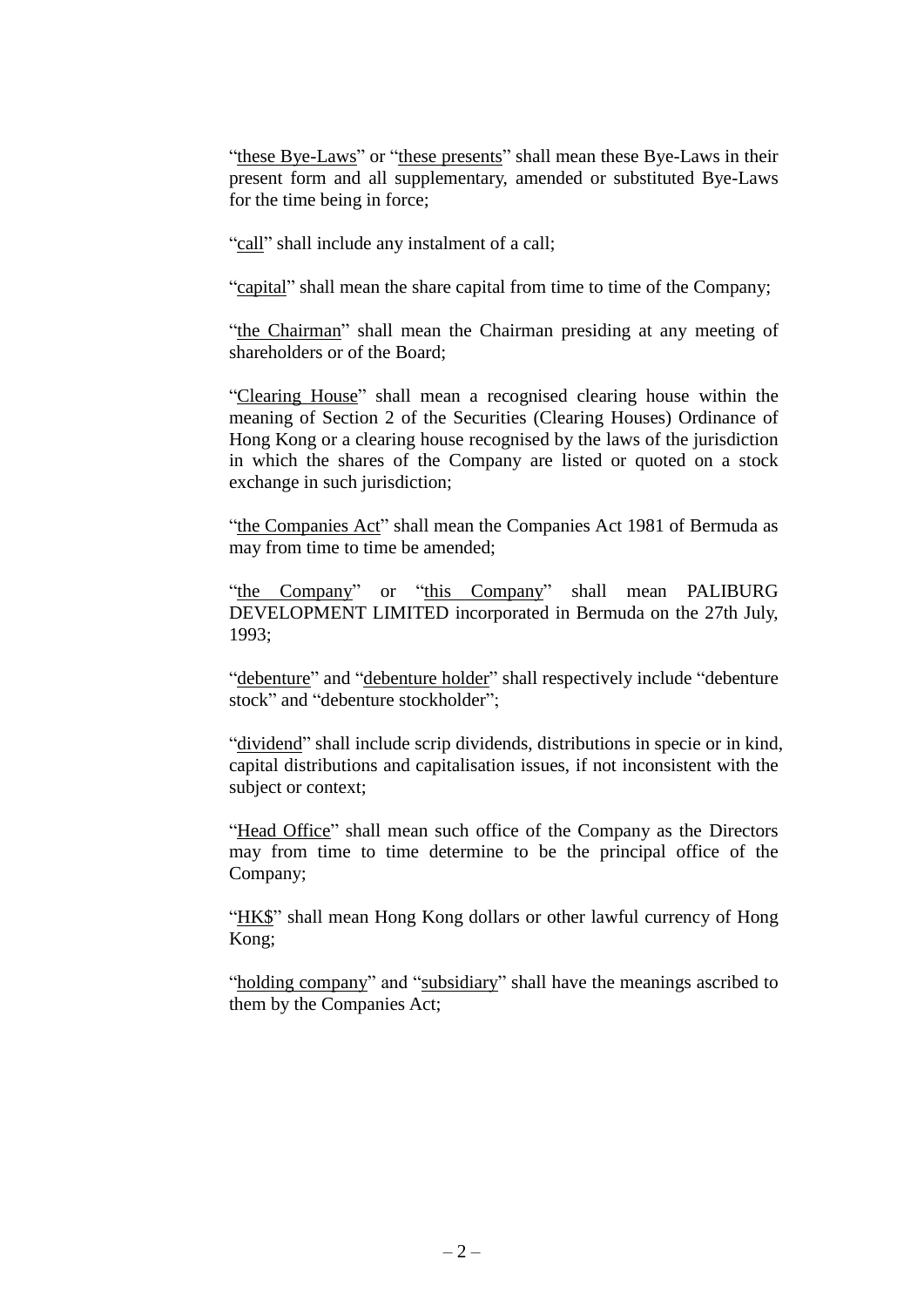"these Bye-Laws" or "these presents" shall mean these Bye-Laws in their present form and all supplementary, amended or substituted Bye-Laws for the time being in force;

"call" shall include any instalment of a call;

"capital" shall mean the share capital from time to time of the Company;

"the Chairman" shall mean the Chairman presiding at any meeting of shareholders or of the Board;

"Clearing House" shall mean a recognised clearing house within the meaning of Section 2 of the Securities (Clearing Houses) Ordinance of Hong Kong or a clearing house recognised by the laws of the jurisdiction in which the shares of the Company are listed or quoted on a stock exchange in such jurisdiction;

"the Companies Act" shall mean the Companies Act 1981 of Bermuda as may from time to time be amended;

"the Company" or "this Company" shall mean PALIBURG DEVELOPMENT LIMITED incorporated in Bermuda on the 27th July, 1993;

"debenture" and "debenture holder" shall respectively include "debenture stock" and "debenture stockholder";

"dividend" shall include scrip dividends, distributions in specie or in kind, capital distributions and capitalisation issues, if not inconsistent with the subject or context;

"Head Office" shall mean such office of the Company as the Directors may from time to time determine to be the principal office of the Company;

"HK$" shall mean Hong Kong dollars or other lawful currency of Hong Kong;

"holding company" and "subsidiary" shall have the meanings ascribed to them by the Companies Act;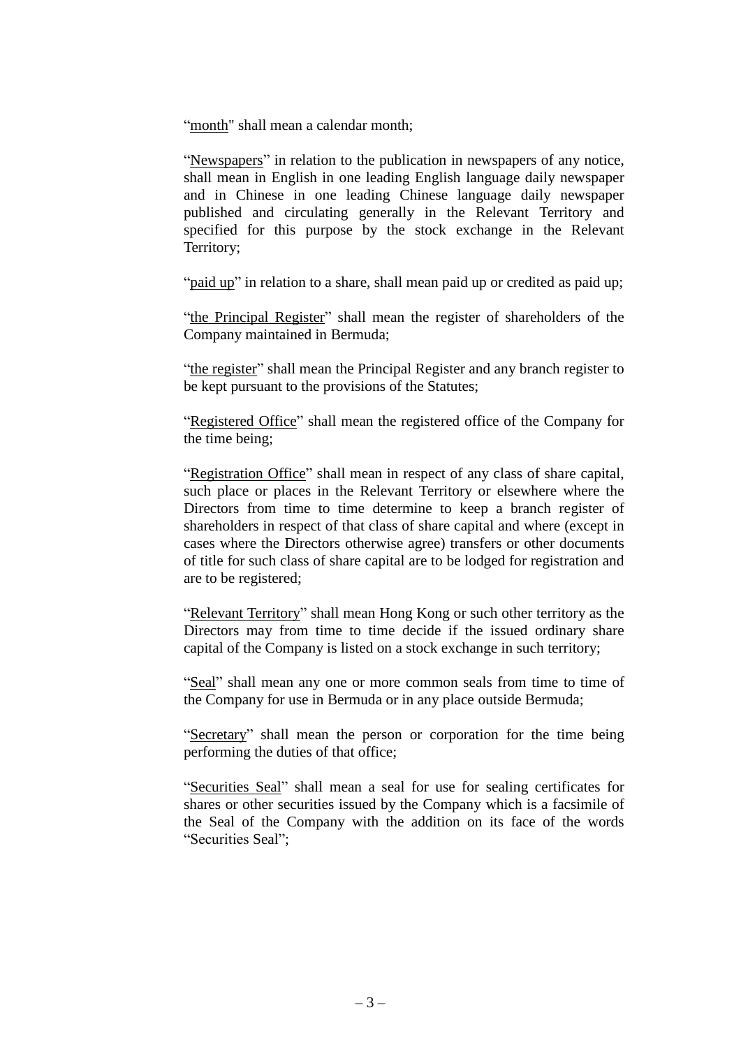"month" shall mean a calendar month;

"Newspapers" in relation to the publication in newspapers of any notice, shall mean in English in one leading English language daily newspaper and in Chinese in one leading Chinese language daily newspaper published and circulating generally in the Relevant Territory and specified for this purpose by the stock exchange in the Relevant Territory;

"paid up" in relation to a share, shall mean paid up or credited as paid up;

"the Principal Register" shall mean the register of shareholders of the Company maintained in Bermuda;

"the register" shall mean the Principal Register and any branch register to be kept pursuant to the provisions of the Statutes;

"Registered Office" shall mean the registered office of the Company for the time being;

"Registration Office" shall mean in respect of any class of share capital, such place or places in the Relevant Territory or elsewhere where the Directors from time to time determine to keep a branch register of shareholders in respect of that class of share capital and where (except in cases where the Directors otherwise agree) transfers or other documents of title for such class of share capital are to be lodged for registration and are to be registered;

"Relevant Territory" shall mean Hong Kong or such other territory as the Directors may from time to time decide if the issued ordinary share capital of the Company is listed on a stock exchange in such territory;

"Seal" shall mean any one or more common seals from time to time of the Company for use in Bermuda or in any place outside Bermuda;

"Secretary" shall mean the person or corporation for the time being performing the duties of that office;

"Securities Seal" shall mean a seal for use for sealing certificates for shares or other securities issued by the Company which is a facsimile of the Seal of the Company with the addition on its face of the words "Securities Seal";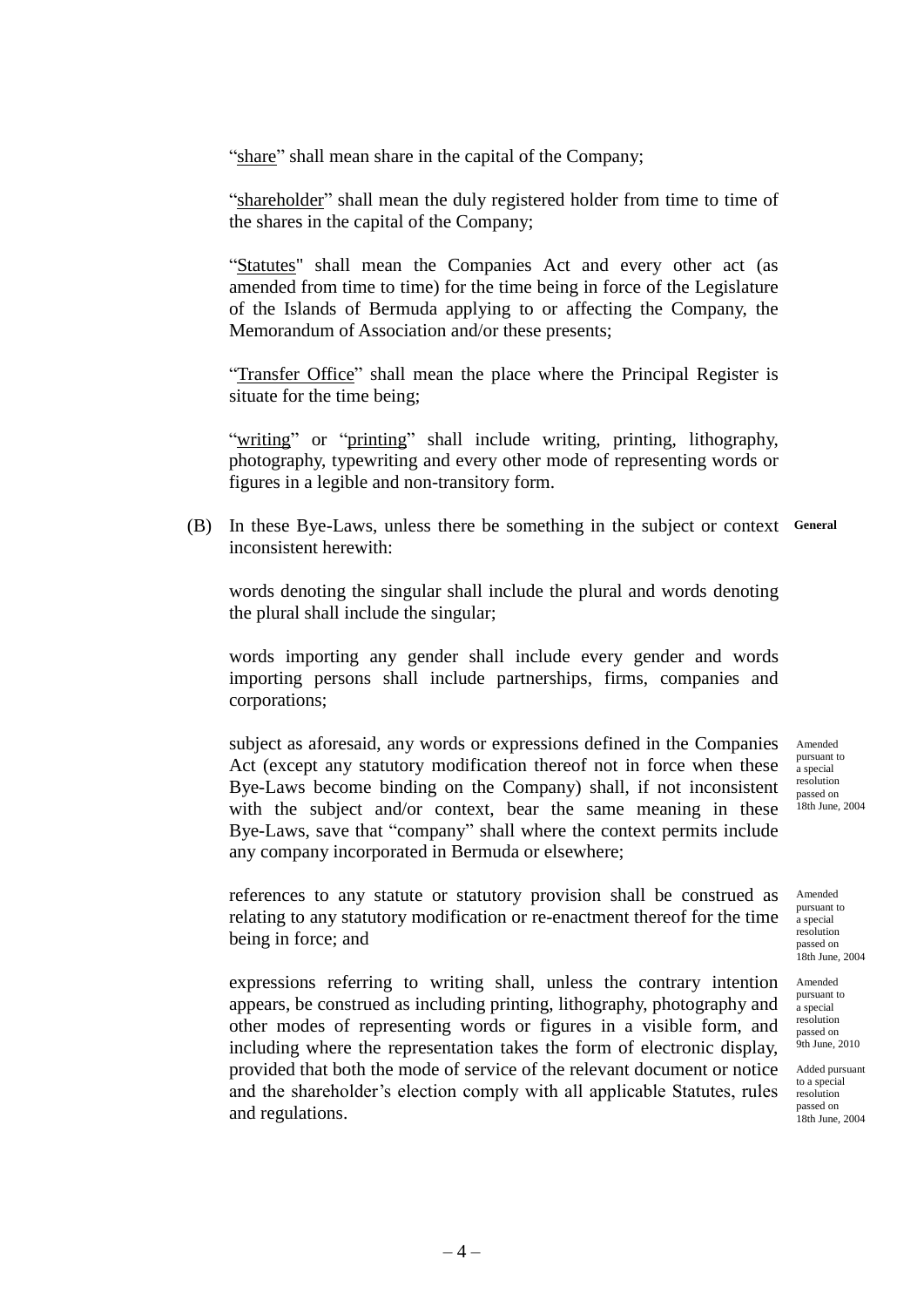"share" shall mean share in the capital of the Company;

"shareholder" shall mean the duly registered holder from time to time of the shares in the capital of the Company;

"Statutes" shall mean the Companies Act and every other act (as amended from time to time) for the time being in force of the Legislature of the Islands of Bermuda applying to or affecting the Company, the Memorandum of Association and/or these presents;

"Transfer Office" shall mean the place where the Principal Register is situate for the time being;

"writing" or "printing" shall include writing, printing, lithography, photography, typewriting and every other mode of representing words or figures in a legible and non-transitory form.

(B) In these Bye-Laws, unless there be something in the subject or context inconsistent herewith: **General**

words denoting the singular shall include the plural and words denoting the plural shall include the singular;

words importing any gender shall include every gender and words importing persons shall include partnerships, firms, companies and corporations;

subject as aforesaid, any words or expressions defined in the Companies Act (except any statutory modification thereof not in force when these Bye-Laws become binding on the Company) shall, if not inconsistent with the subject and/or context, bear the same meaning in these Bye-Laws, save that "company" shall where the context permits include any company incorporated in Bermuda or elsewhere; *Amended pursuant to a special resolution passed on 18th June, 2004*

references to any statute or statutory provision shall be construed as relating to any statutory modification or re-enactment thereof for the time being in force; and *Amended pursuant to a special resolution passed on 18th June, 2004*

expressions referring to writing shall, unless the contrary intention appears, be construed as including printing, lithography, photography and other modes of representing words or figures in a visible form, and including where the representation takes the form of electronic display, provided that both the mode of service of the relevant document or notice and the shareholder's election comply with all applicable Statutes, rules and regulations. *Amended pursuant to a special resolution passed on 9th June, 2010* *Added pursuant to a special resolution passed on 18th June, 2004*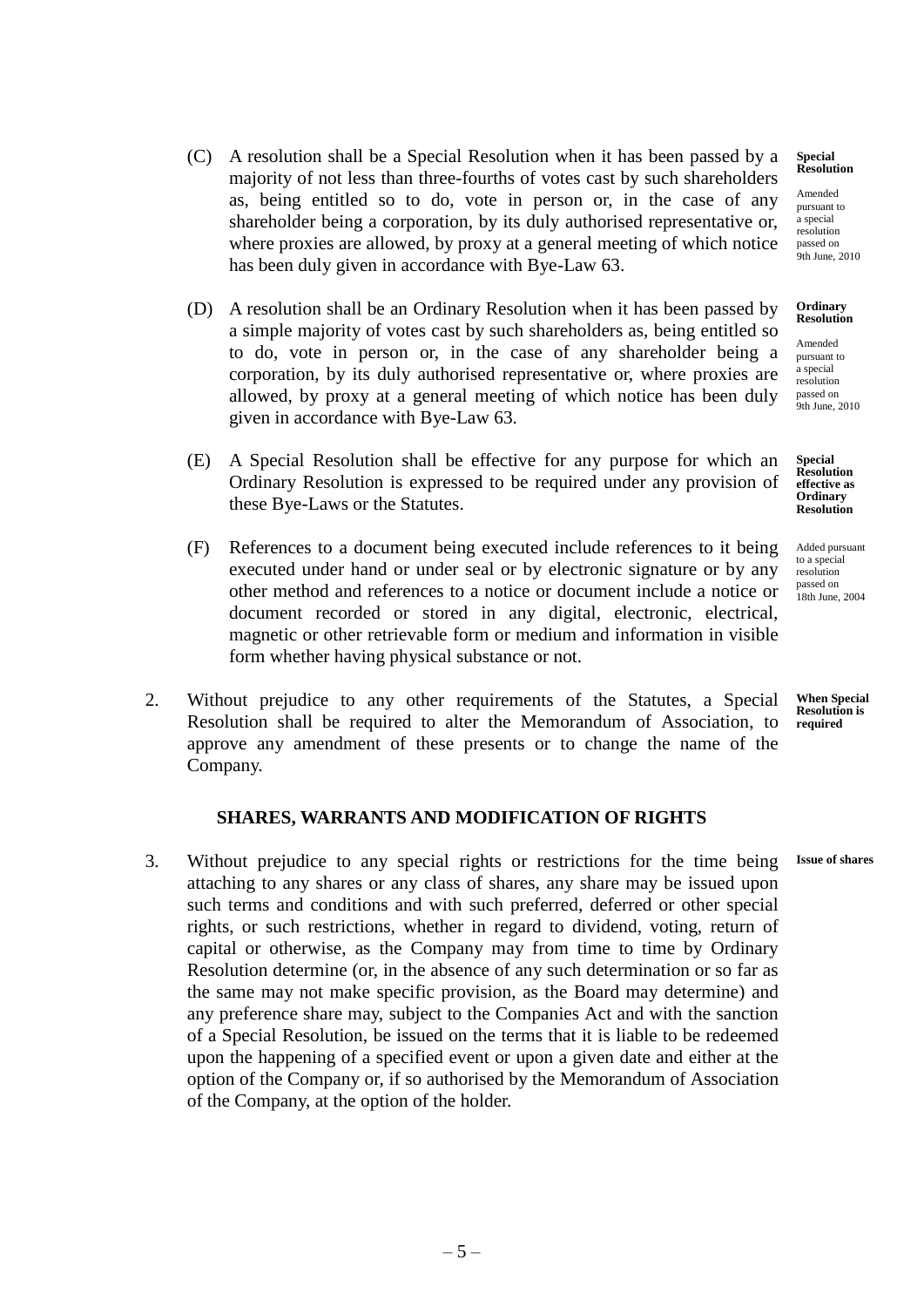(C) A resolution shall be a Special Resolution when it has been passed by a majority of not less than three-fourths of votes cast by such shareholders as, being entitled so to do, vote in person or, in the case of any shareholder being a corporation, by its duly authorised representative or, where proxies are allowed, by proxy at a general meeting of which notice has been duly given in accordance with Bye-Law 63.

**Special Resolution**

Amended pursuant to a special resolution passed on 9th June, 2010

(D) A resolution shall be an Ordinary Resolution when it has been passed by a simple majority of votes cast by such shareholders as, being entitled so to do, vote in person or, in the case of any shareholder being a corporation, by its duly authorised representative or, where proxies are allowed, by proxy at a general meeting of which notice has been duly given in accordance with Bye-Law 63.

**Ordinary Resolution**

Amended pursuant to a special resolution passed on 9th June, 2010

(E) A Special Resolution shall be effective for any purpose for which an Ordinary Resolution is expressed to be required under any provision of these Bye-Laws or the Statutes.

**Special Resolution effective as Ordinary Resolution**

(F) References to a document being executed include references to it being executed under hand or under seal or by electronic signature or by any other method and references to a notice or document include a notice or document recorded or stored in any digital, electronic, electrical, magnetic or other retrievable form or medium and information in visible form whether having physical substance or not.

Added pursuant to a special resolution passed on 18th June, 2004

2. Without prejudice to any other requirements of the Statutes, a Special Resolution shall be required to alter the Memorandum of Association, to approve any amendment of these presents or to change the name of the Company.

**When Special Resolution is required**

## SHARES, WARRANTS AND MODIFICATION OF RIGHTS

3. Without prejudice to any special rights or restrictions for the time being attaching to any shares or any class of shares, any share may be issued upon such terms and conditions and with such preferred, deferred or other special rights, or such restrictions, whether in regard to dividend, voting, return of capital or otherwise, as the Company may from time to time by Ordinary Resolution determine (or, in the absence of any such determination or so far as the same may not make specific provision, as the Board may determine) and any preference share may, subject to the Companies Act and with the sanction of a Special Resolution, be issued on the terms that it is liable to be redeemed upon the happening of a specified event or upon a given date and either at the option of the Company or, if so authorised by the Memorandum of Association of the Company, at the option of the holder.

**Issue of shares**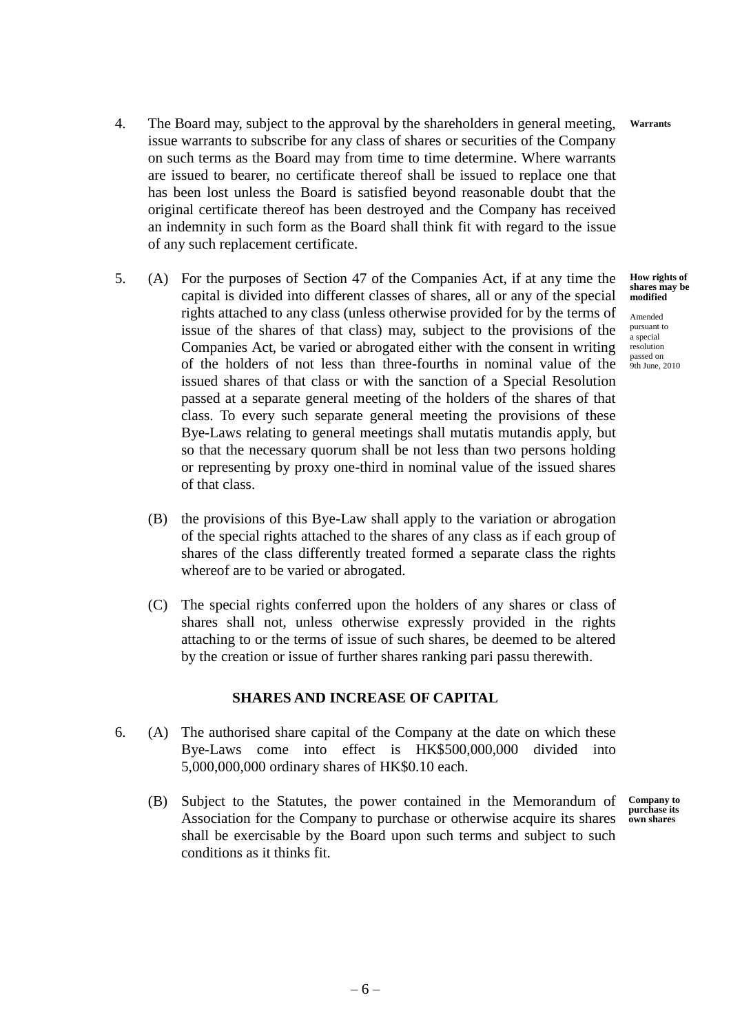4. The Board may, subject to the approval by the shareholders in general meeting, issue warrants to subscribe for any class of shares or securities of the Company on such terms as the Board may from time to time determine. Where warrants are issued to bearer, no certificate thereof shall be issued to replace one that has been lost unless the Board is satisfied beyond reasonable doubt that the original certificate thereof has been destroyed and the Company has received an indemnity in such form as the Board shall think fit with regard to the issue of any such replacement certificate.

**Warrants**

5. (A) For the purposes of Section 47 of the Companies Act, if at any time the capital is divided into different classes of shares, all or any of the special rights attached to any class (unless otherwise provided for by the terms of issue of the shares of that class) may, subject to the provisions of the Companies Act, be varied or abrogated either with the consent in writing of the holders of not less than three-fourths in nominal value of the issued shares of that class or with the sanction of a Special Resolution passed at a separate general meeting of the holders of the shares of that class. To every such separate general meeting the provisions of these Bye-Laws relating to general meetings shall mutatis mutandis apply, but so that the necessary quorum shall be not less than two persons holding or representing by proxy one-third in nominal value of the issued shares of that class.

**How rights of shares may be modified**

Amended pursuant to a special resolution passed on 9th June, 2010

(B) the provisions of this Bye-Law shall apply to the variation or abrogation of the special rights attached to the shares of any class as if each group of shares of the class differently treated formed a separate class the rights whereof are to be varied or abrogated.

(C) The special rights conferred upon the holders of any shares or class of shares shall not, unless otherwise expressly provided in the rights attaching to or the terms of issue of such shares, be deemed to be altered by the creation or issue of further shares ranking pari passu therewith.

## SHARES AND INCREASE OF CAPITAL

6. (A) The authorised share capital of the Company at the date on which these Bye-Laws come into effect is HK$500,000,000 divided into 5,000,000,000 ordinary shares of HK$0.10 each.

(B) Subject to the Statutes, the power contained in the Memorandum of Association for the Company to purchase or otherwise acquire its shares shall be exercisable by the Board upon such terms and subject to such conditions as it thinks fit.

**Company to purchase its own shares**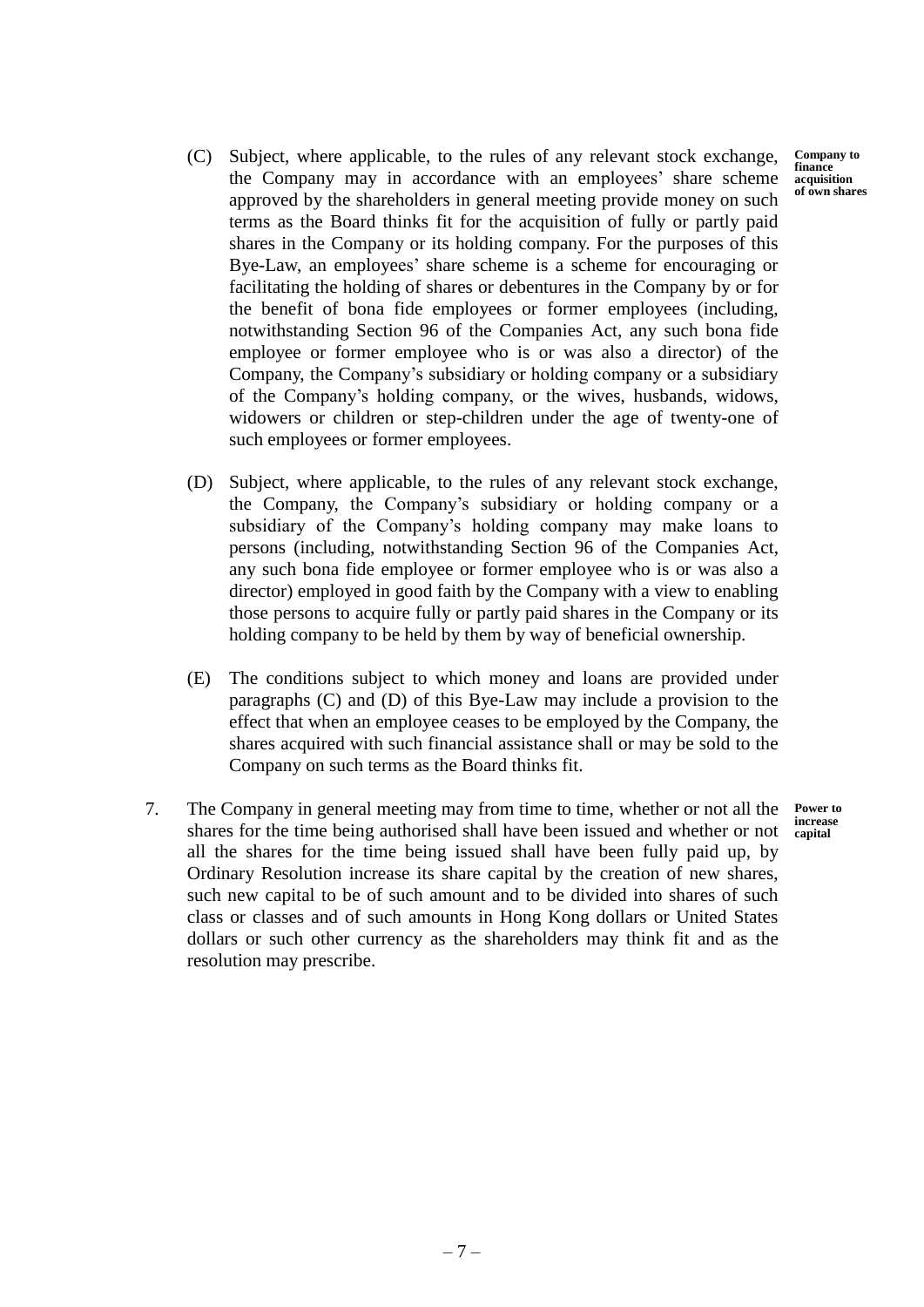(C) Subject, where applicable, to the rules of any relevant stock exchange, the Company may in accordance with an employees' share scheme approved by the shareholders in general meeting provide money on such terms as the Board thinks fit for the acquisition of fully or partly paid shares in the Company or its holding company. For the purposes of this Bye-Law, an employees' share scheme is a scheme for encouraging or facilitating the holding of shares or debentures in the Company by or for the benefit of bona fide employees or former employees (including, notwithstanding Section 96 of the Companies Act, any such bona fide employee or former employee who is or was also a director) of the Company, the Company's subsidiary or holding company or a subsidiary of the Company's holding company, or the wives, husbands, widows, widowers or children or step-children under the age of twenty-one of such employees or former employees.

**Company to finance acquisition of own shares**

(D) Subject, where applicable, to the rules of any relevant stock exchange, the Company, the Company's subsidiary or holding company or a subsidiary of the Company's holding company may make loans to persons (including, notwithstanding Section 96 of the Companies Act, any such bona fide employee or former employee who is or was also a director) employed in good faith by the Company with a view to enabling those persons to acquire fully or partly paid shares in the Company or its holding company to be held by them by way of beneficial ownership.

(E) The conditions subject to which money and loans are provided under paragraphs (C) and (D) of this Bye-Law may include a provision to the effect that when an employee ceases to be employed by the Company, the shares acquired with such financial assistance shall or may be sold to the Company on such terms as the Board thinks fit.

7. The Company in general meeting may from time to time, whether or not all the shares for the time being authorised shall have been issued and whether or not all the shares for the time being issued shall have been fully paid up, by Ordinary Resolution increase its share capital by the creation of new shares, such new capital to be of such amount and to be divided into shares of such class or classes and of such amounts in Hong Kong dollars or United States dollars or such other currency as the shareholders may think fit and as the resolution may prescribe.

**Power to increase capital**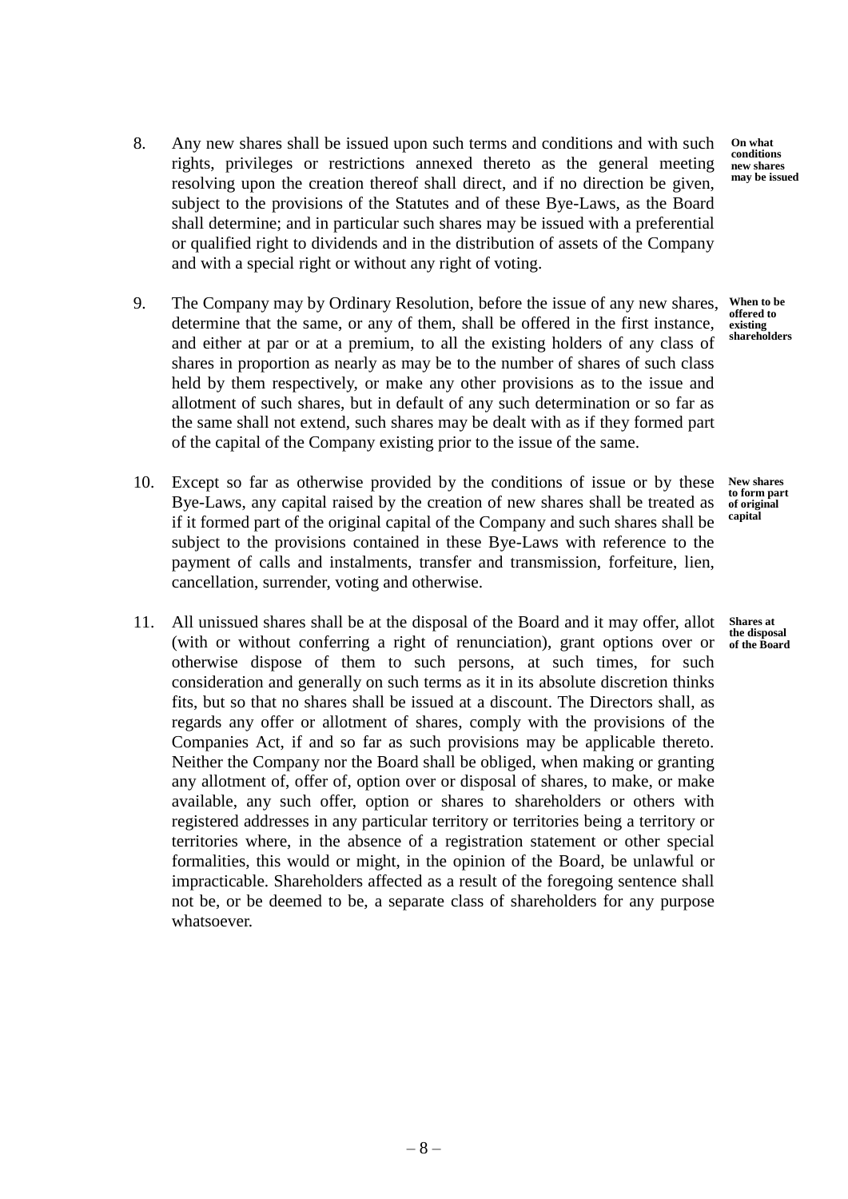8. Any new shares shall be issued upon such terms and conditions and with such rights, privileges or restrictions annexed thereto as the general meeting resolving upon the creation thereof shall direct, and if no direction be given, subject to the provisions of the Statutes and of these Bye-Laws, as the Board shall determine; and in particular such shares may be issued with a preferential or qualified right to dividends and in the distribution of assets of the Company and with a special right or without any right of voting. **On what conditions new shares may be issued**

9. The Company may by Ordinary Resolution, before the issue of any new shares, determine that the same, or any of them, shall be offered in the first instance, and either at par or at a premium, to all the existing holders of any class of shares in proportion as nearly as may be to the number of shares of such class held by them respectively, or make any other provisions as to the issue and allotment of such shares, but in default of any such determination or so far as the same shall not extend, such shares may be dealt with as if they formed part of the capital of the Company existing prior to the issue of the same. **When to be offered to existing shareholders**

10. Except so far as otherwise provided by the conditions of issue or by these Bye-Laws, any capital raised by the creation of new shares shall be treated as if it formed part of the original capital of the Company and such shares shall be subject to the provisions contained in these Bye-Laws with reference to the payment of calls and instalments, transfer and transmission, forfeiture, lien, cancellation, surrender, voting and otherwise. **New shares to form part of original capital**

11. All unissued shares shall be at the disposal of the Board and it may offer, allot (with or without conferring a right of renunciation), grant options over or otherwise dispose of them to such persons, at such times, for such consideration and generally on such terms as it in its absolute discretion thinks fits, but so that no shares shall be issued at a discount. The Directors shall, as regards any offer or allotment of shares, comply with the provisions of the Companies Act, if and so far as such provisions may be applicable thereto. Neither the Company nor the Board shall be obliged, when making or granting any allotment of, offer of, option over or disposal of shares, to make, or make available, any such offer, option or shares to shareholders or others with registered addresses in any particular territory or territories being a territory or territories where, in the absence of a registration statement or other special formalities, this would or might, in the opinion of the Board, be unlawful or impracticable. Shareholders affected as a result of the foregoing sentence shall not be, or be deemed to be, a separate class of shareholders for any purpose whatsoever. **Shares at the disposal of the Board**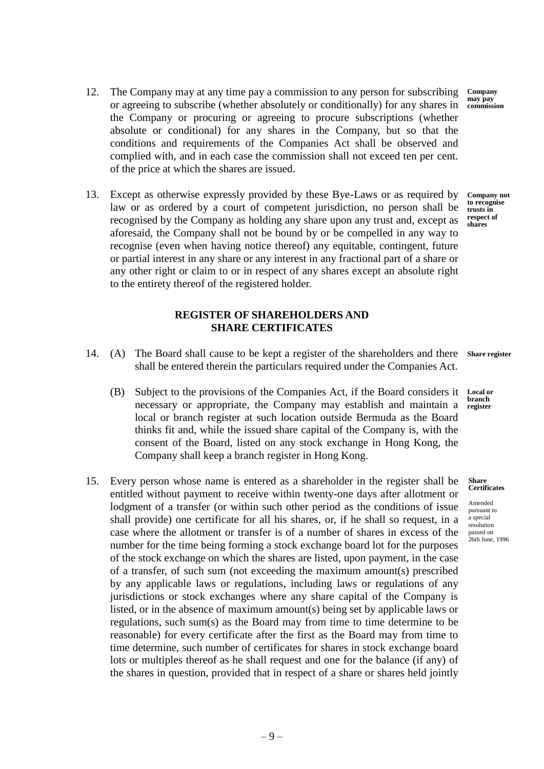12. The Company may at any time pay a commission to any person for subscribing or agreeing to subscribe (whether absolutely or conditionally) for any shares in the Company or procuring or agreeing to procure subscriptions (whether absolute or conditional) for any shares in the Company, but so that the conditions and requirements of the Companies Act shall be observed and complied with, and in each case the commission shall not exceed ten per cent. of the price at which the shares are issued.

**Company may pay commission**

13. Except as otherwise expressly provided by these Bye-Laws or as required by law or as ordered by a court of competent jurisdiction, no person shall be recognised by the Company as holding any share upon any trust and, except as aforesaid, the Company shall not be bound by or be compelled in any way to recognise (even when having notice thereof) any equitable, contingent, future or partial interest in any share or any interest in any fractional part of a share or any other right or claim to or in respect of any shares except an absolute right to the entirety thereof of the registered holder.

**Company not to recognise trusts in respect of shares**

## REGISTER OF SHAREHOLDERS AND SHARE CERTIFICATES

14. (A) The Board shall cause to be kept a register of the shareholders and there shall be entered therein the particulars required under the Companies Act.

**Share register**

(B) Subject to the provisions of the Companies Act, if the Board considers it necessary or appropriate, the Company may establish and maintain a local or branch register at such location outside Bermuda as the Board thinks fit and, while the issued share capital of the Company is, with the consent of the Board, listed on any stock exchange in Hong Kong, the Company shall keep a branch register in Hong Kong.

**Local or branch register**

15. Every person whose name is entered as a shareholder in the register shall be entitled without payment to receive within twenty-one days after allotment or lodgment of a transfer (or within such other period as the conditions of issue shall provide) one certificate for all his shares, or, if he shall so request, in a case where the allotment or transfer is of a number of shares in excess of the number for the time being forming a stock exchange board lot for the purposes of the stock exchange on which the shares are listed, upon payment, in the case of a transfer, of such sum (not exceeding the maximum amount(s) prescribed by any applicable laws or regulations, including laws or regulations of any jurisdictions or stock exchanges where any share capital of the Company is listed, or in the absence of maximum amount(s) being set by applicable laws or regulations, such sum(s) as the Board may from time to time determine to be reasonable) for every certificate after the first as the Board may from time to time determine, such number of certificates for shares in stock exchange board lots or multiples thereof as he shall request and one for the balance (if any) of the shares in question, provided that in respect of a share or shares held jointly

**Share Certificates**

Amended pursuant to a special resolution passed on 26th June, 1996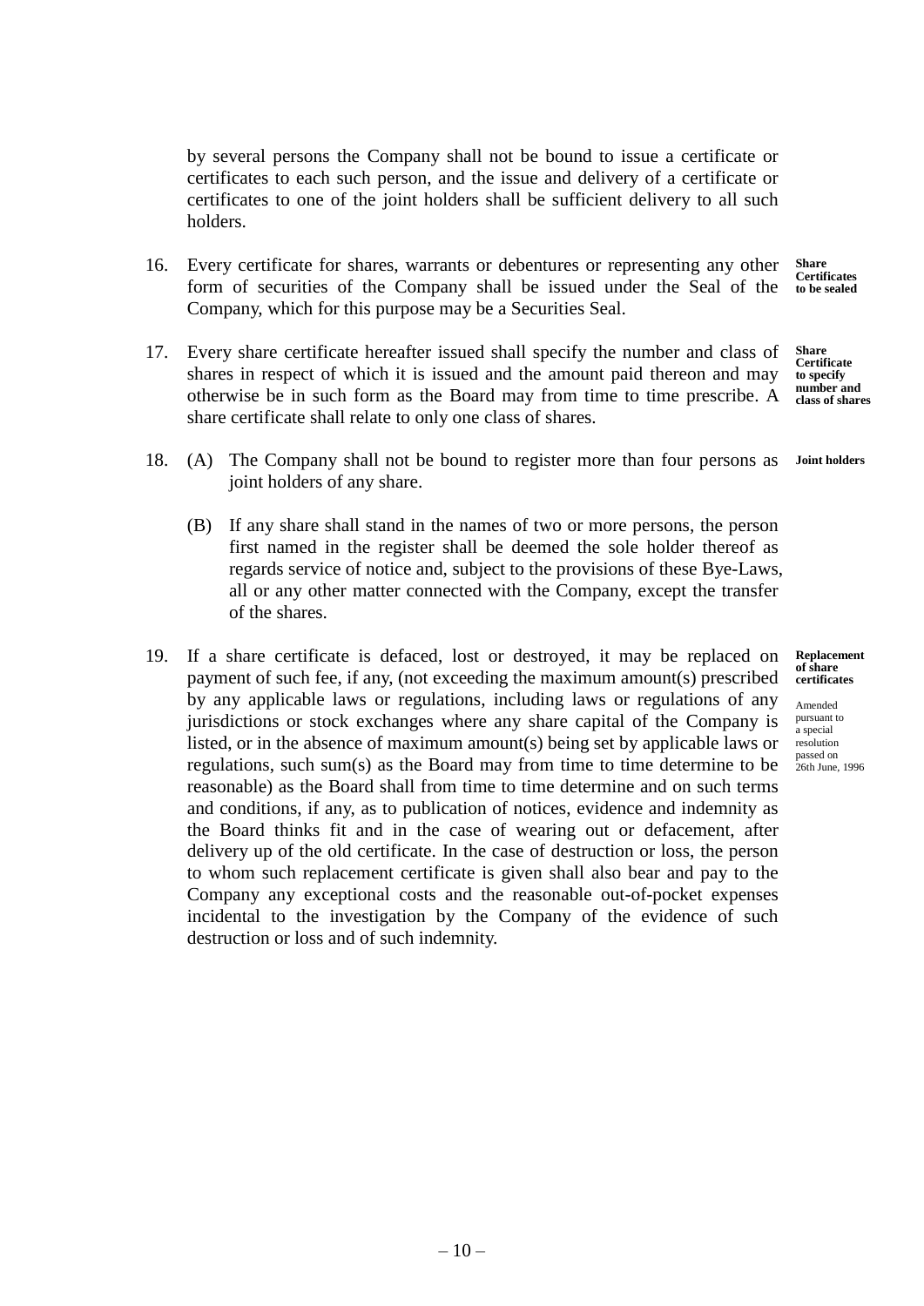by several persons the Company shall not be bound to issue a certificate or certificates to each such person, and the issue and delivery of a certificate or certificates to one of the joint holders shall be sufficient delivery to all such holders.

16. Every certificate for shares, warrants or debentures or representing any other form of securities of the Company shall be issued under the Seal of the Company, which for this purpose may be a Securities Seal.

**Share Certificates to be sealed**

17. Every share certificate hereafter issued shall specify the number and class of shares in respect of which it is issued and the amount paid thereon and may otherwise be in such form as the Board may from time to time prescribe. A share certificate shall relate to only one class of shares.

**Share Certificate to specify number and class of shares**

18. (A) The Company shall not be bound to register more than four persons as joint holders of any share.

**Joint holders**

(B) If any share shall stand in the names of two or more persons, the person first named in the register shall be deemed the sole holder thereof as regards service of notice and, subject to the provisions of these Bye-Laws, all or any other matter connected with the Company, except the transfer of the shares.

19. If a share certificate is defaced, lost or destroyed, it may be replaced on payment of such fee, if any, (not exceeding the maximum amount(s) prescribed by any applicable laws or regulations, including laws or regulations of any jurisdictions or stock exchanges where any share capital of the Company is listed, or in the absence of maximum amount(s) being set by applicable laws or regulations, such sum(s) as the Board may from time to time determine to be reasonable) as the Board shall from time to time determine and on such terms and conditions, if any, as to publication of notices, evidence and indemnity as the Board thinks fit and in the case of wearing out or defacement, after delivery up of the old certificate. In the case of destruction or loss, the person to whom such replacement certificate is given shall also bear and pay to the Company any exceptional costs and the reasonable out-of-pocket expenses incidental to the investigation by the Company of the evidence of such destruction or loss and of such indemnity.

**Replacement of share certificates**

Amended pursuant to a special resolution passed on 26th June, 1996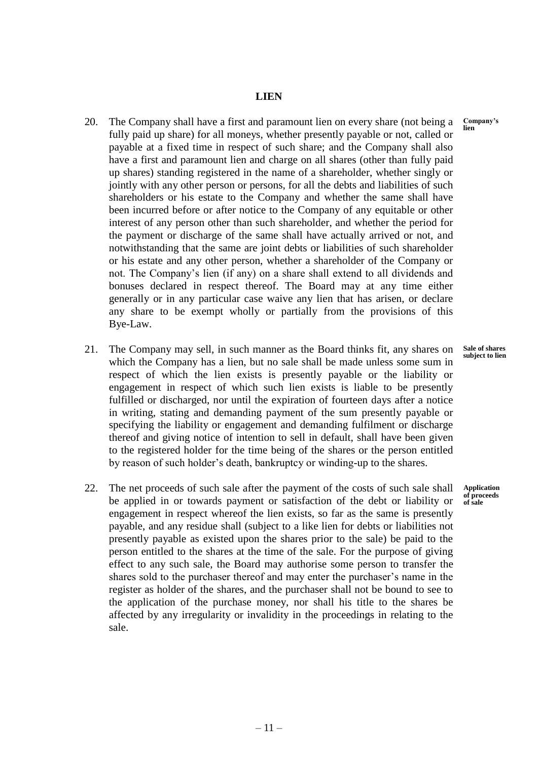## LIEN

20. The Company shall have a first and paramount lien on every share (not being a fully paid up share) for all moneys, whether presently payable or not, called or payable at a fixed time in respect of such share; and the Company shall also have a first and paramount lien and charge on all shares (other than fully paid up shares) standing registered in the name of a shareholder, whether singly or jointly with any other person or persons, for all the debts and liabilities of such shareholders or his estate to the Company and whether the same shall have been incurred before or after notice to the Company of any equitable or other interest of any person other than such shareholder, and whether the period for the payment or discharge of the same shall have actually arrived or not, and notwithstanding that the same are joint debts or liabilities of such shareholder or his estate and any other person, whether a shareholder of the Company or not. The Company's lien (if any) on a share shall extend to all dividends and bonuses declared in respect thereof. The Board may at any time either generally or in any particular case waive any lien that has arisen, or declare any share to be exempt wholly or partially from the provisions of this Bye-Law.

**Company's lien**

21. The Company may sell, in such manner as the Board thinks fit, any shares on which the Company has a lien, but no sale shall be made unless some sum in respect of which the lien exists is presently payable or the liability or engagement in respect of which such lien exists is liable to be presently fulfilled or discharged, nor until the expiration of fourteen days after a notice in writing, stating and demanding payment of the sum presently payable or specifying the liability or engagement and demanding fulfilment or discharge thereof and giving notice of intention to sell in default, shall have been given to the registered holder for the time being of the shares or the person entitled by reason of such holder's death, bankruptcy or winding-up to the shares.

**Sale of shares subject to lien**

22. The net proceeds of such sale after the payment of the costs of such sale shall be applied in or towards payment or satisfaction of the debt or liability or engagement in respect whereof the lien exists, so far as the same is presently payable, and any residue shall (subject to a like lien for debts or liabilities not presently payable as existed upon the shares prior to the sale) be paid to the person entitled to the shares at the time of the sale. For the purpose of giving effect to any such sale, the Board may authorise some person to transfer the shares sold to the purchaser thereof and may enter the purchaser's name in the register as holder of the shares, and the purchaser shall not be bound to see to the application of the purchase money, nor shall his title to the shares be affected by any irregularity or invalidity in the proceedings in relating to the sale.

**Application of proceeds of sale**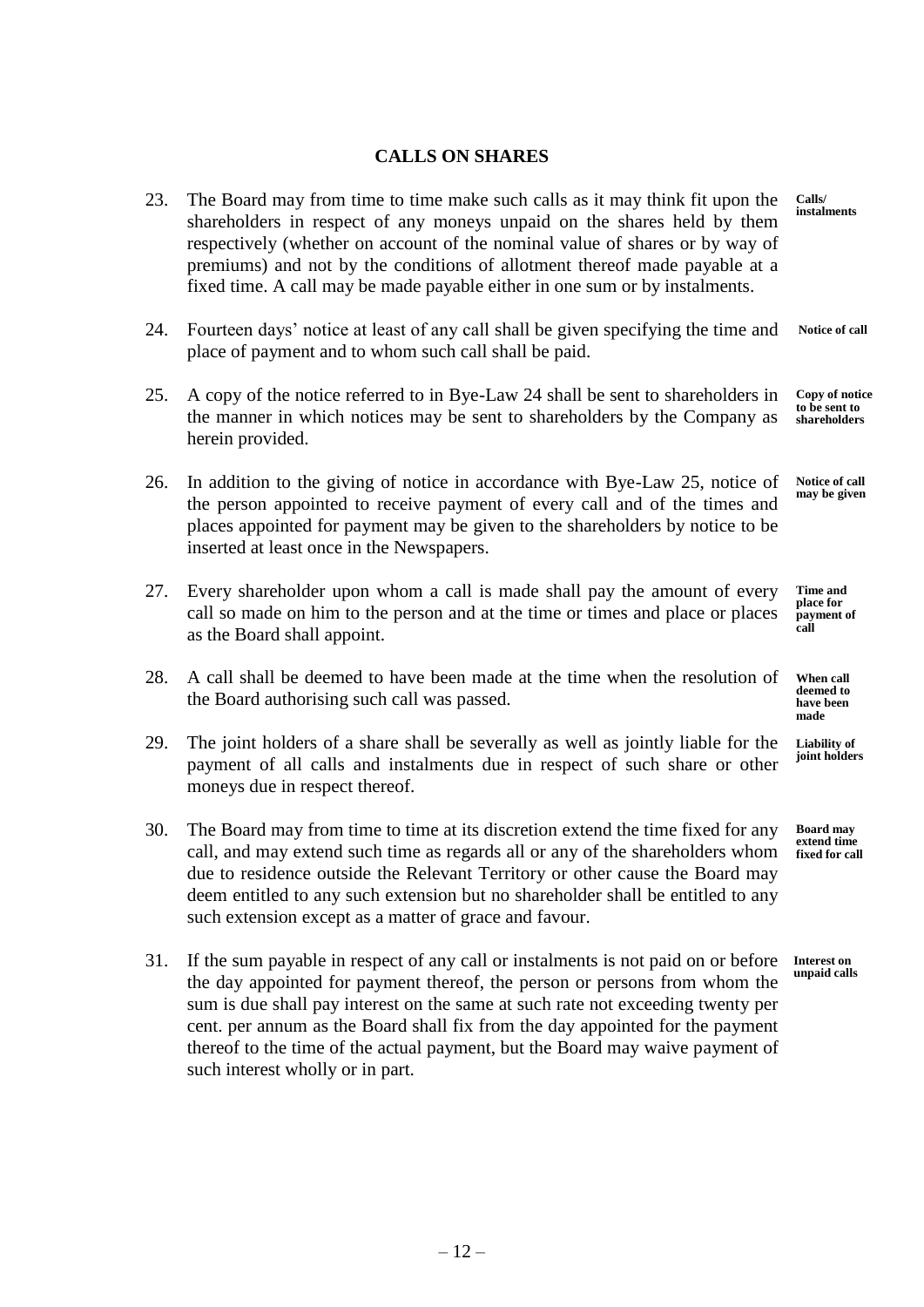## CALLS ON SHARES

23. The Board may from time to time make such calls as it may think fit upon the shareholders in respect of any moneys unpaid on the shares held by them respectively (whether on account of the nominal value of shares or by way of premiums) and not by the conditions of allotment thereof made payable at a fixed time. A call may be made payable either in one sum or by instalments. **Calls/ instalments**

24. Fourteen days' notice at least of any call shall be given specifying the time and place of payment and to whom such call shall be paid. **Notice of call**

25. A copy of the notice referred to in Bye-Law 24 shall be sent to shareholders in the manner in which notices may be sent to shareholders by the Company as herein provided. **Copy of notice to be sent to shareholders**

26. In addition to the giving of notice in accordance with Bye-Law 25, notice of the person appointed to receive payment of every call and of the times and places appointed for payment may be given to the shareholders by notice to be inserted at least once in the Newspapers. **Notice of call may be given**

27. Every shareholder upon whom a call is made shall pay the amount of every call so made on him to the person and at the time or times and place or places as the Board shall appoint. **Time and place for payment of call**

28. A call shall be deemed to have been made at the time when the resolution of the Board authorising such call was passed. **When call deemed to have been made**

29. The joint holders of a share shall be severally as well as jointly liable for the payment of all calls and instalments due in respect of such share or other moneys due in respect thereof. **Liability of joint holders**

30. The Board may from time to time at its discretion extend the time fixed for any call, and may extend such time as regards all or any of the shareholders whom due to residence outside the Relevant Territory or other cause the Board may deem entitled to any such extension but no shareholder shall be entitled to any such extension except as a matter of grace and favour. **Board may extend time fixed for call**

31. If the sum payable in respect of any call or instalments is not paid on or before the day appointed for payment thereof, the person or persons from whom the sum is due shall pay interest on the same at such rate not exceeding twenty per cent. per annum as the Board shall fix from the day appointed for the payment thereof to the time of the actual payment, but the Board may waive payment of such interest wholly or in part. **Interest on unpaid calls**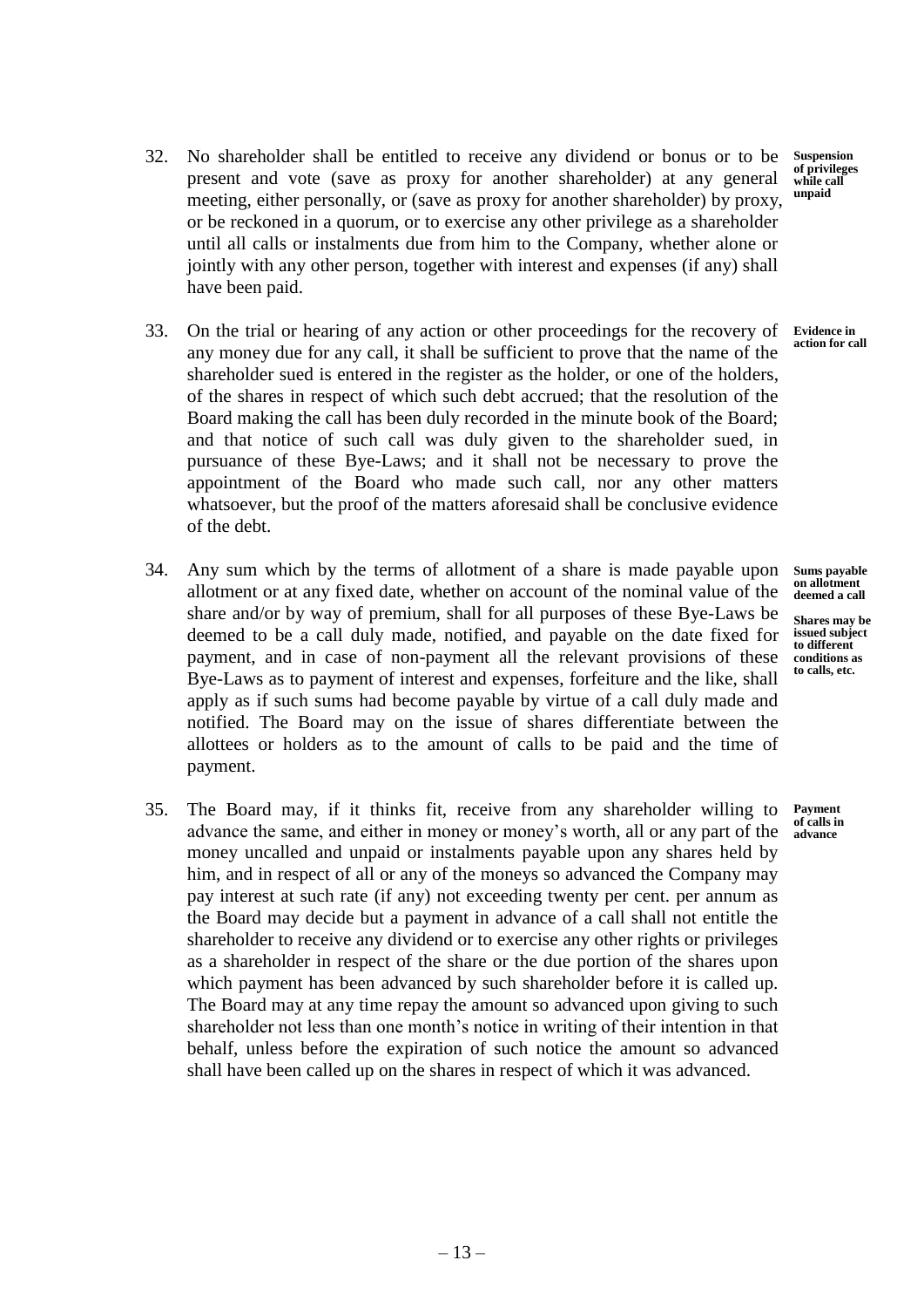32. No shareholder shall be entitled to receive any dividend or bonus or to be present and vote (save as proxy for another shareholder) at any general meeting, either personally, or (save as proxy for another shareholder) by proxy, or be reckoned in a quorum, or to exercise any other privilege as a shareholder until all calls or instalments due from him to the Company, whether alone or jointly with any other person, together with interest and expenses (if any) shall have been paid.

**Suspension of privileges while call unpaid**

33. On the trial or hearing of any action or other proceedings for the recovery of any money due for any call, it shall be sufficient to prove that the name of the shareholder sued is entered in the register as the holder, or one of the holders, of the shares in respect of which such debt accrued; that the resolution of the Board making the call has been duly recorded in the minute book of the Board; and that notice of such call was duly given to the shareholder sued, in pursuance of these Bye-Laws; and it shall not be necessary to prove the appointment of the Board who made such call, nor any other matters whatsoever, but the proof of the matters aforesaid shall be conclusive evidence of the debt.

**Evidence in action for call**

34. Any sum which by the terms of allotment of a share is made payable upon allotment or at any fixed date, whether on account of the nominal value of the share and/or by way of premium, shall for all purposes of these Bye-Laws be deemed to be a call duly made, notified, and payable on the date fixed for payment, and in case of non-payment all the relevant provisions of these Bye-Laws as to payment of interest and expenses, forfeiture and the like, shall apply as if such sums had become payable by virtue of a call duly made and notified. The Board may on the issue of shares differentiate between the allottees or holders as to the amount of calls to be paid and the time of payment.

**Sums payable on allotment deemed a call**

**Shares may be issued subject to different conditions as to calls, etc.**

35. The Board may, if it thinks fit, receive from any shareholder willing to advance the same, and either in money or money's worth, all or any part of the money uncalled and unpaid or instalments payable upon any shares held by him, and in respect of all or any of the moneys so advanced the Company may pay interest at such rate (if any) not exceeding twenty per cent. per annum as the Board may decide but a payment in advance of a call shall not entitle the shareholder to receive any dividend or to exercise any other rights or privileges as a shareholder in respect of the share or the due portion of the shares upon which payment has been advanced by such shareholder before it is called up. The Board may at any time repay the amount so advanced upon giving to such shareholder not less than one month's notice in writing of their intention in that behalf, unless before the expiration of such notice the amount so advanced shall have been called up on the shares in respect of which it was advanced.

**Payment of calls in advance**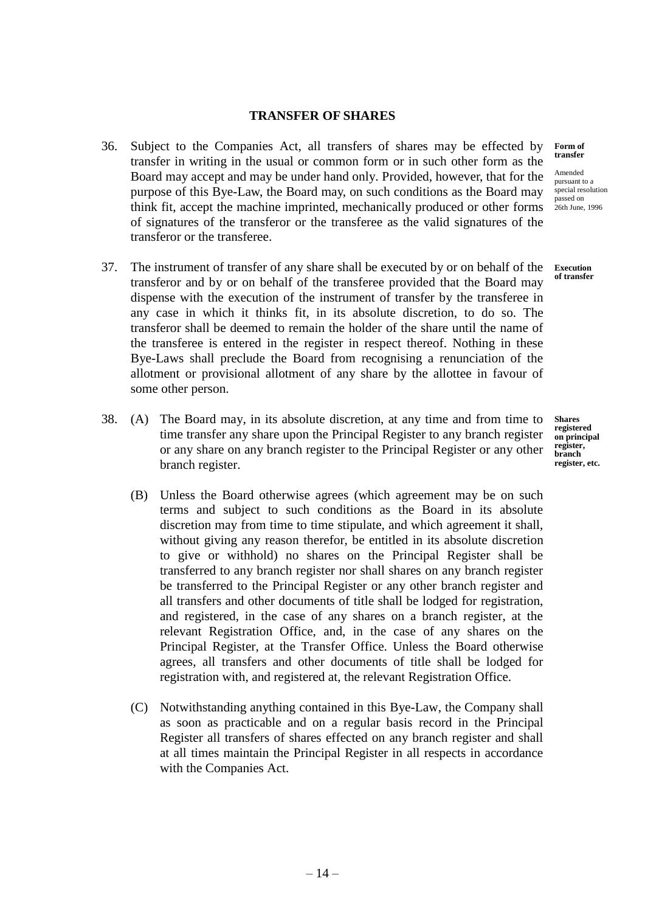## TRANSFER OF SHARES

36. Subject to the Companies Act, all transfers of shares may be effected by transfer in writing in the usual or common form or in such other form as the Board may accept and may be under hand only. Provided, however, that for the purpose of this Bye-Law, the Board may, on such conditions as the Board may think fit, accept the machine imprinted, mechanically produced or other forms of signatures of the transferor or the transferee as the valid signatures of the transferor or the transferee.

**Form of transfer**

Amended pursuant to a special resolution passed on 26th June, 1996

37. The instrument of transfer of any share shall be executed by or on behalf of the transferor and by or on behalf of the transferee provided that the Board may dispense with the execution of the instrument of transfer by the transferee in any case in which it thinks fit, in its absolute discretion, to do so. The transferor shall be deemed to remain the holder of the share until the name of the transferee is entered in the register in respect thereof. Nothing in these Bye-Laws shall preclude the Board from recognising a renunciation of the allotment or provisional allotment of any share by the allottee in favour of some other person.

**Execution of transfer**

38. (A) The Board may, in its absolute discretion, at any time and from time to time transfer any share upon the Principal Register to any branch register or any share on any branch register to the Principal Register or any other branch register.

**Shares registered on principal register, branch register, etc.**

(B) Unless the Board otherwise agrees (which agreement may be on such terms and subject to such conditions as the Board in its absolute discretion may from time to time stipulate, and which agreement it shall, without giving any reason therefor, be entitled in its absolute discretion to give or withhold) no shares on the Principal Register shall be transferred to any branch register nor shall shares on any branch register be transferred to the Principal Register or any other branch register and all transfers and other documents of title shall be lodged for registration, and registered, in the case of any shares on a branch register, at the relevant Registration Office, and, in the case of any shares on the Principal Register, at the Transfer Office. Unless the Board otherwise agrees, all transfers and other documents of title shall be lodged for registration with, and registered at, the relevant Registration Office.

(C) Notwithstanding anything contained in this Bye-Law, the Company shall as soon as practicable and on a regular basis record in the Principal Register all transfers of shares effected on any branch register and shall at all times maintain the Principal Register in all respects in accordance with the Companies Act.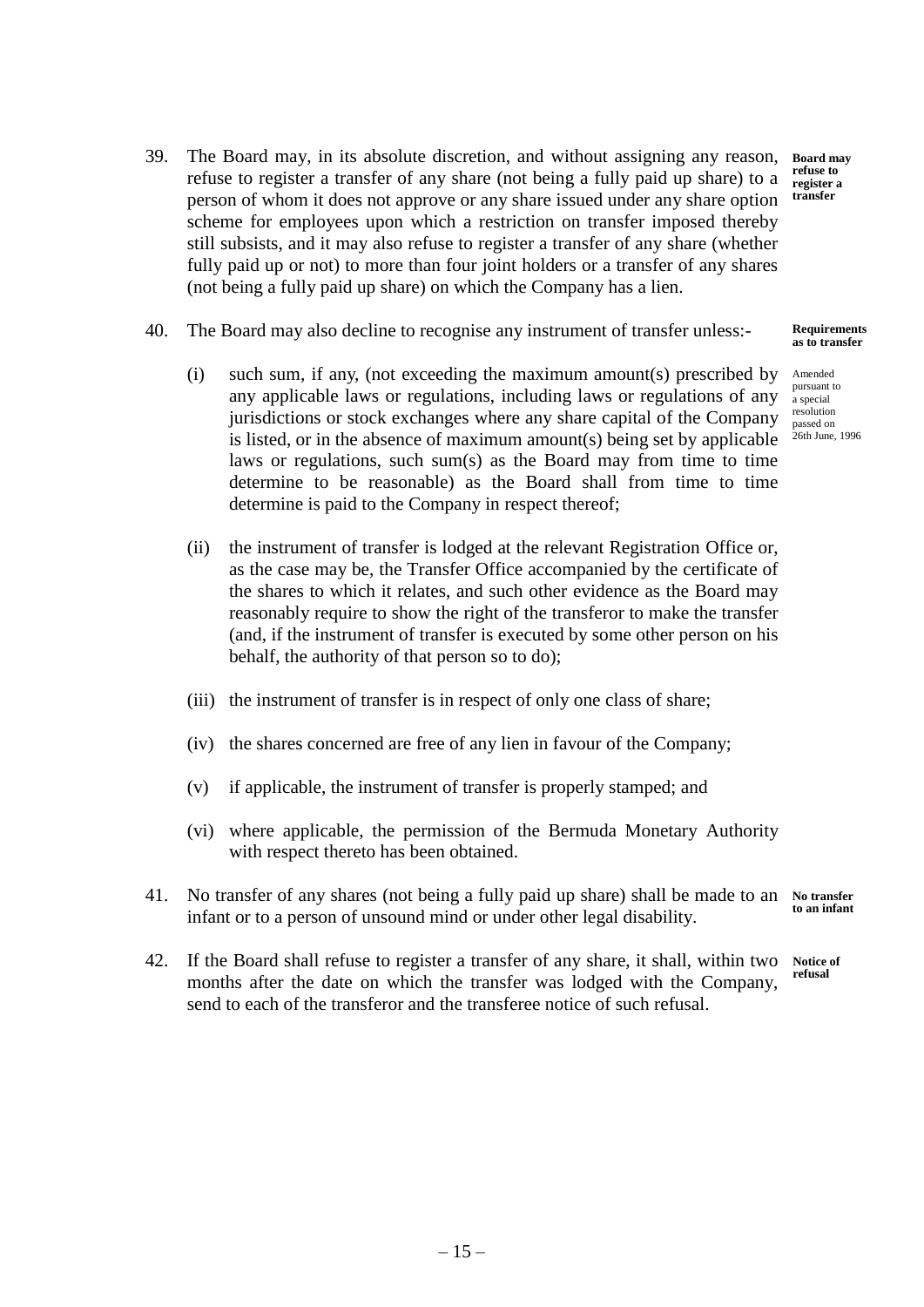39. The Board may, in its absolute discretion, and without assigning any reason, refuse to register a transfer of any share (not being a fully paid up share) to a person of whom it does not approve or any share issued under any share option scheme for employees upon which a restriction on transfer imposed thereby still subsists, and it may also refuse to register a transfer of any share (whether fully paid up or not) to more than four joint holders or a transfer of any shares (not being a fully paid up share) on which the Company has a lien.

**Board may refuse to register a transfer**

40. The Board may also decline to recognise any instrument of transfer unless:-

**Requirements as to transfer**

Amended pursuant to a special resolution passed on 26th June, 1996

   (i) such sum, if any, (not exceeding the maximum amount(s) prescribed by any applicable laws or regulations, including laws or regulations of any jurisdictions or stock exchanges where any share capital of the Company is listed, or in the absence of maximum amount(s) being set by applicable laws or regulations, such sum(s) as the Board may from time to time determine to be reasonable) as the Board shall from time to time determine is paid to the Company in respect thereof;

   (ii) the instrument of transfer is lodged at the relevant Registration Office or, as the case may be, the Transfer Office accompanied by the certificate of the shares to which it relates, and such other evidence as the Board may reasonably require to show the right of the transferor to make the transfer (and, if the instrument of transfer is executed by some other person on his behalf, the authority of that person so to do);

   (iii) the instrument of transfer is in respect of only one class of share;

   (iv) the shares concerned are free of any lien in favour of the Company;

   (v) if applicable, the instrument of transfer is properly stamped; and

   (vi) where applicable, the permission of the Bermuda Monetary Authority with respect thereto has been obtained.

41. No transfer of any shares (not being a fully paid up share) shall be made to an infant or to a person of unsound mind or under other legal disability.

**No transfer to an infant**

42. If the Board shall refuse to register a transfer of any share, it shall, within two months after the date on which the transfer was lodged with the Company, send to each of the transferor and the transferee notice of such refusal.

**Notice of refusal**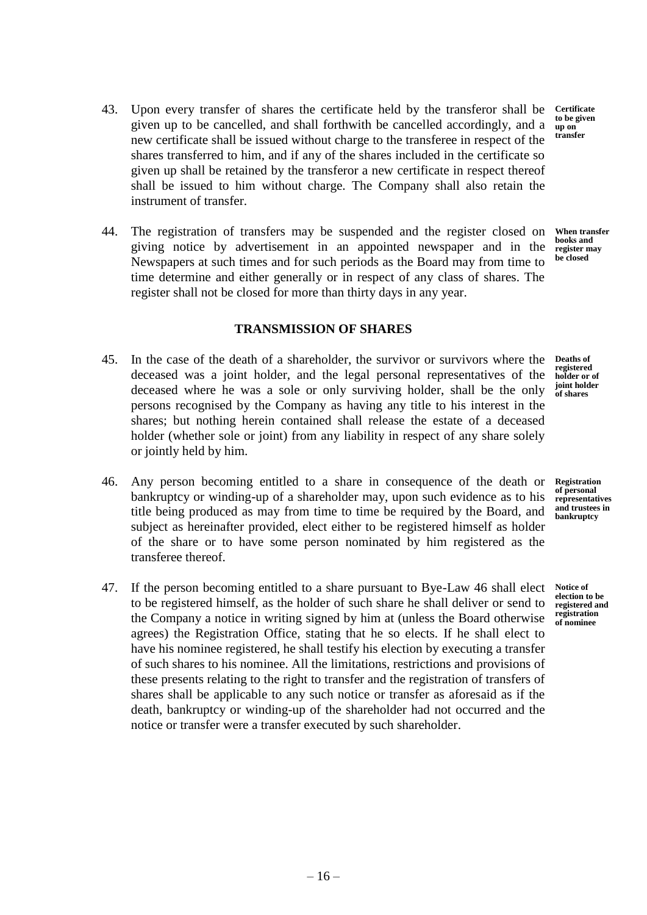43. Upon every transfer of shares the certificate held by the transferor shall be given up to be cancelled, and shall forthwith be cancelled accordingly, and a new certificate shall be issued without charge to the transferee in respect of the shares transferred to him, and if any of the shares included in the certificate so given up shall be retained by the transferor a new certificate in respect thereof shall be issued to him without charge. The Company shall also retain the instrument of transfer.

**Certificate to be given up on transfer**

44. The registration of transfers may be suspended and the register closed on giving notice by advertisement in an appointed newspaper and in the Newspapers at such times and for such periods as the Board may from time to time determine and either generally or in respect of any class of shares. The register shall not be closed for more than thirty days in any year.

**When transfer books and register may be closed**

## TRANSMISSION OF SHARES

45. In the case of the death of a shareholder, the survivor or survivors where the deceased was a joint holder, and the legal personal representatives of the deceased where he was a sole or only surviving holder, shall be the only persons recognised by the Company as having any title to his interest in the shares; but nothing herein contained shall release the estate of a deceased holder (whether sole or joint) from any liability in respect of any share solely or jointly held by him.

**Deaths of registered holder or of joint holder of shares**

46. Any person becoming entitled to a share in consequence of the death or bankruptcy or winding-up of a shareholder may, upon such evidence as to his title being produced as may from time to time be required by the Board, and subject as hereinafter provided, elect either to be registered himself as holder of the share or to have some person nominated by him registered as the transferee thereof.

**Registration of personal representatives and trustees in bankruptcy**

47. If the person becoming entitled to a share pursuant to Bye-Law 46 shall elect to be registered himself, as the holder of such share he shall deliver or send to the Company a notice in writing signed by him at (unless the Board otherwise agrees) the Registration Office, stating that he so elects. If he shall elect to have his nominee registered, he shall testify his election by executing a transfer of such shares to his nominee. All the limitations, restrictions and provisions of these presents relating to the right to transfer and the registration of transfers of shares shall be applicable to any such notice or transfer as aforesaid as if the death, bankruptcy or winding-up of the shareholder had not occurred and the notice or transfer were a transfer executed by such shareholder.

**Notice of election to be registered and registration of nominee**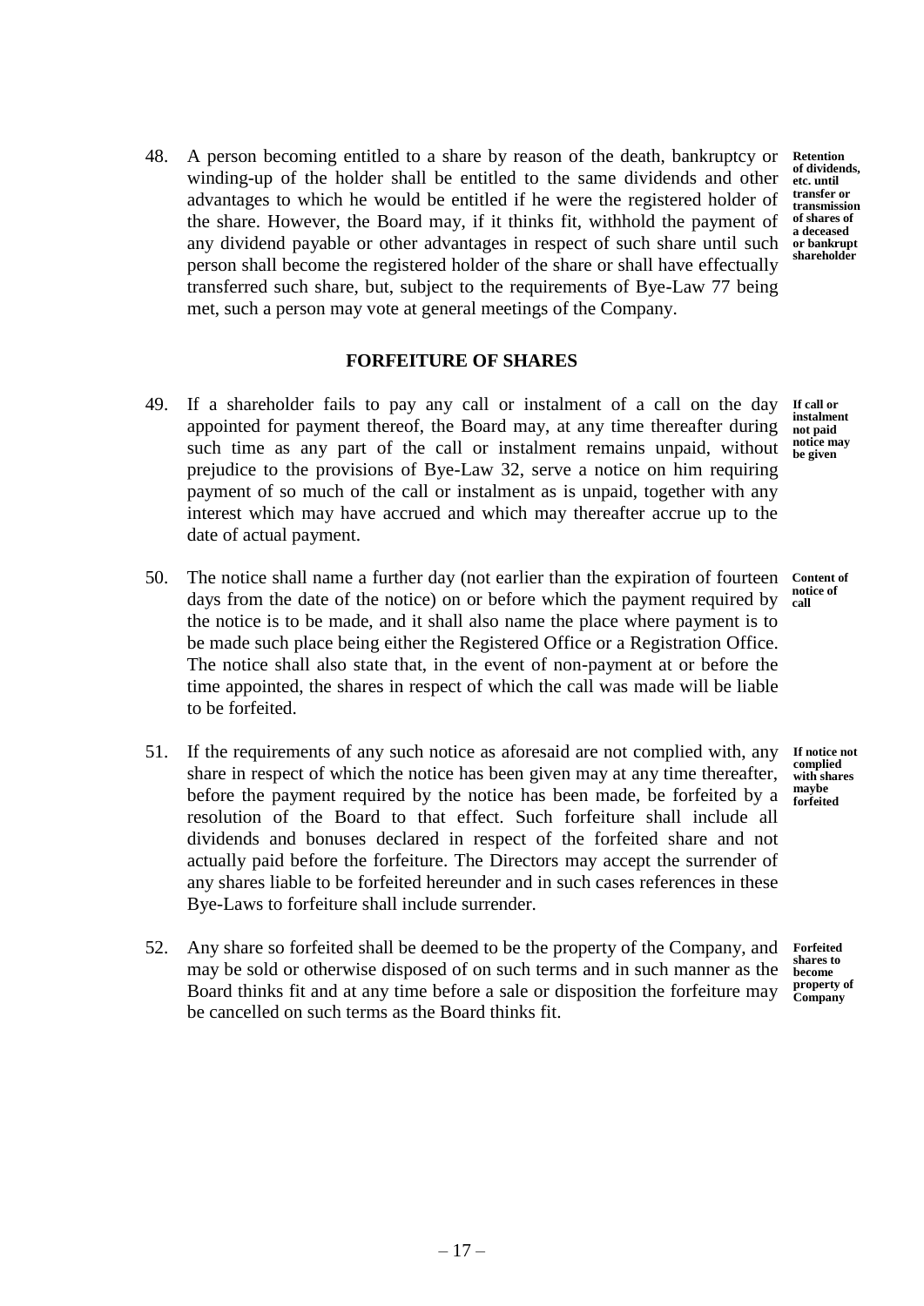48. A person becoming entitled to a share by reason of the death, bankruptcy or winding-up of the holder shall be entitled to the same dividends and other advantages to which he would be entitled if he were the registered holder of the share. However, the Board may, if it thinks fit, withhold the payment of any dividend payable or other advantages in respect of such share until such person shall become the registered holder of the share or shall have effectually transferred such share, but, subject to the requirements of Bye-Law 77 being met, such a person may vote at general meetings of the Company.

**Retention of dividends, etc. until transfer or transmission of shares of a deceased or bankrupt shareholder**

## FORFEITURE OF SHARES

49. If a shareholder fails to pay any call or instalment of a call on the day appointed for payment thereof, the Board may, at any time thereafter during such time as any part of the call or instalment remains unpaid, without prejudice to the provisions of Bye-Law 32, serve a notice on him requiring payment of so much of the call or instalment as is unpaid, together with any interest which may have accrued and which may thereafter accrue up to the date of actual payment.

**If call or instalment not paid notice may be given**

50. The notice shall name a further day (not earlier than the expiration of fourteen days from the date of the notice) on or before which the payment required by the notice is to be made, and it shall also name the place where payment is to be made such place being either the Registered Office or a Registration Office. The notice shall also state that, in the event of non-payment at or before the time appointed, the shares in respect of which the call was made will be liable to be forfeited.

**Content of notice of call**

51. If the requirements of any such notice as aforesaid are not complied with, any share in respect of which the notice has been given may at any time thereafter, before the payment required by the notice has been made, be forfeited by a resolution of the Board to that effect. Such forfeiture shall include all dividends and bonuses declared in respect of the forfeited share and not actually paid before the forfeiture. The Directors may accept the surrender of any shares liable to be forfeited hereunder and in such cases references in these Bye-Laws to forfeiture shall include surrender.

**If notice not complied with shares maybe forfeited**

52. Any share so forfeited shall be deemed to be the property of the Company, and may be sold or otherwise disposed of on such terms and in such manner as the Board thinks fit and at any time before a sale or disposition the forfeiture may be cancelled on such terms as the Board thinks fit.

**Forfeited shares to become property of Company**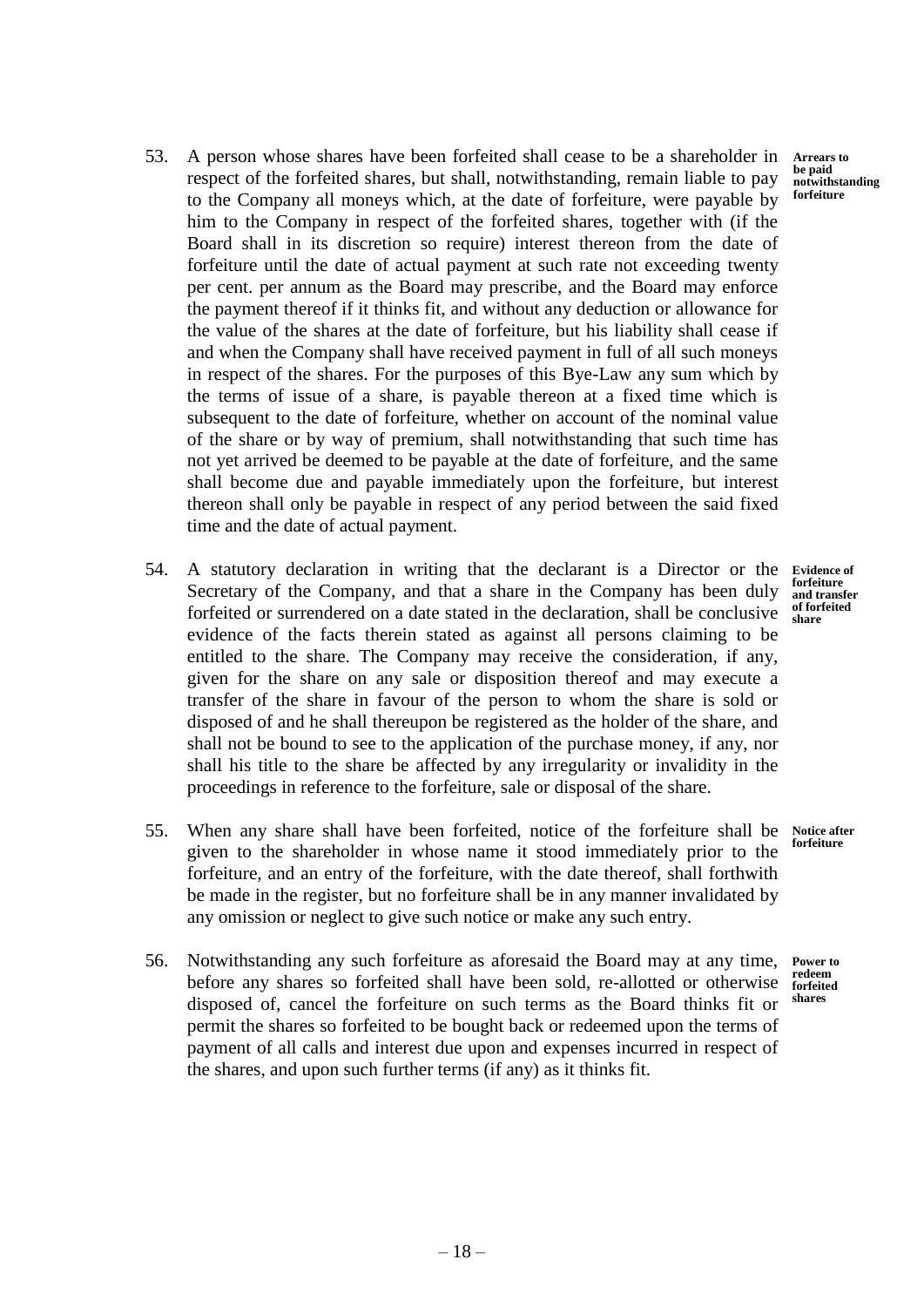53. A person whose shares have been forfeited shall cease to be a shareholder in respect of the forfeited shares, but shall, notwithstanding, remain liable to pay to the Company all moneys which, at the date of forfeiture, were payable by him to the Company in respect of the forfeited shares, together with (if the Board shall in its discretion so require) interest thereon from the date of forfeiture until the date of actual payment at such rate not exceeding twenty per cent. per annum as the Board may prescribe, and the Board may enforce the payment thereof if it thinks fit, and without any deduction or allowance for the value of the shares at the date of forfeiture, but his liability shall cease if and when the Company shall have received payment in full of all such moneys in respect of the shares. For the purposes of this Bye-Law any sum which by the terms of issue of a share, is payable thereon at a fixed time which is subsequent to the date of forfeiture, whether on account of the nominal value of the share or by way of premium, shall notwithstanding that such time has not yet arrived be deemed to be payable at the date of forfeiture, and the same shall become due and payable immediately upon the forfeiture, but interest thereon shall only be payable in respect of any period between the said fixed time and the date of actual payment. **Arrears to be paid notwithstanding forfeiture**

54. A statutory declaration in writing that the declarant is a Director or the Secretary of the Company, and that a share in the Company has been duly forfeited or surrendered on a date stated in the declaration, shall be conclusive evidence of the facts therein stated as against all persons claiming to be entitled to the share. The Company may receive the consideration, if any, given for the share on any sale or disposition thereof and may execute a transfer of the share in favour of the person to whom the share is sold or disposed of and he shall thereupon be registered as the holder of the share, and shall not be bound to see to the application of the purchase money, if any, nor shall his title to the share be affected by any irregularity or invalidity in the proceedings in reference to the forfeiture, sale or disposal of the share. **Evidence of forfeiture and transfer of forfeited share**

55. When any share shall have been forfeited, notice of the forfeiture shall be given to the shareholder in whose name it stood immediately prior to the forfeiture, and an entry of the forfeiture, with the date thereof, shall forthwith be made in the register, but no forfeiture shall be in any manner invalidated by any omission or neglect to give such notice or make any such entry. **Notice after forfeiture**

56. Notwithstanding any such forfeiture as aforesaid the Board may at any time, before any shares so forfeited shall have been sold, re-allotted or otherwise disposed of, cancel the forfeiture on such terms as the Board thinks fit or permit the shares so forfeited to be bought back or redeemed upon the terms of payment of all calls and interest due upon and expenses incurred in respect of the shares, and upon such further terms (if any) as it thinks fit. **Power to redeem forfeited shares**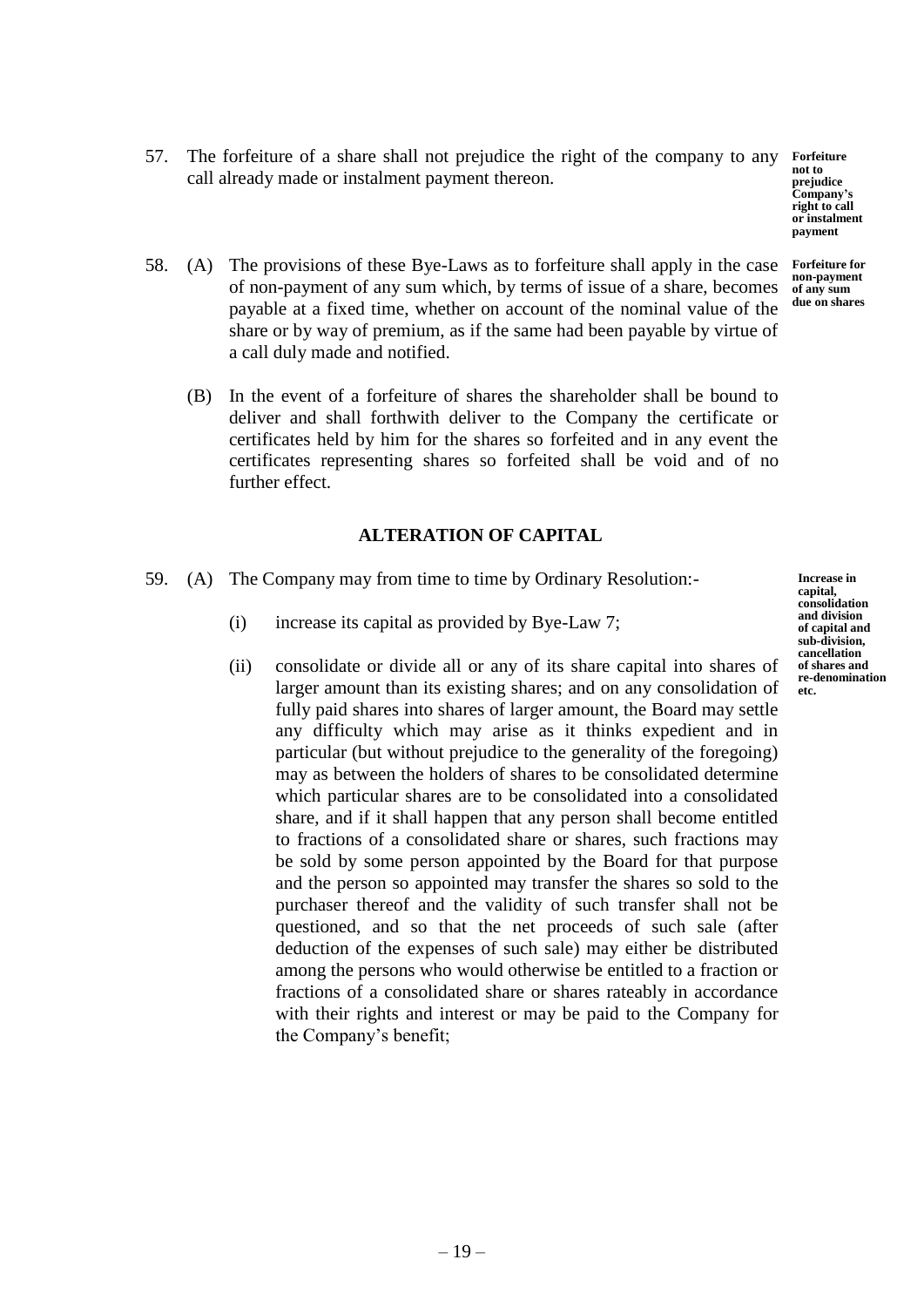57. The forfeiture of a share shall not prejudice the right of the company to any call already made or instalment payment thereon.

**Forfeiture not to prejudice Company's right to call or instalment payment**

58. (A) The provisions of these Bye-Laws as to forfeiture shall apply in the case of non-payment of any sum which, by terms of issue of a share, becomes payable at a fixed time, whether on account of the nominal value of the share or by way of premium, as if the same had been payable by virtue of a call duly made and notified.

**Forfeiture for non-payment of any sum due on shares**

(B) In the event of a forfeiture of shares the shareholder shall be bound to deliver and shall forthwith deliver to the Company the certificate or certificates held by him for the shares so forfeited and in any event the certificates representing shares so forfeited shall be void and of no further effect.

## ALTERATION OF CAPITAL

59. (A) The Company may from time to time by Ordinary Resolution:-

**Increase in capital, consolidation and division of capital and sub-division, cancellation of shares and re-denomination etc.**

(i) increase its capital as provided by Bye-Law 7;

(ii) consolidate or divide all or any of its share capital into shares of larger amount than its existing shares; and on any consolidation of fully paid shares into shares of larger amount, the Board may settle any difficulty which may arise as it thinks expedient and in particular (but without prejudice to the generality of the foregoing) may as between the holders of shares to be consolidated determine which particular shares are to be consolidated into a consolidated share, and if it shall happen that any person shall become entitled to fractions of a consolidated share or shares, such fractions may be sold by some person appointed by the Board for that purpose and the person so appointed may transfer the shares so sold to the purchaser thereof and the validity of such transfer shall not be questioned, and so that the net proceeds of such sale (after deduction of the expenses of such sale) may either be distributed among the persons who would otherwise be entitled to a fraction or fractions of a consolidated share or shares rateably in accordance with their rights and interest or may be paid to the Company for the Company's benefit;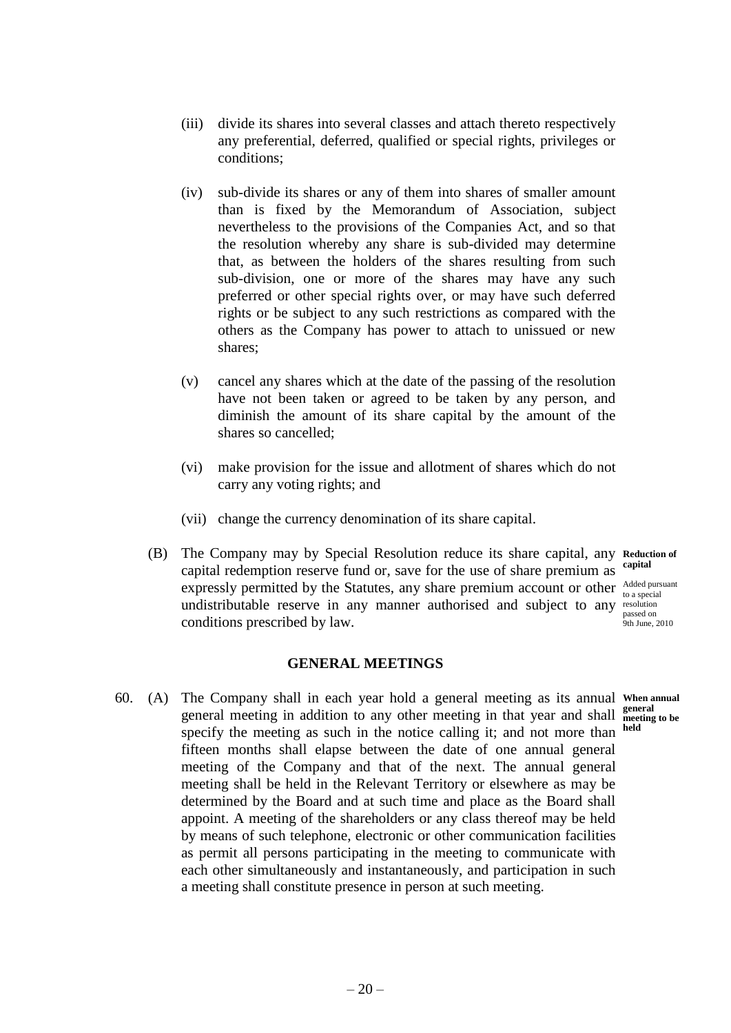(iii) divide its shares into several classes and attach thereto respectively any preferential, deferred, qualified or special rights, privileges or conditions;

(iv) sub-divide its shares or any of them into shares of smaller amount than is fixed by the Memorandum of Association, subject nevertheless to the provisions of the Companies Act, and so that the resolution whereby any share is sub-divided may determine that, as between the holders of the shares resulting from such sub-division, one or more of the shares may have any such preferred or other special rights over, or may have such deferred rights or be subject to any such restrictions as compared with the others as the Company has power to attach to unissued or new shares;

(v) cancel any shares which at the date of the passing of the resolution have not been taken or agreed to be taken by any person, and diminish the amount of its share capital by the amount of the shares so cancelled;

(vi) make provision for the issue and allotment of shares which do not carry any voting rights; and

(vii) change the currency denomination of its share capital.

(B) The Company may by Special Resolution reduce its share capital, any capital redemption reserve fund or, save for the use of share premium as expressly permitted by the Statutes, any share premium account or other undistributable reserve in any manner authorised and subject to any conditions prescribed by law.

**Reduction of capital**

Added pursuant to a special resolution passed on 9th June, 2010

## GENERAL MEETINGS

60. (A) The Company shall in each year hold a general meeting as its annual general meeting in addition to any other meeting in that year and shall specify the meeting as such in the notice calling it; and not more than fifteen months shall elapse between the date of one annual general meeting of the Company and that of the next. The annual general meeting shall be held in the Relevant Territory or elsewhere as may be determined by the Board and at such time and place as the Board shall appoint. A meeting of the shareholders or any class thereof may be held by means of such telephone, electronic or other communication facilities as permit all persons participating in the meeting to communicate with each other simultaneously and instantaneously, and participation in such a meeting shall constitute presence in person at such meeting.

**When annual general meeting to be held**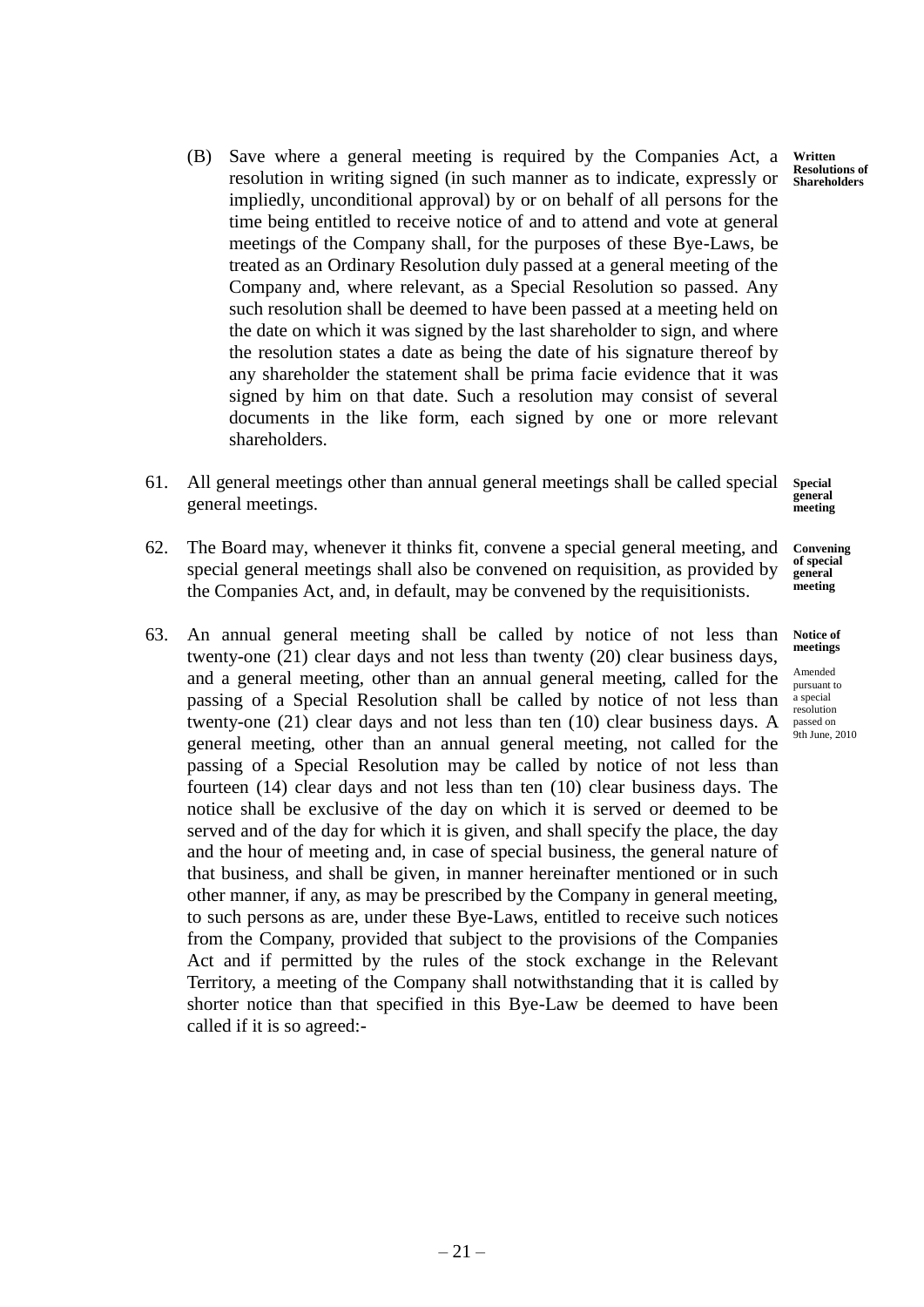(B) Save where a general meeting is required by the Companies Act, a resolution in writing signed (in such manner as to indicate, expressly or impliedly, unconditional approval) by or on behalf of all persons for the time being entitled to receive notice of and to attend and vote at general meetings of the Company shall, for the purposes of these Bye-Laws, be treated as an Ordinary Resolution duly passed at a general meeting of the Company and, where relevant, as a Special Resolution so passed. Any such resolution shall be deemed to have been passed at a meeting held on the date on which it was signed by the last shareholder to sign, and where the resolution states a date as being the date of his signature thereof by any shareholder the statement shall be prima facie evidence that it was signed by him on that date. Such a resolution may consist of several documents in the like form, each signed by one or more relevant shareholders.

**Written Resolutions of Shareholders**

61. All general meetings other than annual general meetings shall be called special general meetings.

**Special general meeting**

62. The Board may, whenever it thinks fit, convene a special general meeting, and special general meetings shall also be convened on requisition, as provided by the Companies Act, and, in default, may be convened by the requisitionists.

**Convening of special general meeting**

63. An annual general meeting shall be called by notice of not less than twenty-one (21) clear days and not less than twenty (20) clear business days, and a general meeting, other than an annual general meeting, called for the passing of a Special Resolution shall be called by notice of not less than twenty-one (21) clear days and not less than ten (10) clear business days. A general meeting, other than an annual general meeting, not called for the passing of a Special Resolution may be called by notice of not less than fourteen (14) clear days and not less than ten (10) clear business days. The notice shall be exclusive of the day on which it is served or deemed to be served and of the day for which it is given, and shall specify the place, the day and the hour of meeting and, in case of special business, the general nature of that business, and shall be given, in manner hereinafter mentioned or in such other manner, if any, as may be prescribed by the Company in general meeting, to such persons as are, under these Bye-Laws, entitled to receive such notices from the Company, provided that subject to the provisions of the Companies Act and if permitted by the rules of the stock exchange in the Relevant Territory, a meeting of the Company shall notwithstanding that it is called by shorter notice than that specified in this Bye-Law be deemed to have been called if it is so agreed:-

**Notice of meetings**

Amended pursuant to a special resolution passed on 9th June, 2010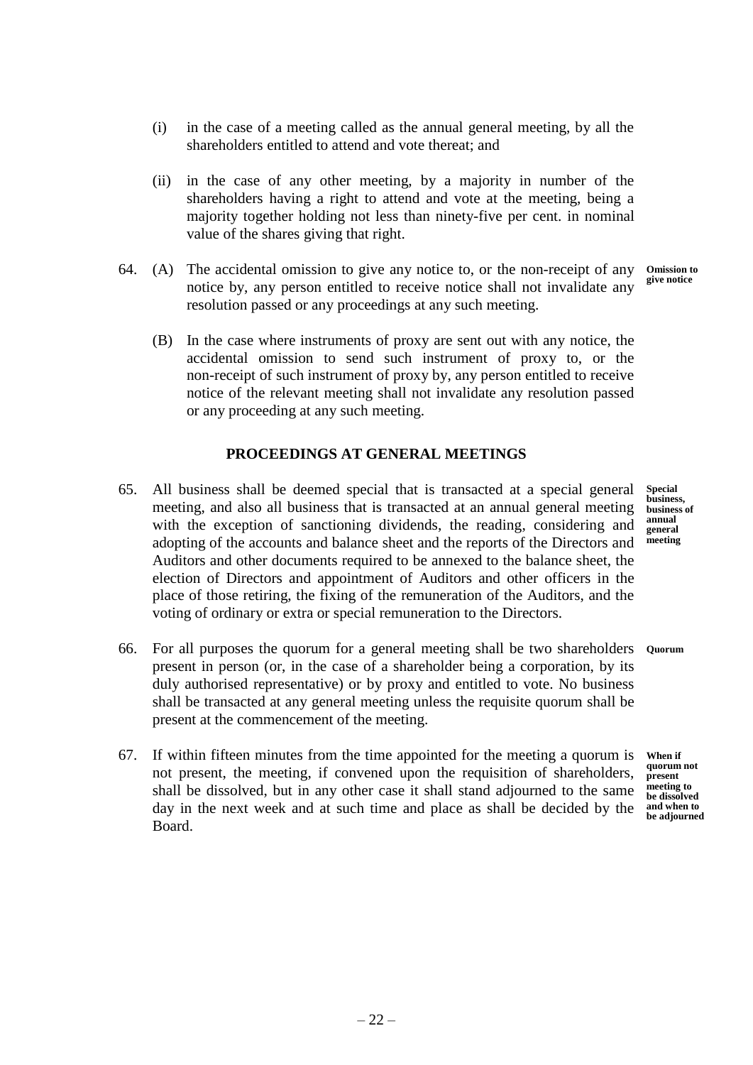(i) in the case of a meeting called as the annual general meeting, by all the shareholders entitled to attend and vote thereat; and

(ii) in the case of any other meeting, by a majority in number of the shareholders having a right to attend and vote at the meeting, being a majority together holding not less than ninety-five per cent. in nominal value of the shares giving that right.

64. (A) The accidental omission to give any notice to, or the non-receipt of any notice by, any person entitled to receive notice shall not invalidate any resolution passed or any proceedings at any such meeting. **Omission to give notice**

(B) In the case where instruments of proxy are sent out with any notice, the accidental omission to send such instrument of proxy to, or the non-receipt of such instrument of proxy by, any person entitled to receive notice of the relevant meeting shall not invalidate any resolution passed or any proceeding at any such meeting.

## PROCEEDINGS AT GENERAL MEETINGS

65. All business shall be deemed special that is transacted at a special general meeting, and also all business that is transacted at an annual general meeting with the exception of sanctioning dividends, the reading, considering and adopting of the accounts and balance sheet and the reports of the Directors and Auditors and other documents required to be annexed to the balance sheet, the election of Directors and appointment of Auditors and other officers in the place of those retiring, the fixing of the remuneration of the Auditors, and the voting of ordinary or extra or special remuneration to the Directors. **Special business, business of annual general meeting**

66. For all purposes the quorum for a general meeting shall be two shareholders present in person (or, in the case of a shareholder being a corporation, by its duly authorised representative) or by proxy and entitled to vote. No business shall be transacted at any general meeting unless the requisite quorum shall be present at the commencement of the meeting. **Quorum**

67. If within fifteen minutes from the time appointed for the meeting a quorum is not present, the meeting, if convened upon the requisition of shareholders, shall be dissolved, but in any other case it shall stand adjourned to the same day in the next week and at such time and place as shall be decided by the Board. **When if quorum not present meeting to be dissolved and when to be adjourned**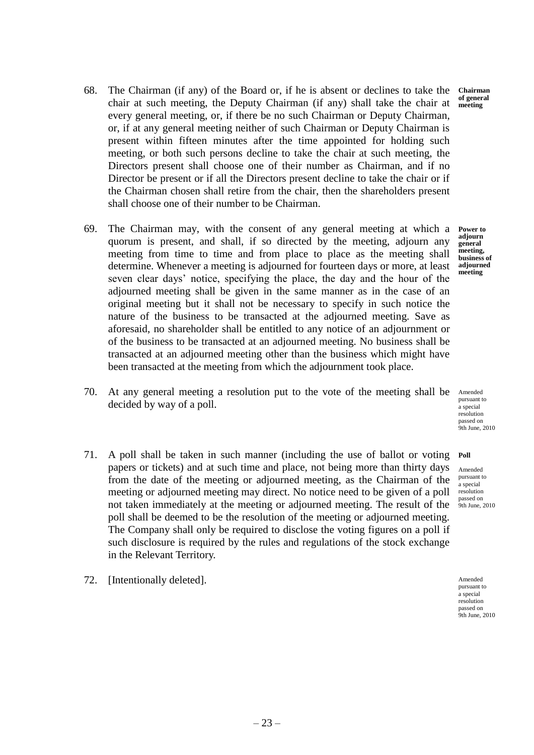68. The Chairman (if any) of the Board or, if he is absent or declines to take the chair at such meeting, the Deputy Chairman (if any) shall take the chair at every general meeting, or, if there be no such Chairman or Deputy Chairman, or, if at any general meeting neither of such Chairman or Deputy Chairman is present within fifteen minutes after the time appointed for holding such meeting, or both such persons decline to take the chair at such meeting, the Directors present shall choose one of their number as Chairman, and if no Director be present or if all the Directors present decline to take the chair or if the Chairman chosen shall retire from the chair, then the shareholders present shall choose one of their number to be Chairman.

**Chairman of general meeting**

69. The Chairman may, with the consent of any general meeting at which a quorum is present, and shall, if so directed by the meeting, adjourn any meeting from time to time and from place to place as the meeting shall determine. Whenever a meeting is adjourned for fourteen days or more, at least seven clear days' notice, specifying the place, the day and the hour of the adjourned meeting shall be given in the same manner as in the case of an original meeting but it shall not be necessary to specify in such notice the nature of the business to be transacted at the adjourned meeting. Save as aforesaid, no shareholder shall be entitled to any notice of an adjournment or of the business to be transacted at an adjourned meeting. No business shall be transacted at an adjourned meeting other than the business which might have been transacted at the meeting from which the adjournment took place.

**Power to adjourn general meeting, business of adjourned meeting**

70. At any general meeting a resolution put to the vote of the meeting shall be decided by way of a poll.

Amended pursuant to a special resolution passed on 9th June, 2010

71. A poll shall be taken in such manner (including the use of ballot or voting papers or tickets) and at such time and place, not being more than thirty days from the date of the meeting or adjourned meeting, as the Chairman of the meeting or adjourned meeting may direct. No notice need to be given of a poll not taken immediately at the meeting or adjourned meeting. The result of the poll shall be deemed to be the resolution of the meeting or adjourned meeting. The Company shall only be required to disclose the voting figures on a poll if such disclosure is required by the rules and regulations of the stock exchange in the Relevant Territory.

**Poll**

Amended pursuant to a special resolution passed on 9th June, 2010

72. [Intentionally deleted].

Amended pursuant to a special resolution passed on 9th June, 2010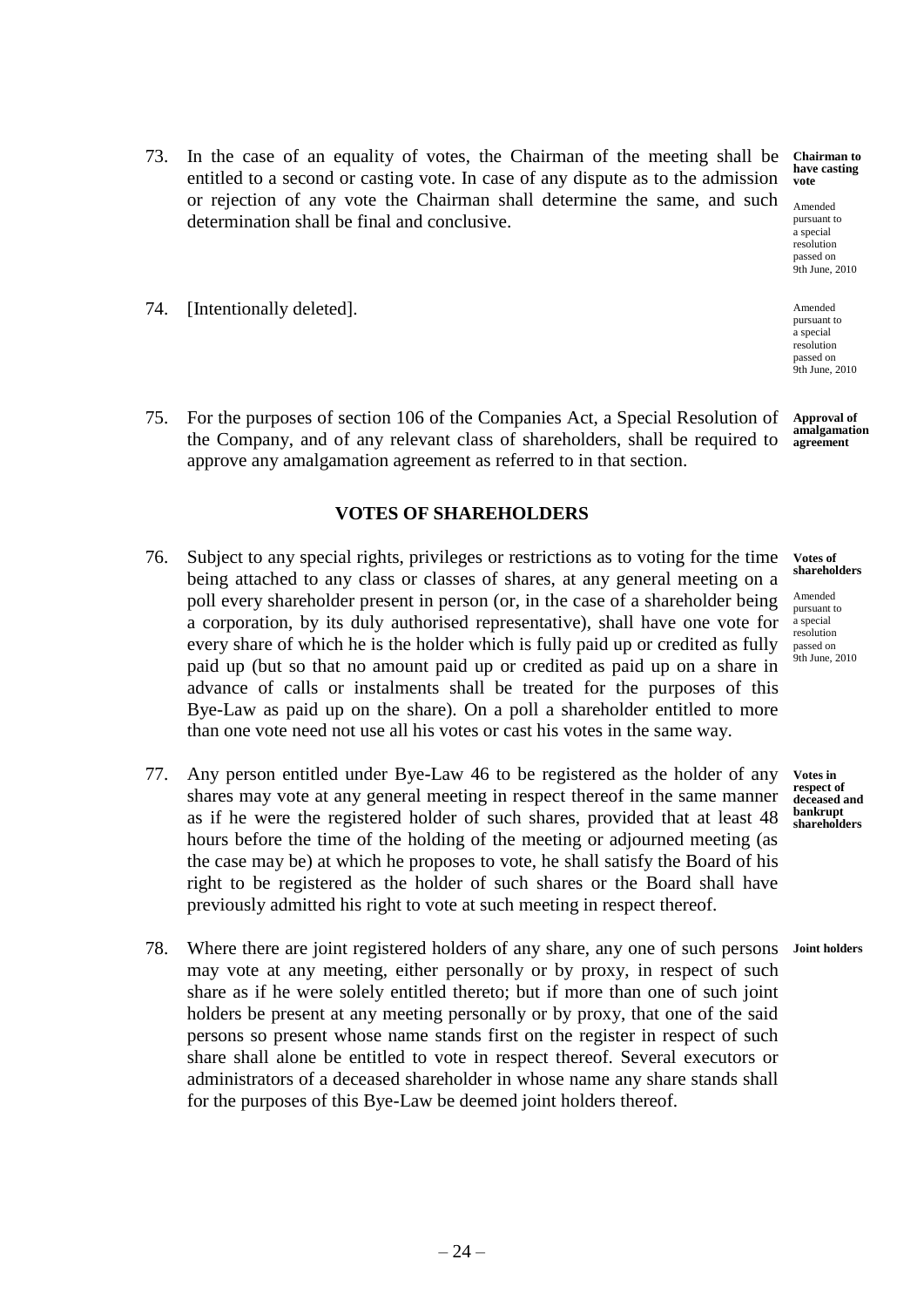73. In the case of an equality of votes, the Chairman of the meeting shall be entitled to a second or casting vote. In case of any dispute as to the admission or rejection of any vote the Chairman shall determine the same, and such determination shall be final and conclusive.

**Chairman to have casting vote**

Amended pursuant to a special resolution passed on 9th June, 2010

74. [Intentionally deleted].

Amended pursuant to a special resolution passed on 9th June, 2010

75. For the purposes of section 106 of the Companies Act, a Special Resolution of the Company, and of any relevant class of shareholders, shall be required to approve any amalgamation agreement as referred to in that section.

**Approval of amalgamation agreement**

## VOTES OF SHAREHOLDERS

76. Subject to any special rights, privileges or restrictions as to voting for the time being attached to any class or classes of shares, at any general meeting on a poll every shareholder present in person (or, in the case of a shareholder being a corporation, by its duly authorised representative), shall have one vote for every share of which he is the holder which is fully paid up or credited as fully paid up (but so that no amount paid up or credited as paid up on a share in advance of calls or instalments shall be treated for the purposes of this Bye-Law as paid up on the share). On a poll a shareholder entitled to more than one vote need not use all his votes or cast his votes in the same way.

**Votes of shareholders**

Amended pursuant to a special resolution passed on 9th June, 2010

77. Any person entitled under Bye-Law 46 to be registered as the holder of any shares may vote at any general meeting in respect thereof in the same manner as if he were the registered holder of such shares, provided that at least 48 hours before the time of the holding of the meeting or adjourned meeting (as the case may be) at which he proposes to vote, he shall satisfy the Board of his right to be registered as the holder of such shares or the Board shall have previously admitted his right to vote at such meeting in respect thereof.

**Votes in respect of deceased and bankrupt shareholders**

78. Where there are joint registered holders of any share, any one of such persons may vote at any meeting, either personally or by proxy, in respect of such share as if he were solely entitled thereto; but if more than one of such joint holders be present at any meeting personally or by proxy, that one of the said persons so present whose name stands first on the register in respect of such share shall alone be entitled to vote in respect thereof. Several executors or administrators of a deceased shareholder in whose name any share stands shall for the purposes of this Bye-Law be deemed joint holders thereof.

**Joint holders**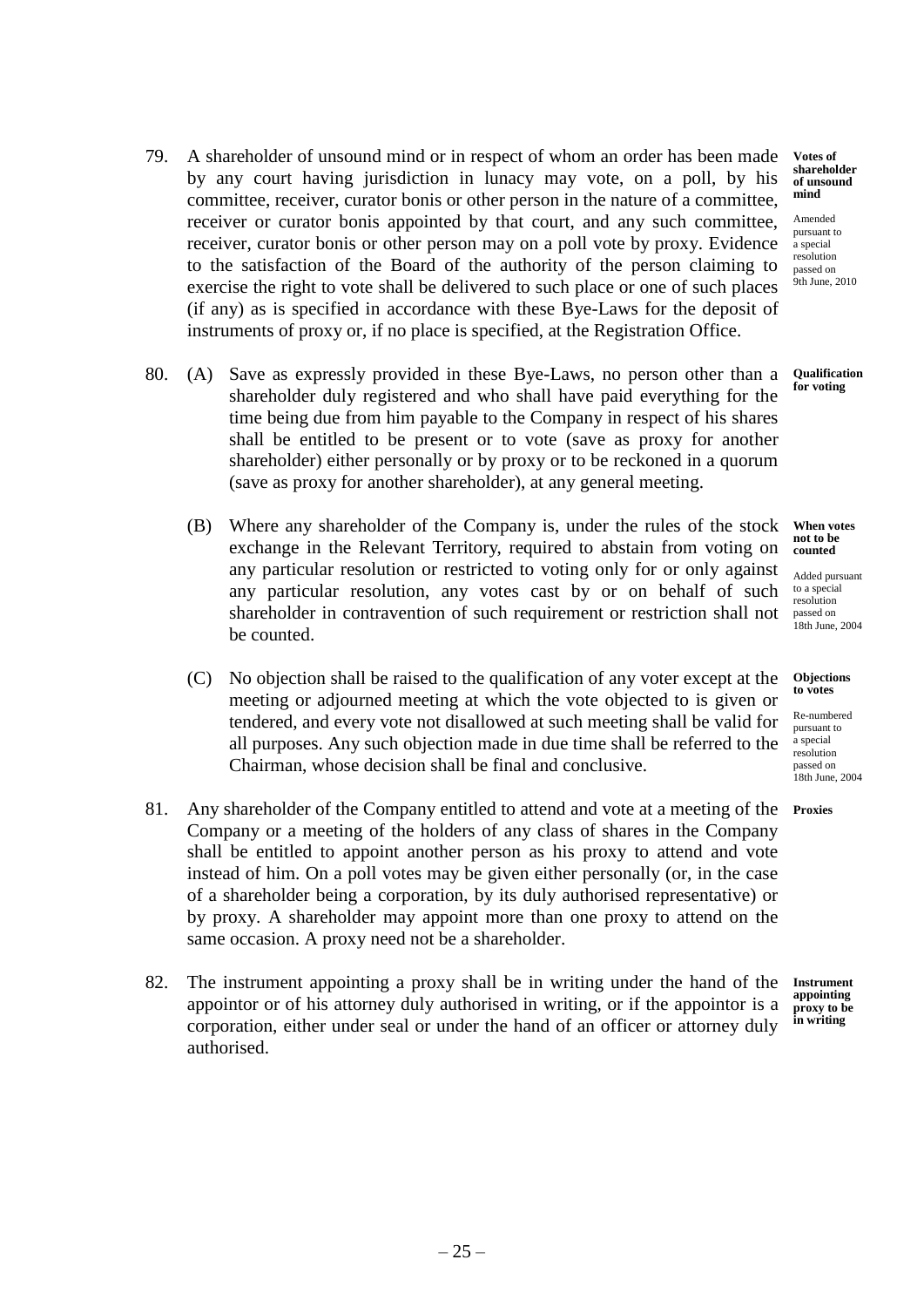79. A shareholder of unsound mind or in respect of whom an order has been made by any court having jurisdiction in lunacy may vote, on a poll, by his committee, receiver, curator bonis or other person in the nature of a committee, receiver or curator bonis appointed by that court, and any such committee, receiver, curator bonis or other person may on a poll vote by proxy. Evidence to the satisfaction of the Board of the authority of the person claiming to exercise the right to vote shall be delivered to such place or one of such places (if any) as is specified in accordance with these Bye-Laws for the deposit of instruments of proxy or, if no place is specified, at the Registration Office.

**Votes of shareholder of unsound mind**

Amended pursuant to a special resolution passed on 9th June, 2010

80. (A) Save as expressly provided in these Bye-Laws, no person other than a shareholder duly registered and who shall have paid everything for the time being due from him payable to the Company in respect of his shares shall be entitled to be present or to vote (save as proxy for another shareholder) either personally or by proxy or to be reckoned in a quorum (save as proxy for another shareholder), at any general meeting.

**Qualification for voting**

(B) Where any shareholder of the Company is, under the rules of the stock exchange in the Relevant Territory, required to abstain from voting on any particular resolution or restricted to voting only for or only against any particular resolution, any votes cast by or on behalf of such shareholder in contravention of such requirement or restriction shall not be counted.

**When votes not to be counted**

Added pursuant to a special resolution passed on 18th June, 2004

(C) No objection shall be raised to the qualification of any voter except at the meeting or adjourned meeting at which the vote objected to is given or tendered, and every vote not disallowed at such meeting shall be valid for all purposes. Any such objection made in due time shall be referred to the Chairman, whose decision shall be final and conclusive.

**Objections to votes**

Re-numbered pursuant to a special resolution passed on 18th June, 2004

81. Any shareholder of the Company entitled to attend and vote at a meeting of the Company or a meeting of the holders of any class of shares in the Company shall be entitled to appoint another person as his proxy to attend and vote instead of him. On a poll votes may be given either personally (or, in the case of a shareholder being a corporation, by its duly authorised representative) or by proxy. A shareholder may appoint more than one proxy to attend on the same occasion. A proxy need not be a shareholder.

**Proxies**

82. The instrument appointing a proxy shall be in writing under the hand of the appointor or of his attorney duly authorised in writing, or if the appointor is a corporation, either under seal or under the hand of an officer or attorney duly authorised.

**Instrument appointing proxy to be in writing**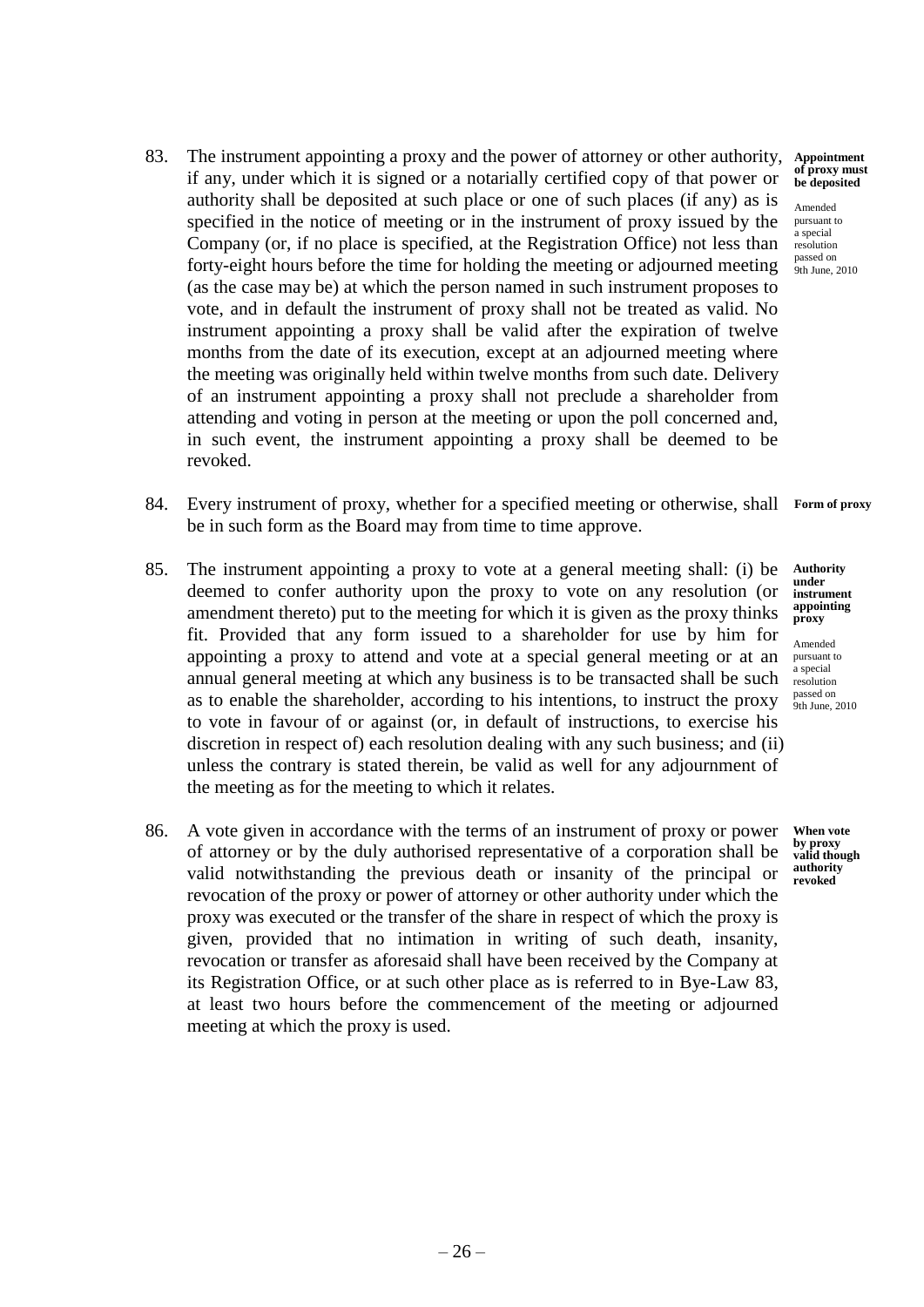83. The instrument appointing a proxy and the power of attorney or other authority, if any, under which it is signed or a notarially certified copy of that power or authority shall be deposited at such place or one of such places (if any) as is specified in the notice of meeting or in the instrument of proxy issued by the Company (or, if no place is specified, at the Registration Office) not less than forty-eight hours before the time for holding the meeting or adjourned meeting (as the case may be) at which the person named in such instrument proposes to vote, and in default the instrument of proxy shall not be treated as valid. No instrument appointing a proxy shall be valid after the expiration of twelve months from the date of its execution, except at an adjourned meeting where the meeting was originally held within twelve months from such date. Delivery of an instrument appointing a proxy shall not preclude a shareholder from attending and voting in person at the meeting or upon the poll concerned and, in such event, the instrument appointing a proxy shall be deemed to be revoked.

**Appointment of proxy must be deposited**

Amended pursuant to a special resolution passed on 9th June, 2010

84. Every instrument of proxy, whether for a specified meeting or otherwise, shall be in such form as the Board may from time to time approve.

**Form of proxy**

85. The instrument appointing a proxy to vote at a general meeting shall: (i) be deemed to confer authority upon the proxy to vote on any resolution (or amendment thereto) put to the meeting for which it is given as the proxy thinks fit. Provided that any form issued to a shareholder for use by him for appointing a proxy to attend and vote at a special general meeting or at an annual general meeting at which any business is to be transacted shall be such as to enable the shareholder, according to his intentions, to instruct the proxy to vote in favour of or against (or, in default of instructions, to exercise his discretion in respect of) each resolution dealing with any such business; and (ii) unless the contrary is stated therein, be valid as well for any adjournment of the meeting as for the meeting to which it relates.

**Authority under instrument appointing proxy**

Amended pursuant to a special resolution passed on 9th June, 2010

86. A vote given in accordance with the terms of an instrument of proxy or power of attorney or by the duly authorised representative of a corporation shall be valid notwithstanding the previous death or insanity of the principal or revocation of the proxy or power of attorney or other authority under which the proxy was executed or the transfer of the share in respect of which the proxy is given, provided that no intimation in writing of such death, insanity, revocation or transfer as aforesaid shall have been received by the Company at its Registration Office, or at such other place as is referred to in Bye-Law 83, at least two hours before the commencement of the meeting or adjourned meeting at which the proxy is used.

**When vote by proxy valid though authority revoked**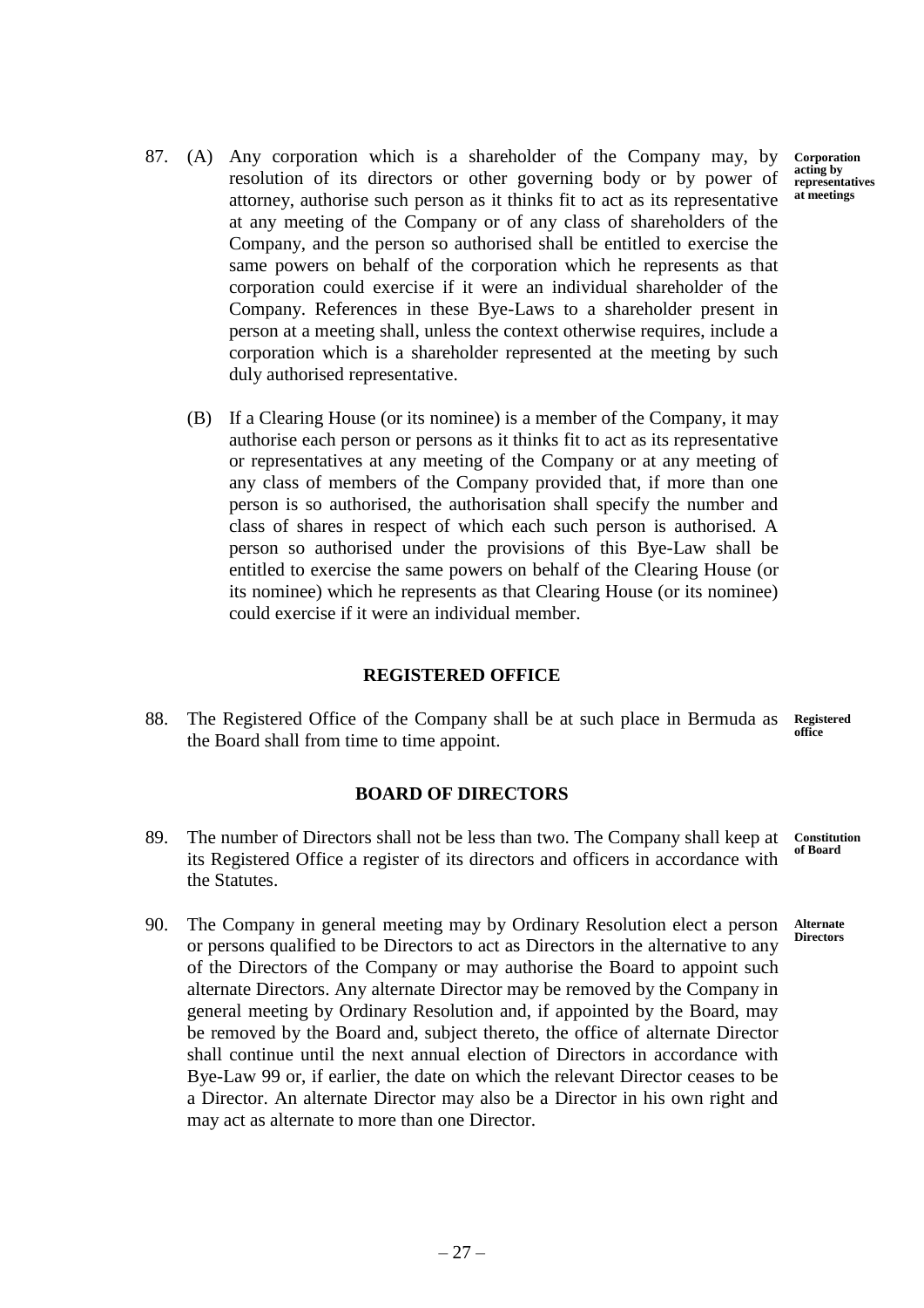87. (A) Any corporation which is a shareholder of the Company may, by resolution of its directors or other governing body or by power of attorney, authorise such person as it thinks fit to act as its representative at any meeting of the Company or of any class of shareholders of the Company, and the person so authorised shall be entitled to exercise the same powers on behalf of the corporation which he represents as that corporation could exercise if it were an individual shareholder of the Company. References in these Bye-Laws to a shareholder present in person at a meeting shall, unless the context otherwise requires, include a corporation which is a shareholder represented at the meeting by such duly authorised representative.

**Corporation acting by representatives at meetings**

(B) If a Clearing House (or its nominee) is a member of the Company, it may authorise each person or persons as it thinks fit to act as its representative or representatives at any meeting of the Company or at any meeting of any class of members of the Company provided that, if more than one person is so authorised, the authorisation shall specify the number and class of shares in respect of which each such person is authorised. A person so authorised under the provisions of this Bye-Law shall be entitled to exercise the same powers on behalf of the Clearing House (or its nominee) which he represents as that Clearing House (or its nominee) could exercise if it were an individual member.

## REGISTERED OFFICE

88. The Registered Office of the Company shall be at such place in Bermuda as the Board shall from time to time appoint.

**Registered office**

## BOARD OF DIRECTORS

89. The number of Directors shall not be less than two. The Company shall keep at its Registered Office a register of its directors and officers in accordance with the Statutes.

**Constitution of Board**

90. The Company in general meeting may by Ordinary Resolution elect a person or persons qualified to be Directors to act as Directors in the alternative to any of the Directors of the Company or may authorise the Board to appoint such alternate Directors. Any alternate Director may be removed by the Company in general meeting by Ordinary Resolution and, if appointed by the Board, may be removed by the Board and, subject thereto, the office of alternate Director shall continue until the next annual election of Directors in accordance with Bye-Law 99 or, if earlier, the date on which the relevant Director ceases to be a Director. An alternate Director may also be a Director in his own right and may act as alternate to more than one Director.

**Alternate Directors**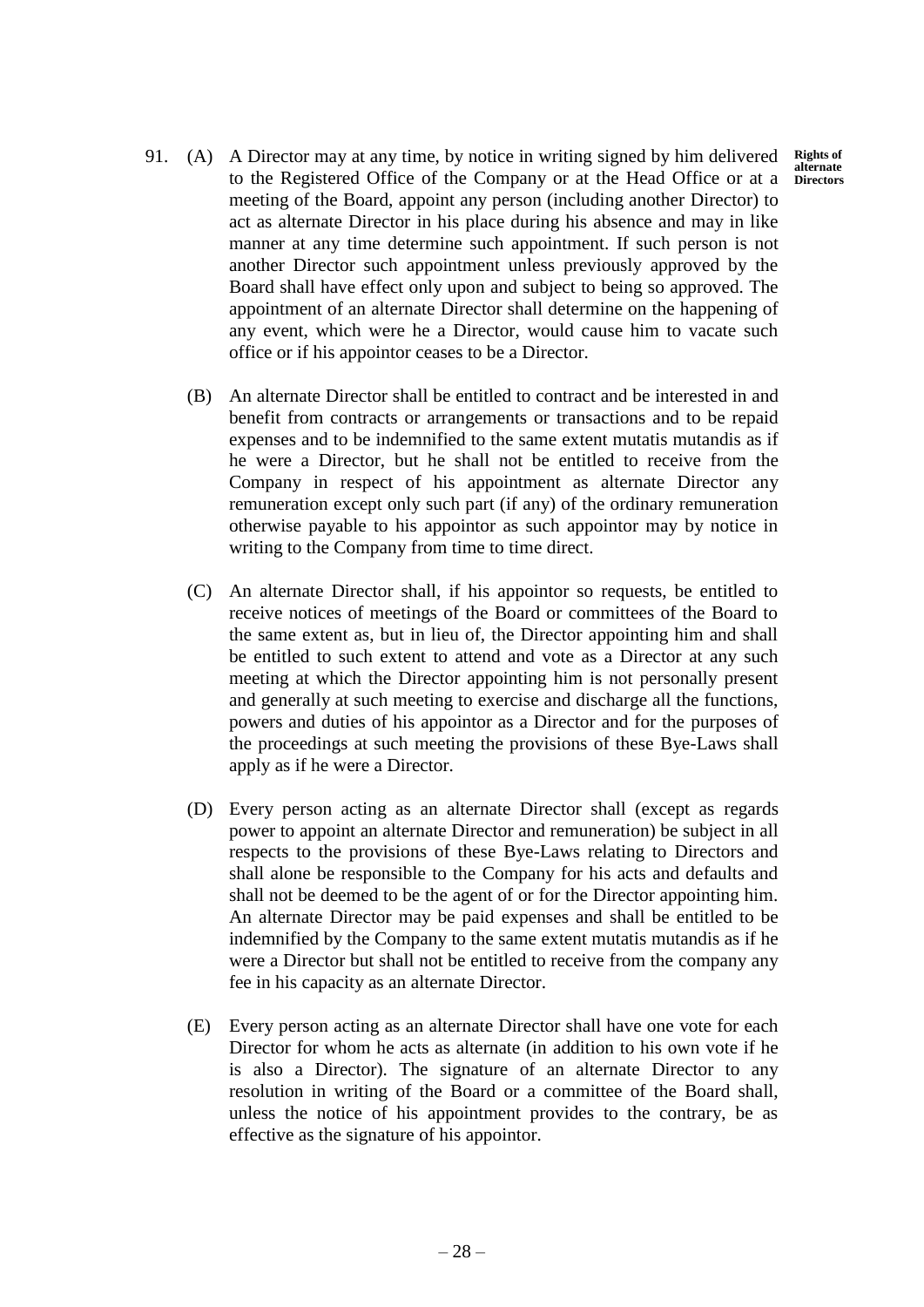**Rights of alternate Directors**

91. (A) A Director may at any time, by notice in writing signed by him delivered to the Registered Office of the Company or at the Head Office or at a meeting of the Board, appoint any person (including another Director) to act as alternate Director in his place during his absence and may in like manner at any time determine such appointment. If such person is not another Director such appointment unless previously approved by the Board shall have effect only upon and subject to being so approved. The appointment of an alternate Director shall determine on the happening of any event, which were he a Director, would cause him to vacate such office or if his appointor ceases to be a Director.

(B) An alternate Director shall be entitled to contract and be interested in and benefit from contracts or arrangements or transactions and to be repaid expenses and to be indemnified to the same extent mutatis mutandis as if he were a Director, but he shall not be entitled to receive from the Company in respect of his appointment as alternate Director any remuneration except only such part (if any) of the ordinary remuneration otherwise payable to his appointor as such appointor may by notice in writing to the Company from time to time direct.

(C) An alternate Director shall, if his appointor so requests, be entitled to receive notices of meetings of the Board or committees of the Board to the same extent as, but in lieu of, the Director appointing him and shall be entitled to such extent to attend and vote as a Director at any such meeting at which the Director appointing him is not personally present and generally at such meeting to exercise and discharge all the functions, powers and duties of his appointor as a Director and for the purposes of the proceedings at such meeting the provisions of these Bye-Laws shall apply as if he were a Director.

(D) Every person acting as an alternate Director shall (except as regards power to appoint an alternate Director and remuneration) be subject in all respects to the provisions of these Bye-Laws relating to Directors and shall alone be responsible to the Company for his acts and defaults and shall not be deemed to be the agent of or for the Director appointing him. An alternate Director may be paid expenses and shall be entitled to be indemnified by the Company to the same extent mutatis mutandis as if he were a Director but shall not be entitled to receive from the company any fee in his capacity as an alternate Director.

(E) Every person acting as an alternate Director shall have one vote for each Director for whom he acts as alternate (in addition to his own vote if he is also a Director). The signature of an alternate Director to any resolution in writing of the Board or a committee of the Board shall, unless the notice of his appointment provides to the contrary, be as effective as the signature of his appointor.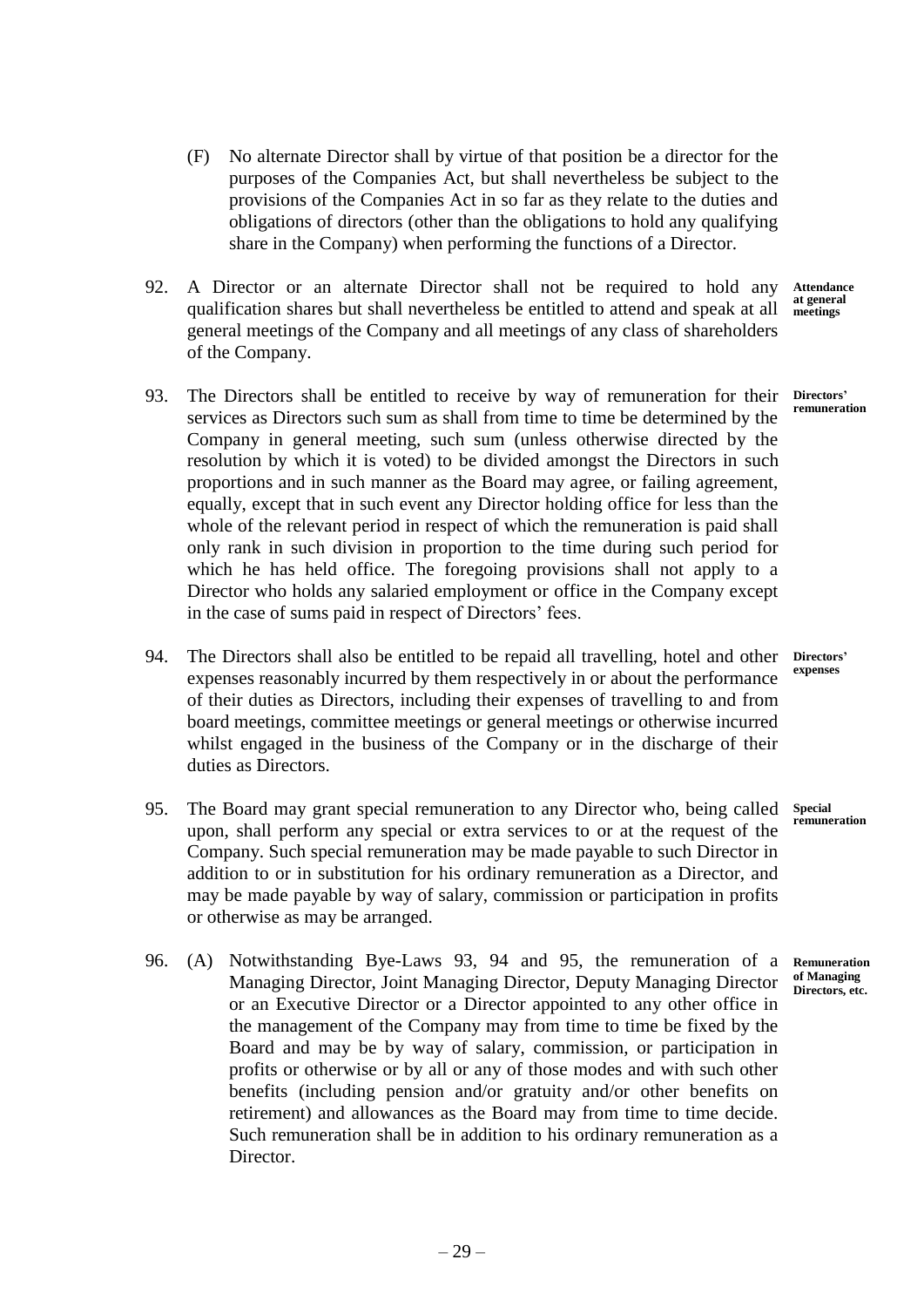(F) No alternate Director shall by virtue of that position be a director for the purposes of the Companies Act, but shall nevertheless be subject to the provisions of the Companies Act in so far as they relate to the duties and obligations of directors (other than the obligations to hold any qualifying share in the Company) when performing the functions of a Director.

**Attendance at general meetings**

92. A Director or an alternate Director shall not be required to hold any qualification shares but shall nevertheless be entitled to attend and speak at all general meetings of the Company and all meetings of any class of shareholders of the Company.

**Directors' remuneration**

93. The Directors shall be entitled to receive by way of remuneration for their services as Directors such sum as shall from time to time be determined by the Company in general meeting, such sum (unless otherwise directed by the resolution by which it is voted) to be divided amongst the Directors in such proportions and in such manner as the Board may agree, or failing agreement, equally, except that in such event any Director holding office for less than the whole of the relevant period in respect of which the remuneration is paid shall only rank in such division in proportion to the time during such period for which he has held office. The foregoing provisions shall not apply to a Director who holds any salaried employment or office in the Company except in the case of sums paid in respect of Directors' fees.

**Directors' expenses**

94. The Directors shall also be entitled to be repaid all travelling, hotel and other expenses reasonably incurred by them respectively in or about the performance of their duties as Directors, including their expenses of travelling to and from board meetings, committee meetings or general meetings or otherwise incurred whilst engaged in the business of the Company or in the discharge of their duties as Directors.

**Special remuneration**

95. The Board may grant special remuneration to any Director who, being called upon, shall perform any special or extra services to or at the request of the Company. Such special remuneration may be made payable to such Director in addition to or in substitution for his ordinary remuneration as a Director, and may be made payable by way of salary, commission or participation in profits or otherwise as may be arranged.

**Remuneration of Managing Directors, etc.**

96. (A) Notwithstanding Bye-Laws 93, 94 and 95, the remuneration of a Managing Director, Joint Managing Director, Deputy Managing Director or an Executive Director or a Director appointed to any other office in the management of the Company may from time to time be fixed by the Board and may be by way of salary, commission, or participation in profits or otherwise or by all or any of those modes and with such other benefits (including pension and/or gratuity and/or other benefits on retirement) and allowances as the Board may from time to time decide. Such remuneration shall be in addition to his ordinary remuneration as a Director.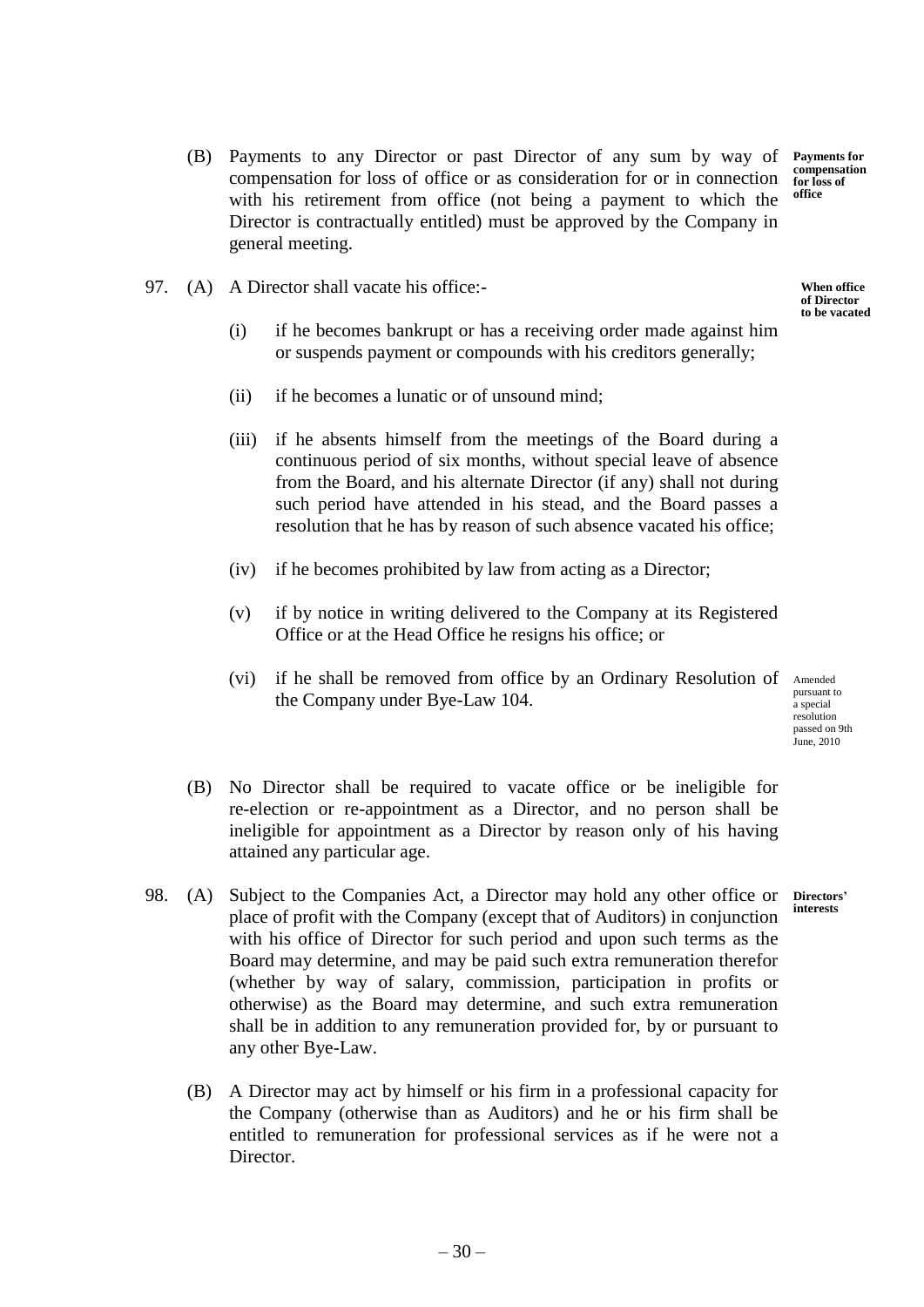(B) Payments to any Director or past Director of any sum by way of compensation for loss of office or as consideration for or in connection with his retirement from office (not being a payment to which the Director is contractually entitled) must be approved by the Company in general meeting.

**Payments for compensation for loss of office**

97. (A) A Director shall vacate his office:-

**When office of Director to be vacated**

(i) if he becomes bankrupt or has a receiving order made against him or suspends payment or compounds with his creditors generally;

(ii) if he becomes a lunatic or of unsound mind;

(iii) if he absents himself from the meetings of the Board during a continuous period of six months, without special leave of absence from the Board, and his alternate Director (if any) shall not during such period have attended in his stead, and the Board passes a resolution that he has by reason of such absence vacated his office;

(iv) if he becomes prohibited by law from acting as a Director;

(v) if by notice in writing delivered to the Company at its Registered Office or at the Head Office he resigns his office; or

(vi) if he shall be removed from office by an Ordinary Resolution of the Company under Bye-Law 104.

Amended pursuant to a special resolution passed on 9th June, 2010

(B) No Director shall be required to vacate office or be ineligible for re-election or re-appointment as a Director, and no person shall be ineligible for appointment as a Director by reason only of his having attained any particular age.

98. (A) Subject to the Companies Act, a Director may hold any other office or place of profit with the Company (except that of Auditors) in conjunction with his office of Director for such period and upon such terms as the Board may determine, and may be paid such extra remuneration therefor (whether by way of salary, commission, participation in profits or otherwise) as the Board may determine, and such extra remuneration shall be in addition to any remuneration provided for, by or pursuant to any other Bye-Law.

**Directors' interests**

(B) A Director may act by himself or his firm in a professional capacity for the Company (otherwise than as Auditors) and he or his firm shall be entitled to remuneration for professional services as if he were not a Director.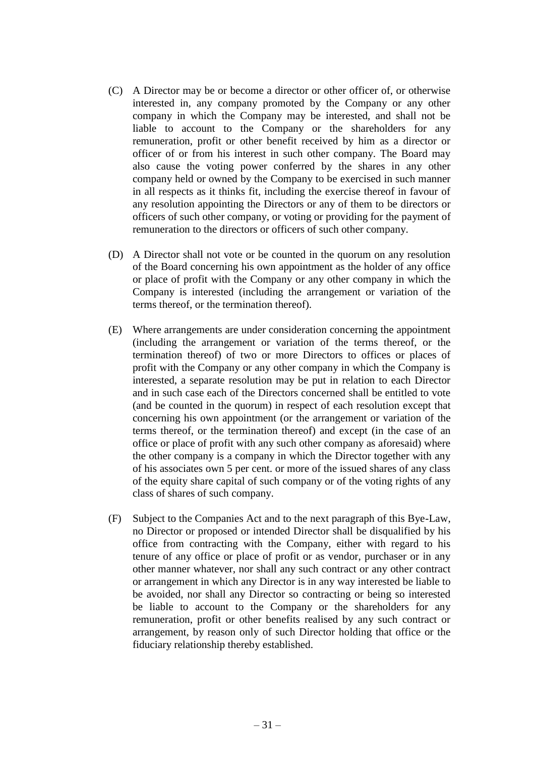(C) A Director may be or become a director or other officer of, or otherwise interested in, any company promoted by the Company or any other company in which the Company may be interested, and shall not be liable to account to the Company or the shareholders for any remuneration, profit or other benefit received by him as a director or officer of or from his interest in such other company. The Board may also cause the voting power conferred by the shares in any other company held or owned by the Company to be exercised in such manner in all respects as it thinks fit, including the exercise thereof in favour of any resolution appointing the Directors or any of them to be directors or officers of such other company, or voting or providing for the payment of remuneration to the directors or officers of such other company.

(D) A Director shall not vote or be counted in the quorum on any resolution of the Board concerning his own appointment as the holder of any office or place of profit with the Company or any other company in which the Company is interested (including the arrangement or variation of the terms thereof, or the termination thereof).

(E) Where arrangements are under consideration concerning the appointment (including the arrangement or variation of the terms thereof, or the termination thereof) of two or more Directors to offices or places of profit with the Company or any other company in which the Company is interested, a separate resolution may be put in relation to each Director and in such case each of the Directors concerned shall be entitled to vote (and be counted in the quorum) in respect of each resolution except that concerning his own appointment (or the arrangement or variation of the terms thereof, or the termination thereof) and except (in the case of an office or place of profit with any such other company as aforesaid) where the other company is a company in which the Director together with any of his associates own 5 per cent. or more of the issued shares of any class of the equity share capital of such company or of the voting rights of any class of shares of such company.

(F) Subject to the Companies Act and to the next paragraph of this Bye-Law, no Director or proposed or intended Director shall be disqualified by his office from contracting with the Company, either with regard to his tenure of any office or place of profit or as vendor, purchaser or in any other manner whatever, nor shall any such contract or any other contract or arrangement in which any Director is in any way interested be liable to be avoided, nor shall any Director so contracting or being so interested be liable to account to the Company or the shareholders for any remuneration, profit or other benefits realised by any such contract or arrangement, by reason only of such Director holding that office or the fiduciary relationship thereby established.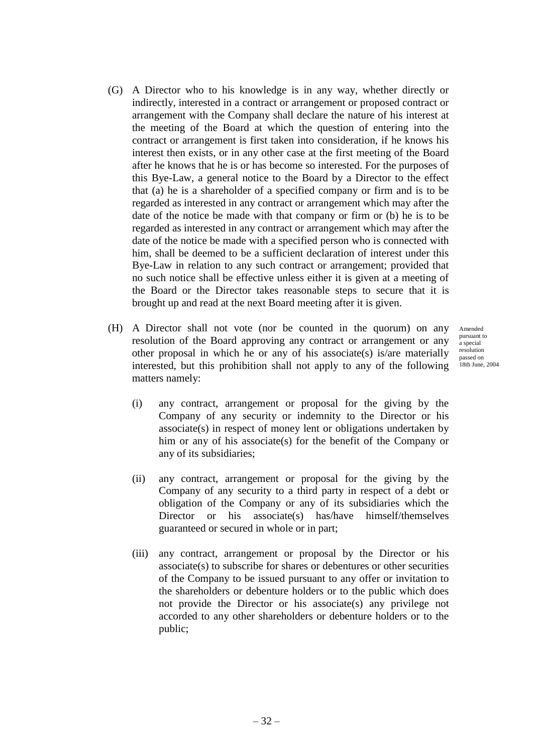(G) A Director who to his knowledge is in any way, whether directly or indirectly, interested in a contract or arrangement or proposed contract or arrangement with the Company shall declare the nature of his interest at the meeting of the Board at which the question of entering into the contract or arrangement is first taken into consideration, if he knows his interest then exists, or in any other case at the first meeting of the Board after he knows that he is or has become so interested. For the purposes of this Bye-Law, a general notice to the Board by a Director to the effect that (a) he is a shareholder of a specified company or firm and is to be regarded as interested in any contract or arrangement which may after the date of the notice be made with that company or firm or (b) he is to be regarded as interested in any contract or arrangement which may after the date of the notice be made with a specified person who is connected with him, shall be deemed to be a sufficient declaration of interest under this Bye-Law in relation to any such contract or arrangement; provided that no such notice shall be effective unless either it is given at a meeting of the Board or the Director takes reasonable steps to secure that it is brought up and read at the next Board meeting after it is given.

(H) A Director shall not vote (nor be counted in the quorum) on any resolution of the Board approving any contract or arrangement or any other proposal in which he or any of his associate(s) is/are materially interested, but this prohibition shall not apply to any of the following matters namely:

*Amended pursuant to a special resolution passed on 18th June, 2004*

(i) any contract, arrangement or proposal for the giving by the Company of any security or indemnity to the Director or his associate(s) in respect of money lent or obligations undertaken by him or any of his associate(s) for the benefit of the Company or any of its subsidiaries;

(ii) any contract, arrangement or proposal for the giving by the Company of any security to a third party in respect of a debt or obligation of the Company or any of its subsidiaries which the Director or his associate(s) has/have himself/themselves guaranteed or secured in whole or in part;

(iii) any contract, arrangement or proposal by the Director or his associate(s) to subscribe for shares or debentures or other securities of the Company to be issued pursuant to any offer or invitation to the shareholders or debenture holders or to the public which does not provide the Director or his associate(s) any privilege not accorded to any other shareholders or debenture holders or to the public;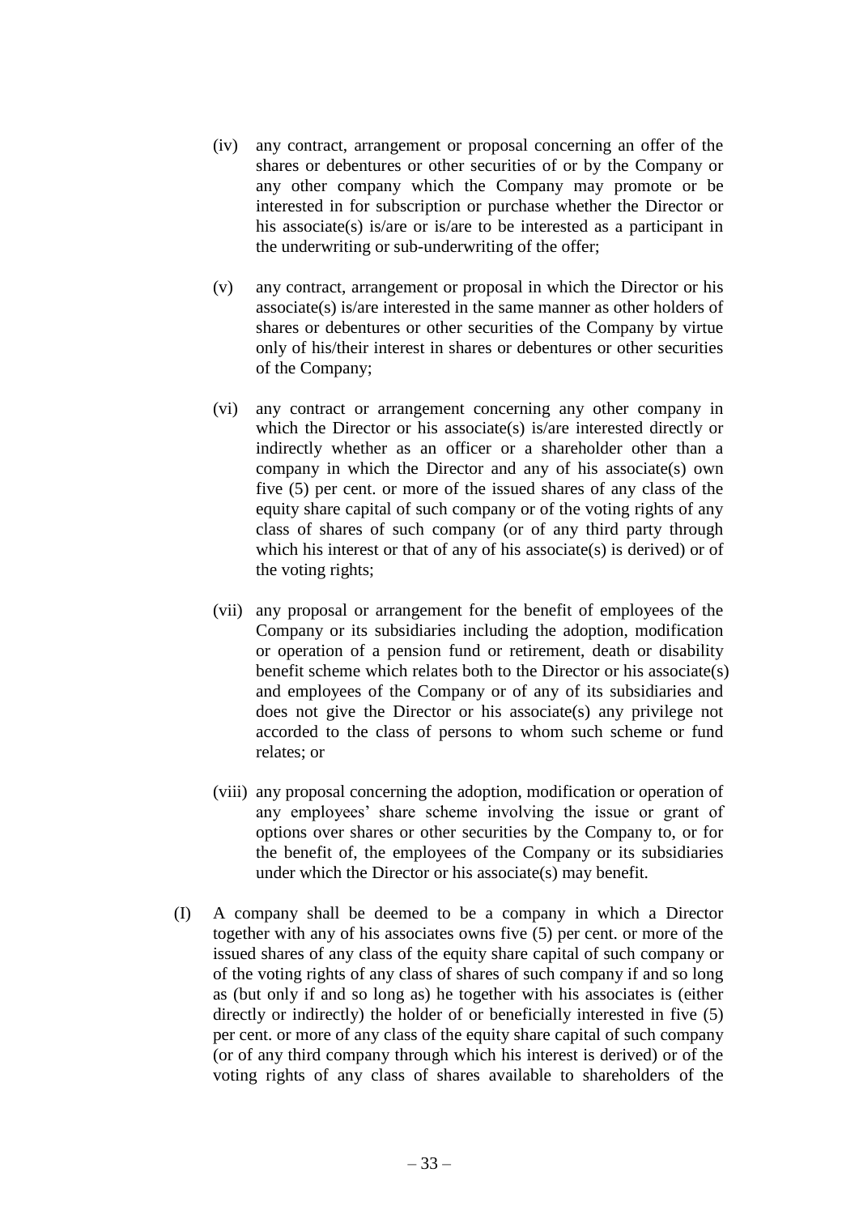(iv) any contract, arrangement or proposal concerning an offer of the shares or debentures or other securities of or by the Company or any other company which the Company may promote or be interested in for subscription or purchase whether the Director or his associate(s) is/are or is/are to be interested as a participant in the underwriting or sub-underwriting of the offer;

(v) any contract, arrangement or proposal in which the Director or his associate(s) is/are interested in the same manner as other holders of shares or debentures or other securities of the Company by virtue only of his/their interest in shares or debentures or other securities of the Company;

(vi) any contract or arrangement concerning any other company in which the Director or his associate(s) is/are interested directly or indirectly whether as an officer or a shareholder other than a company in which the Director and any of his associate(s) own five (5) per cent. or more of the issued shares of any class of the equity share capital of such company or of the voting rights of any class of shares of such company (or of any third party through which his interest or that of any of his associate(s) is derived) or of the voting rights;

(vii) any proposal or arrangement for the benefit of employees of the Company or its subsidiaries including the adoption, modification or operation of a pension fund or retirement, death or disability benefit scheme which relates both to the Director or his associate(s) and employees of the Company or of any of its subsidiaries and does not give the Director or his associate(s) any privilege not accorded to the class of persons to whom such scheme or fund relates; or

(viii) any proposal concerning the adoption, modification or operation of any employees' share scheme involving the issue or grant of options over shares or other securities by the Company to, or for the benefit of, the employees of the Company or its subsidiaries under which the Director or his associate(s) may benefit.

(I) A company shall be deemed to be a company in which a Director together with any of his associates owns five (5) per cent. or more of the issued shares of any class of the equity share capital of such company or of the voting rights of any class of shares of such company if and so long as (but only if and so long as) he together with his associates is (either directly or indirectly) the holder of or beneficially interested in five (5) per cent. or more of any class of the equity share capital of such company (or of any third company through which his interest is derived) or of the voting rights of any class of shares available to shareholders of the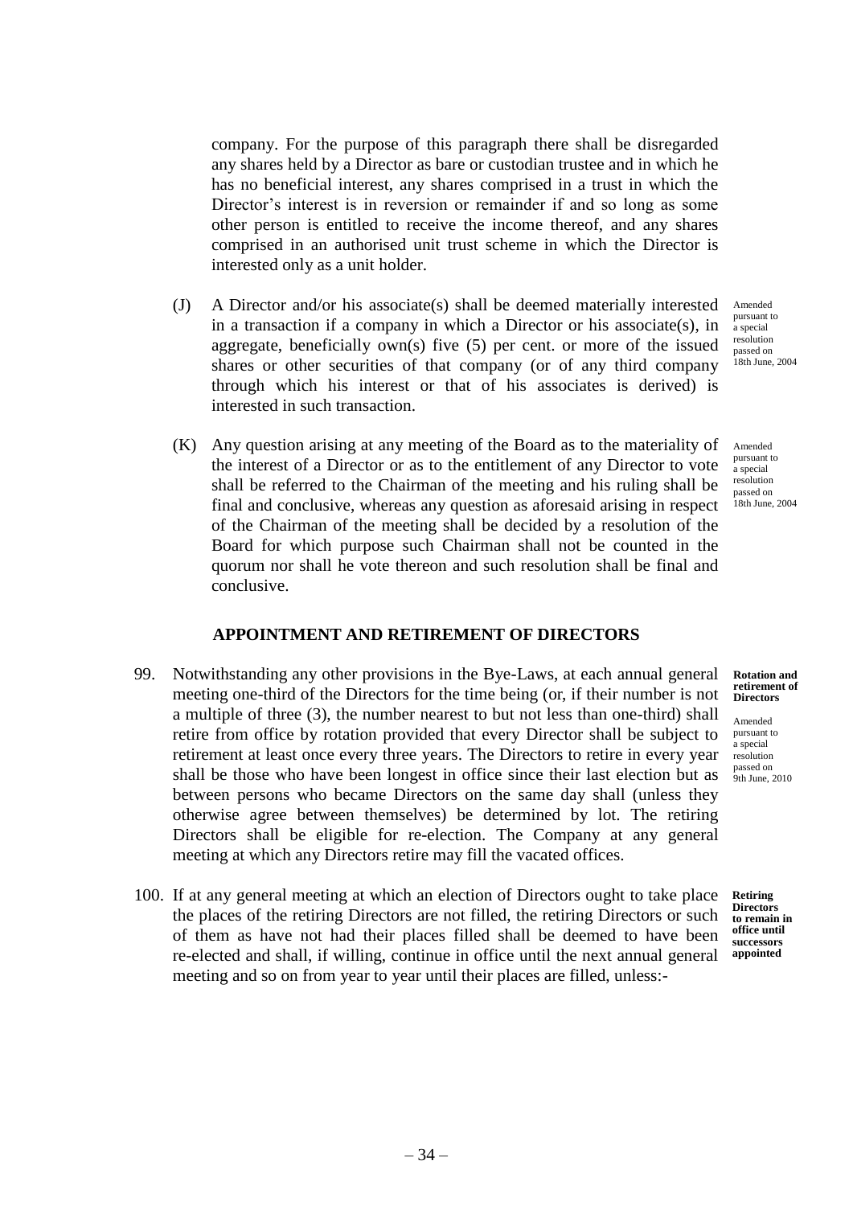company. For the purpose of this paragraph there shall be disregarded any shares held by a Director as bare or custodian trustee and in which he has no beneficial interest, any shares comprised in a trust in which the Director's interest is in reversion or remainder if and so long as some other person is entitled to receive the income thereof, and any shares comprised in an authorised unit trust scheme in which the Director is interested only as a unit holder.

(J) A Director and/or his associate(s) shall be deemed materially interested in a transaction if a company in which a Director or his associate(s), in aggregate, beneficially own(s) five (5) per cent. or more of the issued shares or other securities of that company (or of any third company through which his interest or that of his associates is derived) is interested in such transaction.

Amended pursuant to a special resolution passed on 18th June, 2004

(K) Any question arising at any meeting of the Board as to the materiality of the interest of a Director or as to the entitlement of any Director to vote shall be referred to the Chairman of the meeting and his ruling shall be final and conclusive, whereas any question as aforesaid arising in respect of the Chairman of the meeting shall be decided by a resolution of the Board for which purpose such Chairman shall not be counted in the quorum nor shall he vote thereon and such resolution shall be final and conclusive.

Amended pursuant to a special resolution passed on 18th June, 2004

## APPOINTMENT AND RETIREMENT OF DIRECTORS

**Rotation and retirement of Directors**

Amended pursuant to a special resolution passed on 9th June, 2010

99. Notwithstanding any other provisions in the Bye-Laws, at each annual general meeting one-third of the Directors for the time being (or, if their number is not a multiple of three (3), the number nearest to but not less than one-third) shall retire from office by rotation provided that every Director shall be subject to retirement at least once every three years. The Directors to retire in every year shall be those who have been longest in office since their last election but as between persons who became Directors on the same day shall (unless they otherwise agree between themselves) be determined by lot. The retiring Directors shall be eligible for re-election. The Company at any general meeting at which any Directors retire may fill the vacated offices.

**Retiring Directors to remain in office until successors appointed**

100. If at any general meeting at which an election of Directors ought to take place the places of the retiring Directors are not filled, the retiring Directors or such of them as have not had their places filled shall be deemed to have been re-elected and shall, if willing, continue in office until the next annual general meeting and so on from year to year until their places are filled, unless:-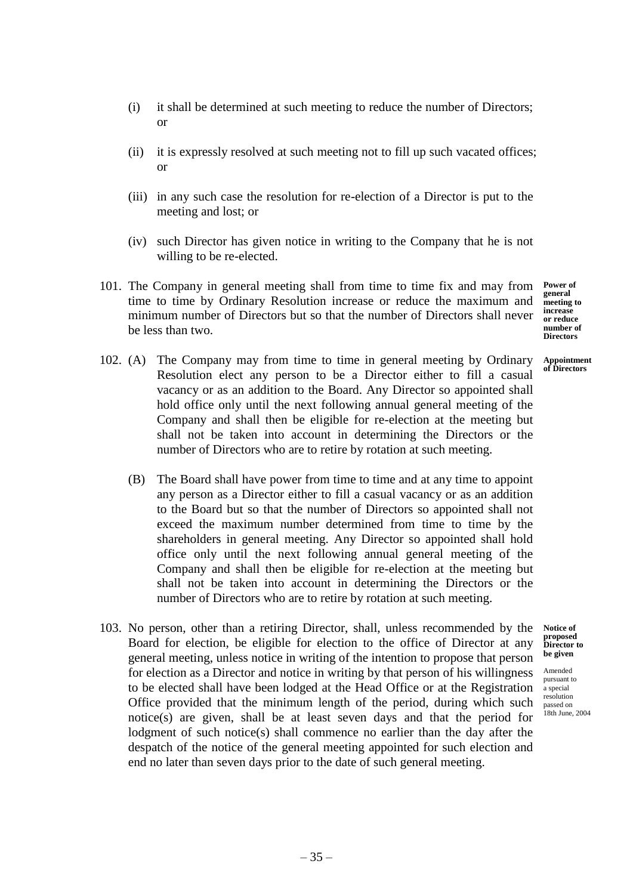(i) it shall be determined at such meeting to reduce the number of Directors; or

(ii) it is expressly resolved at such meeting not to fill up such vacated offices; or

(iii) in any such case the resolution for re-election of a Director is put to the meeting and lost; or

(iv) such Director has given notice in writing to the Company that he is not willing to be re-elected.

**Power of general meeting to increase or reduce number of Directors**

101. The Company in general meeting shall from time to time fix and may from time to time by Ordinary Resolution increase or reduce the maximum and minimum number of Directors but so that the number of Directors shall never be less than two.

**Appointment of Directors**

102. (A) The Company may from time to time in general meeting by Ordinary Resolution elect any person to be a Director either to fill a casual vacancy or as an addition to the Board. Any Director so appointed shall hold office only until the next following annual general meeting of the Company and shall then be eligible for re-election at the meeting but shall not be taken into account in determining the Directors or the number of Directors who are to retire by rotation at such meeting.

(B) The Board shall have power from time to time and at any time to appoint any person as a Director either to fill a casual vacancy or as an addition to the Board but so that the number of Directors so appointed shall not exceed the maximum number determined from time to time by the shareholders in general meeting. Any Director so appointed shall hold office only until the next following annual general meeting of the Company and shall then be eligible for re-election at the meeting but shall not be taken into account in determining the Directors or the number of Directors who are to retire by rotation at such meeting.

**Notice of proposed Director to be given**

Amended pursuant to a special resolution passed on 18th June, 2004

103. No person, other than a retiring Director, shall, unless recommended by the Board for election, be eligible for election to the office of Director at any general meeting, unless notice in writing of the intention to propose that person for election as a Director and notice in writing by that person of his willingness to be elected shall have been lodged at the Head Office or at the Registration Office provided that the minimum length of the period, during which such notice(s) are given, shall be at least seven days and that the period for lodgment of such notice(s) shall commence no earlier than the day after the despatch of the notice of the general meeting appointed for such election and end no later than seven days prior to the date of such general meeting.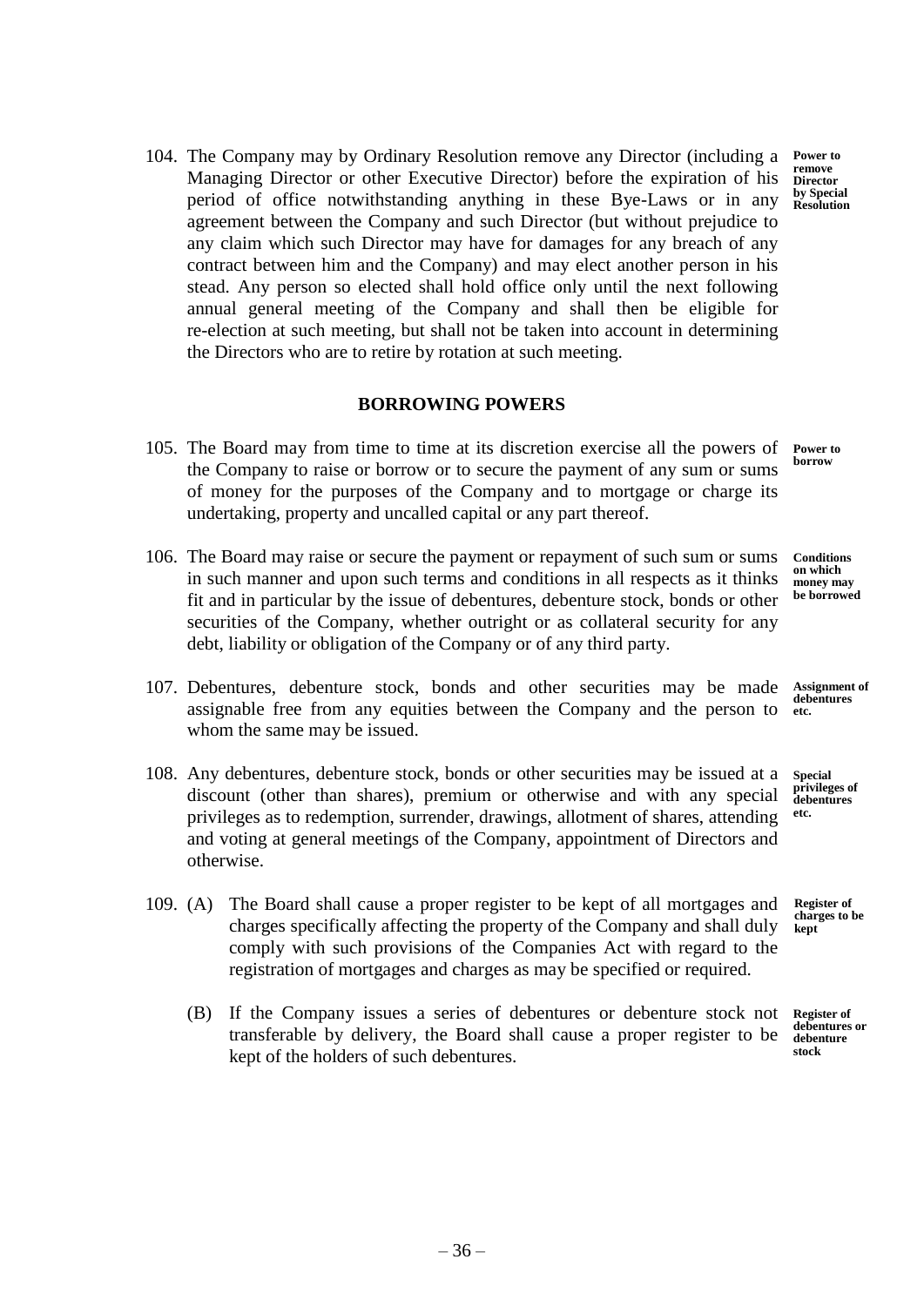104. The Company may by Ordinary Resolution remove any Director (including a Managing Director or other Executive Director) before the expiration of his period of office notwithstanding anything in these Bye-Laws or in any agreement between the Company and such Director (but without prejudice to any claim which such Director may have for damages for any breach of any contract between him and the Company) and may elect another person in his stead. Any person so elected shall hold office only until the next following annual general meeting of the Company and shall then be eligible for re-election at such meeting, but shall not be taken into account in determining the Directors who are to retire by rotation at such meeting.

**Power to remove Director by Special Resolution**

## BORROWING POWERS

105. The Board may from time to time at its discretion exercise all the powers of the Company to raise or borrow or to secure the payment of any sum or sums of money for the purposes of the Company and to mortgage or charge its undertaking, property and uncalled capital or any part thereof.

**Power to borrow**

106. The Board may raise or secure the payment or repayment of such sum or sums in such manner and upon such terms and conditions in all respects as it thinks fit and in particular by the issue of debentures, debenture stock, bonds or other securities of the Company, whether outright or as collateral security for any debt, liability or obligation of the Company or of any third party.

**Conditions on which money may be borrowed**

107. Debentures, debenture stock, bonds and other securities may be made assignable free from any equities between the Company and the person to whom the same may be issued.

**Assignment of debentures etc.**

108. Any debentures, debenture stock, bonds or other securities may be issued at a discount (other than shares), premium or otherwise and with any special privileges as to redemption, surrender, drawings, allotment of shares, attending and voting at general meetings of the Company, appointment of Directors and otherwise.

**Special privileges of debentures etc.**

109. (A) The Board shall cause a proper register to be kept of all mortgages and charges specifically affecting the property of the Company and shall duly comply with such provisions of the Companies Act with regard to the registration of mortgages and charges as may be specified or required.

**Register of charges to be kept**

(B) If the Company issues a series of debentures or debenture stock not transferable by delivery, the Board shall cause a proper register to be kept of the holders of such debentures.

**Register of debentures or debenture stock**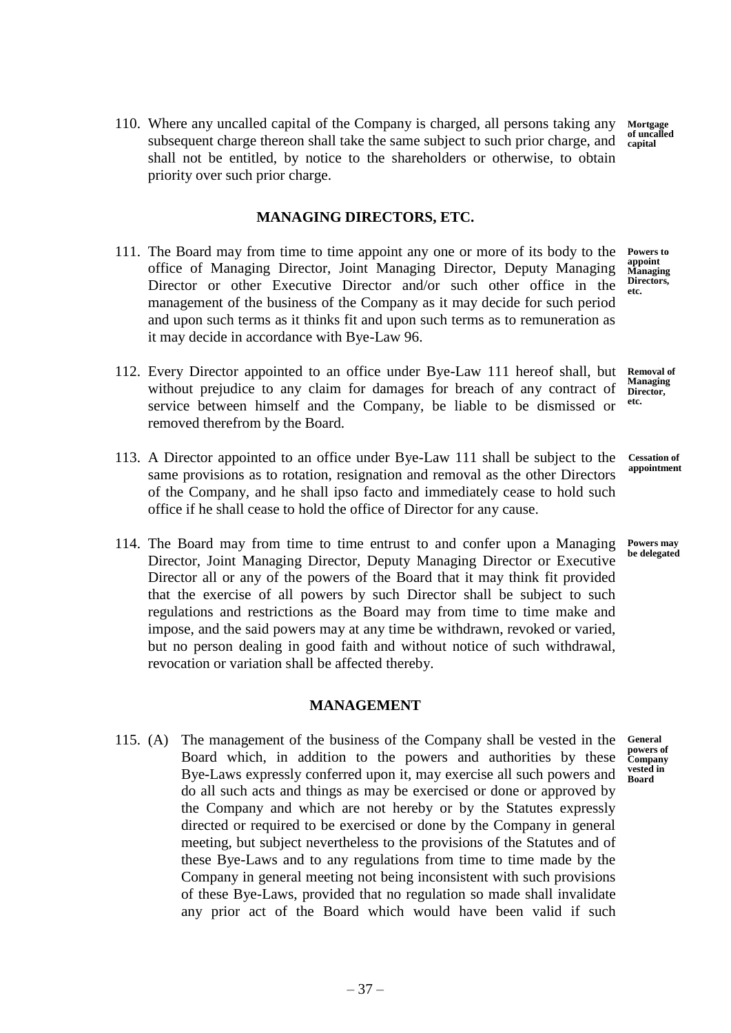110. Where any uncalled capital of the Company is charged, all persons taking any subsequent charge thereon shall take the same subject to such prior charge, and shall not be entitled, by notice to the shareholders or otherwise, to obtain priority over such prior charge. **Mortgage of uncalled capital**

## MANAGING DIRECTORS, ETC.

111. The Board may from time to time appoint any one or more of its body to the office of Managing Director, Joint Managing Director, Deputy Managing Director or other Executive Director and/or such other office in the management of the business of the Company as it may decide for such period and upon such terms as it thinks fit and upon such terms as to remuneration as it may decide in accordance with Bye-Law 96. **Powers to appoint Managing Directors, etc.**

112. Every Director appointed to an office under Bye-Law 111 hereof shall, but without prejudice to any claim for damages for breach of any contract of service between himself and the Company, be liable to be dismissed or removed therefrom by the Board. **Removal of Managing Director, etc.**

113. A Director appointed to an office under Bye-Law 111 shall be subject to the same provisions as to rotation, resignation and removal as the other Directors of the Company, and he shall ipso facto and immediately cease to hold such office if he shall cease to hold the office of Director for any cause. **Cessation of appointment**

114. The Board may from time to time entrust to and confer upon a Managing Director, Joint Managing Director, Deputy Managing Director or Executive Director all or any of the powers of the Board that it may think fit provided that the exercise of all powers by such Director shall be subject to such regulations and restrictions as the Board may from time to time make and impose, and the said powers may at any time be withdrawn, revoked or varied, but no person dealing in good faith and without notice of such withdrawal, revocation or variation shall be affected thereby. **Powers may be delegated**

## MANAGEMENT

115. (A) The management of the business of the Company shall be vested in the Board which, in addition to the powers and authorities by these Bye-Laws expressly conferred upon it, may exercise all such powers and do all such acts and things as may be exercised or done or approved by the Company and which are not hereby or by the Statutes expressly directed or required to be exercised or done by the Company in general meeting, but subject nevertheless to the provisions of the Statutes and of these Bye-Laws and to any regulations from time to time made by the Company in general meeting not being inconsistent with such provisions of these Bye-Laws, provided that no regulation so made shall invalidate any prior act of the Board which would have been valid if such **General powers of Company vested in Board**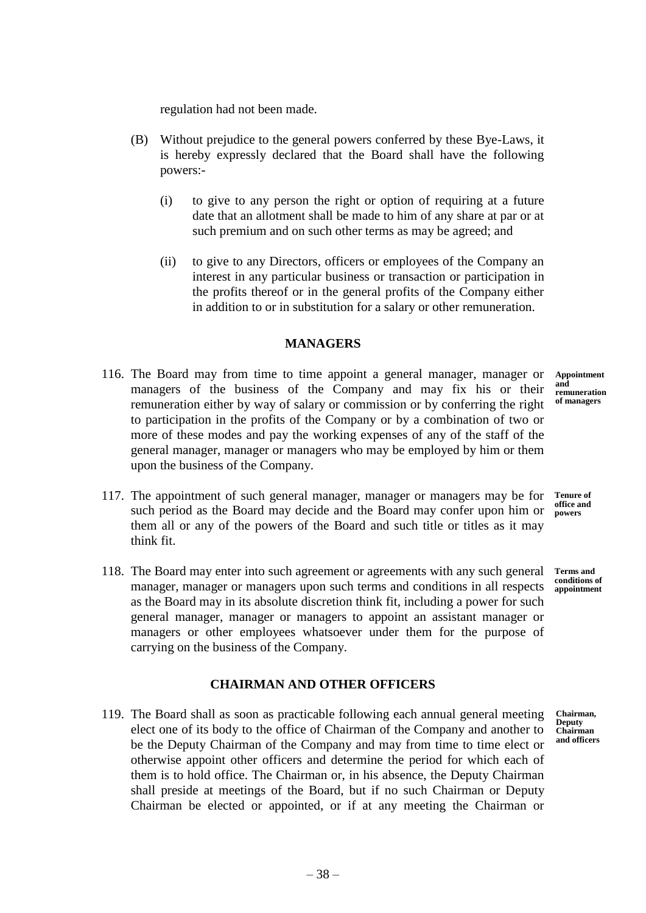regulation had not been made.

(B) Without prejudice to the general powers conferred by these Bye-Laws, it is hereby expressly declared that the Board shall have the following powers:-

(i) to give to any person the right or option of requiring at a future date that an allotment shall be made to him of any share at par or at such premium and on such other terms as may be agreed; and

(ii) to give to any Directors, officers or employees of the Company an interest in any particular business or transaction or participation in the profits thereof or in the general profits of the Company either in addition to or in substitution for a salary or other remuneration.

## MANAGERS

**Appointment and remuneration of managers**

116. The Board may from time to time appoint a general manager, manager or managers of the business of the Company and may fix his or their remuneration either by way of salary or commission or by conferring the right to participation in the profits of the Company or by a combination of two or more of these modes and pay the working expenses of any of the staff of the general manager, manager or managers who may be employed by him or them upon the business of the Company.

**Tenure of office and powers**

117. The appointment of such general manager, manager or managers may be for such period as the Board may decide and the Board may confer upon him or them all or any of the powers of the Board and such title or titles as it may think fit.

**Terms and conditions of appointment**

118. The Board may enter into such agreement or agreements with any such general manager, manager or managers upon such terms and conditions in all respects as the Board may in its absolute discretion think fit, including a power for such general manager, manager or managers to appoint an assistant manager or managers or other employees whatsoever under them for the purpose of carrying on the business of the Company.

## CHAIRMAN AND OTHER OFFICERS

**Chairman, Deputy Chairman and officers**

119. The Board shall as soon as practicable following each annual general meeting elect one of its body to the office of Chairman of the Company and another to be the Deputy Chairman of the Company and may from time to time elect or otherwise appoint other officers and determine the period for which each of them is to hold office. The Chairman or, in his absence, the Deputy Chairman shall preside at meetings of the Board, but if no such Chairman or Deputy Chairman be elected or appointed, or if at any meeting the Chairman or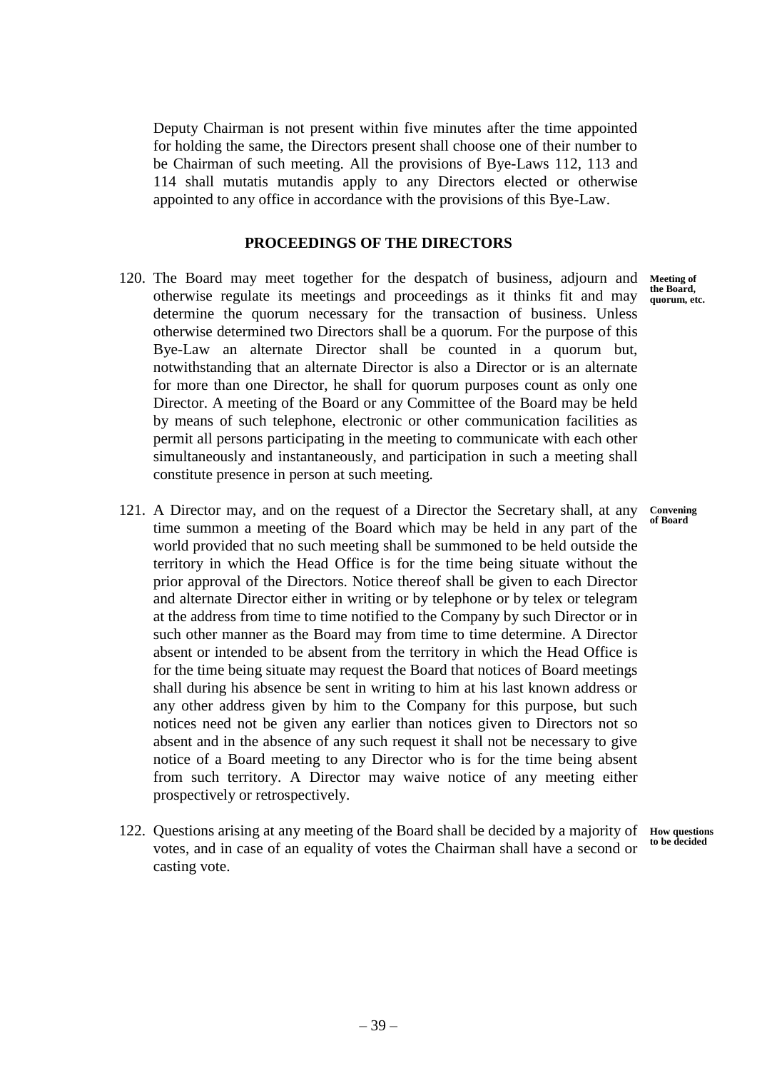Deputy Chairman is not present within five minutes after the time appointed for holding the same, the Directors present shall choose one of their number to be Chairman of such meeting. All the provisions of Bye-Laws 112, 113 and 114 shall mutatis mutandis apply to any Directors elected or otherwise appointed to any office in accordance with the provisions of this Bye-Law.

## PROCEEDINGS OF THE DIRECTORS

120. The Board may meet together for the despatch of business, adjourn and otherwise regulate its meetings and proceedings as it thinks fit and may determine the quorum necessary for the transaction of business. Unless otherwise determined two Directors shall be a quorum. For the purpose of this Bye-Law an alternate Director shall be counted in a quorum but, notwithstanding that an alternate Director is also a Director or is an alternate for more than one Director, he shall for quorum purposes count as only one Director. A meeting of the Board or any Committee of the Board may be held by means of such telephone, electronic or other communication facilities as permit all persons participating in the meeting to communicate with each other simultaneously and instantaneously, and participation in such a meeting shall constitute presence in person at such meeting.

**Meeting of the Board, quorum, etc.**

121. A Director may, and on the request of a Director the Secretary shall, at any time summon a meeting of the Board which may be held in any part of the world provided that no such meeting shall be summoned to be held outside the territory in which the Head Office is for the time being situate without the prior approval of the Directors. Notice thereof shall be given to each Director and alternate Director either in writing or by telephone or by telex or telegram at the address from time to time notified to the Company by such Director or in such other manner as the Board may from time to time determine. A Director absent or intended to be absent from the territory in which the Head Office is for the time being situate may request the Board that notices of Board meetings shall during his absence be sent in writing to him at his last known address or any other address given by him to the Company for this purpose, but such notices need not be given any earlier than notices given to Directors not so absent and in the absence of any such request it shall not be necessary to give notice of a Board meeting to any Director who is for the time being absent from such territory. A Director may waive notice of any meeting either prospectively or retrospectively.

**Convening of Board**

122. Questions arising at any meeting of the Board shall be decided by a majority of votes, and in case of an equality of votes the Chairman shall have a second or casting vote.

**How questions to be decided**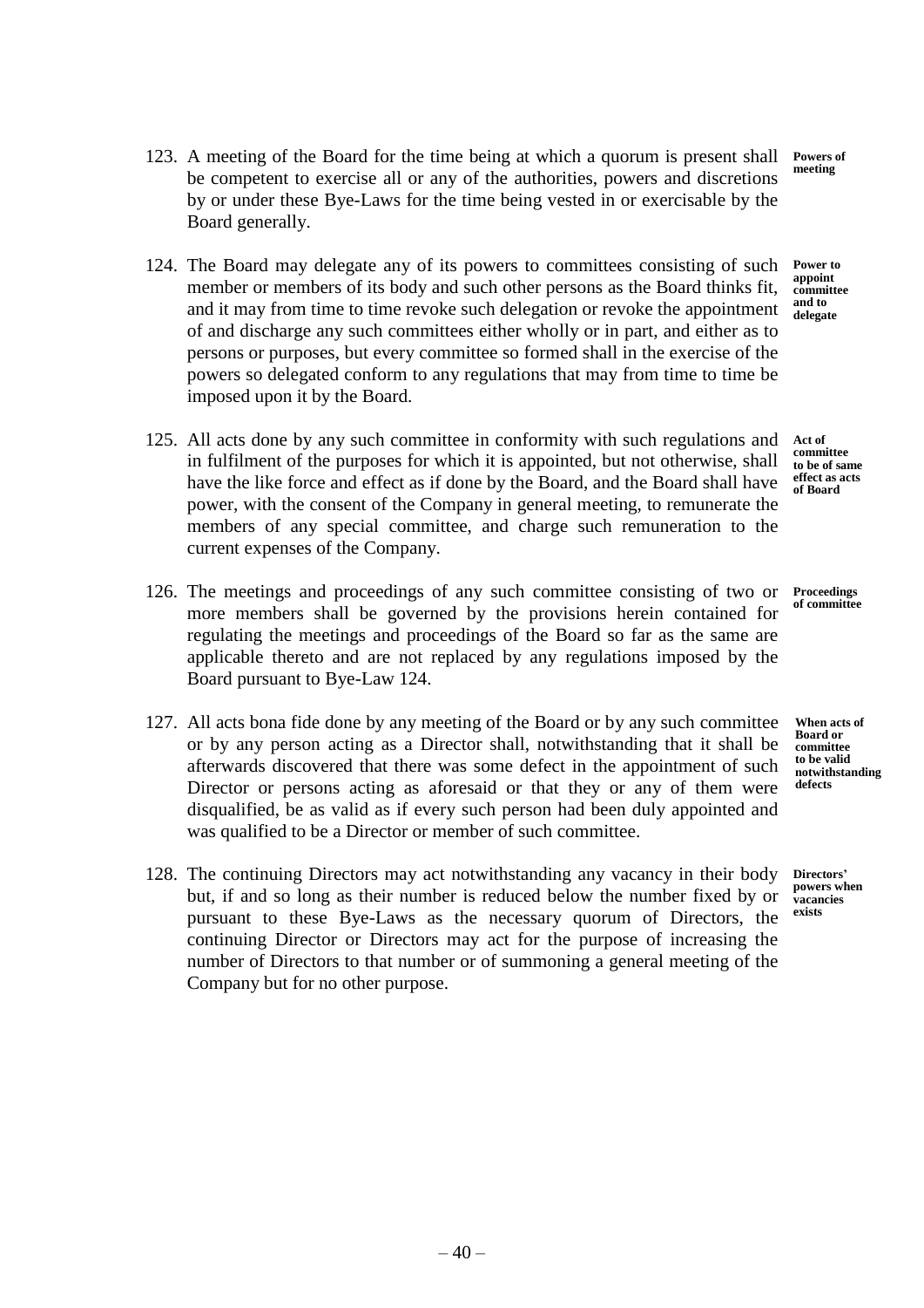123. A meeting of the Board for the time being at which a quorum is present shall be competent to exercise all or any of the authorities, powers and discretions by or under these Bye-Laws for the time being vested in or exercisable by the Board generally.

**Powers of meeting**

124. The Board may delegate any of its powers to committees consisting of such member or members of its body and such other persons as the Board thinks fit, and it may from time to time revoke such delegation or revoke the appointment of and discharge any such committees either wholly or in part, and either as to persons or purposes, but every committee so formed shall in the exercise of the powers so delegated conform to any regulations that may from time to time be imposed upon it by the Board.

**Power to appoint committee and to delegate**

125. All acts done by any such committee in conformity with such regulations and in fulfilment of the purposes for which it is appointed, but not otherwise, shall have the like force and effect as if done by the Board, and the Board shall have power, with the consent of the Company in general meeting, to remunerate the members of any special committee, and charge such remuneration to the current expenses of the Company.

**Act of committee to be of same effect as acts of Board**

126. The meetings and proceedings of any such committee consisting of two or more members shall be governed by the provisions herein contained for regulating the meetings and proceedings of the Board so far as the same are applicable thereto and are not replaced by any regulations imposed by the Board pursuant to Bye-Law 124.

**Proceedings of committee**

127. All acts bona fide done by any meeting of the Board or by any such committee or by any person acting as a Director shall, notwithstanding that it shall be afterwards discovered that there was some defect in the appointment of such Director or persons acting as aforesaid or that they or any of them were disqualified, be as valid as if every such person had been duly appointed and was qualified to be a Director or member of such committee.

**When acts of Board or committee to be valid notwithstanding defects**

128. The continuing Directors may act notwithstanding any vacancy in their body but, if and so long as their number is reduced below the number fixed by or pursuant to these Bye-Laws as the necessary quorum of Directors, the continuing Director or Directors may act for the purpose of increasing the number of Directors to that number or of summoning a general meeting of the Company but for no other purpose.

**Directors' powers when vacancies exists**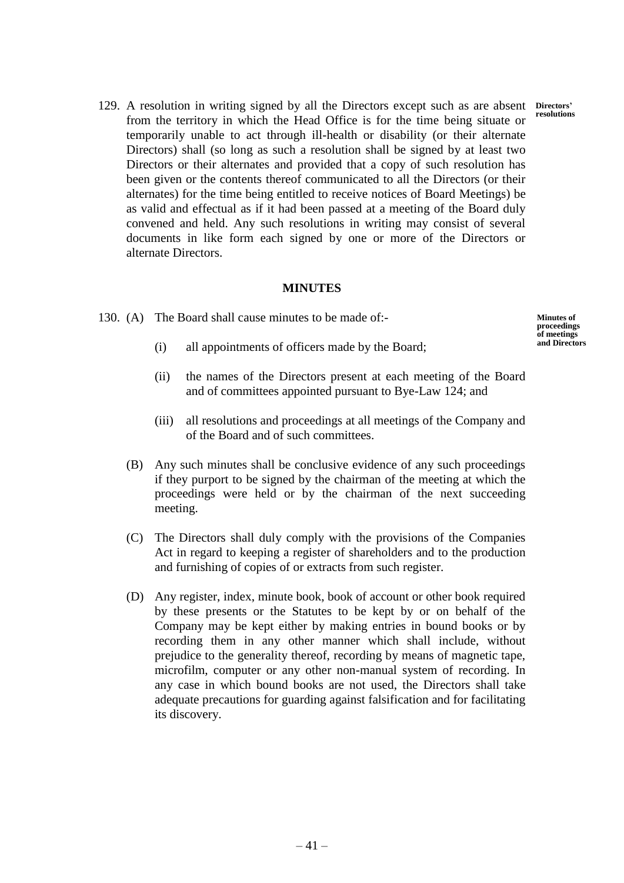129. A resolution in writing signed by all the Directors except such as are absent from the territory in which the Head Office is for the time being situate or temporarily unable to act through ill-health or disability (or their alternate Directors) shall (so long as such a resolution shall be signed by at least two Directors or their alternates and provided that a copy of such resolution has been given or the contents thereof communicated to all the Directors (or their alternates) for the time being entitled to receive notices of Board Meetings) be as valid and effectual as if it had been passed at a meeting of the Board duly convened and held. Any such resolutions in writing may consist of several documents in like form each signed by one or more of the Directors or alternate Directors.

**Directors' resolutions**

## MINUTES

130. (A) The Board shall cause minutes to be made of:-

**Minutes of proceedings of meetings and Directors**

(i) all appointments of officers made by the Board;

(ii) the names of the Directors present at each meeting of the Board and of committees appointed pursuant to Bye-Law 124; and

(iii) all resolutions and proceedings at all meetings of the Company and of the Board and of such committees.

(B) Any such minutes shall be conclusive evidence of any such proceedings if they purport to be signed by the chairman of the meeting at which the proceedings were held or by the chairman of the next succeeding meeting.

(C) The Directors shall duly comply with the provisions of the Companies Act in regard to keeping a register of shareholders and to the production and furnishing of copies of or extracts from such register.

(D) Any register, index, minute book, book of account or other book required by these presents or the Statutes to be kept by or on behalf of the Company may be kept either by making entries in bound books or by recording them in any other manner which shall include, without prejudice to the generality thereof, recording by means of magnetic tape, microfilm, computer or any other non-manual system of recording. In any case in which bound books are not used, the Directors shall take adequate precautions for guarding against falsification and for facilitating its discovery.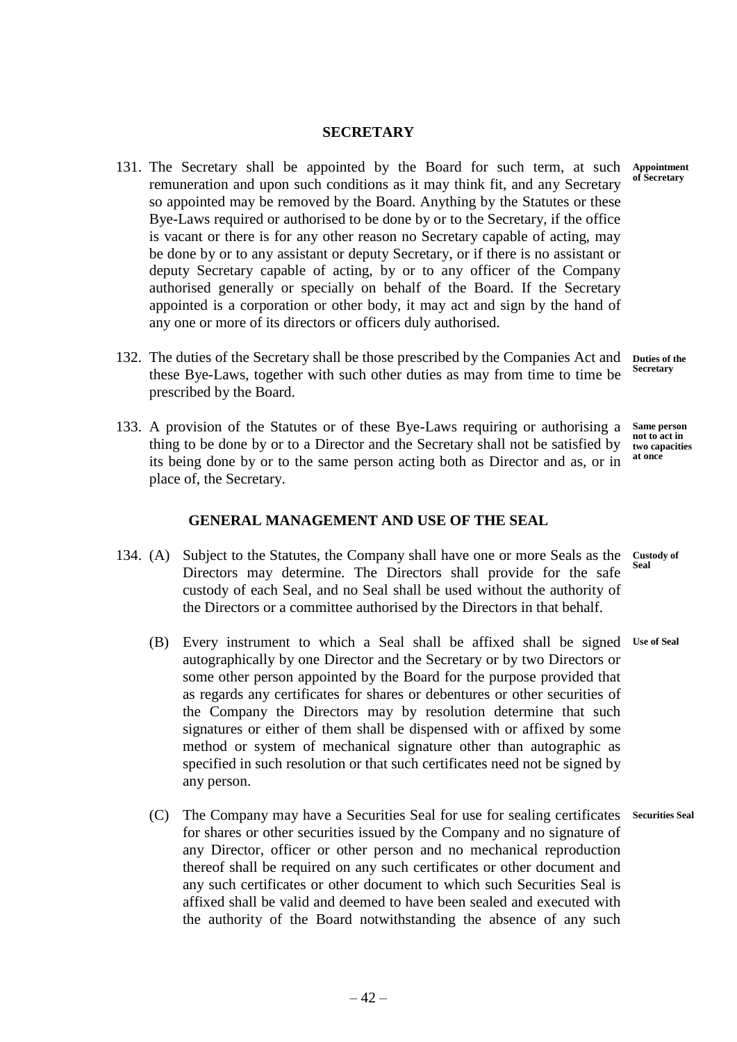## SECRETARY

131. The Secretary shall be appointed by the Board for such term, at such remuneration and upon such conditions as it may think fit, and any Secretary so appointed may be removed by the Board. Anything by the Statutes or these Bye-Laws required or authorised to be done by or to the Secretary, if the office is vacant or there is for any other reason no Secretary capable of acting, may be done by or to any assistant or deputy Secretary, or if there is no assistant or deputy Secretary capable of acting, by or to any officer of the Company authorised generally or specially on behalf of the Board. If the Secretary appointed is a corporation or other body, it may act and sign by the hand of any one or more of its directors or officers duly authorised. **Appointment of Secretary**

132. The duties of the Secretary shall be those prescribed by the Companies Act and these Bye-Laws, together with such other duties as may from time to time be prescribed by the Board. **Duties of the Secretary**

133. A provision of the Statutes or of these Bye-Laws requiring or authorising a thing to be done by or to a Director and the Secretary shall not be satisfied by its being done by or to the same person acting both as Director and as, or in place of, the Secretary. **Same person not to act in two capacities at once**

## GENERAL MANAGEMENT AND USE OF THE SEAL

134. (A) Subject to the Statutes, the Company shall have one or more Seals as the Directors may determine. The Directors shall provide for the safe custody of each Seal, and no Seal shall be used without the authority of the Directors or a committee authorised by the Directors in that behalf. **Custody of Seal**

(B) Every instrument to which a Seal shall be affixed shall be signed autographically by one Director and the Secretary or by two Directors or some other person appointed by the Board for the purpose provided that as regards any certificates for shares or debentures or other securities of the Company the Directors may by resolution determine that such signatures or either of them shall be dispensed with or affixed by some method or system of mechanical signature other than autographic as specified in such resolution or that such certificates need not be signed by any person. **Use of Seal**

(C) The Company may have a Securities Seal for use for sealing certificates for shares or other securities issued by the Company and no signature of any Director, officer or other person and no mechanical reproduction thereof shall be required on any such certificates or other document and any such certificates or other document to which such Securities Seal is affixed shall be valid and deemed to have been sealed and executed with the authority of the Board notwithstanding the absence of any such **Securities Seal**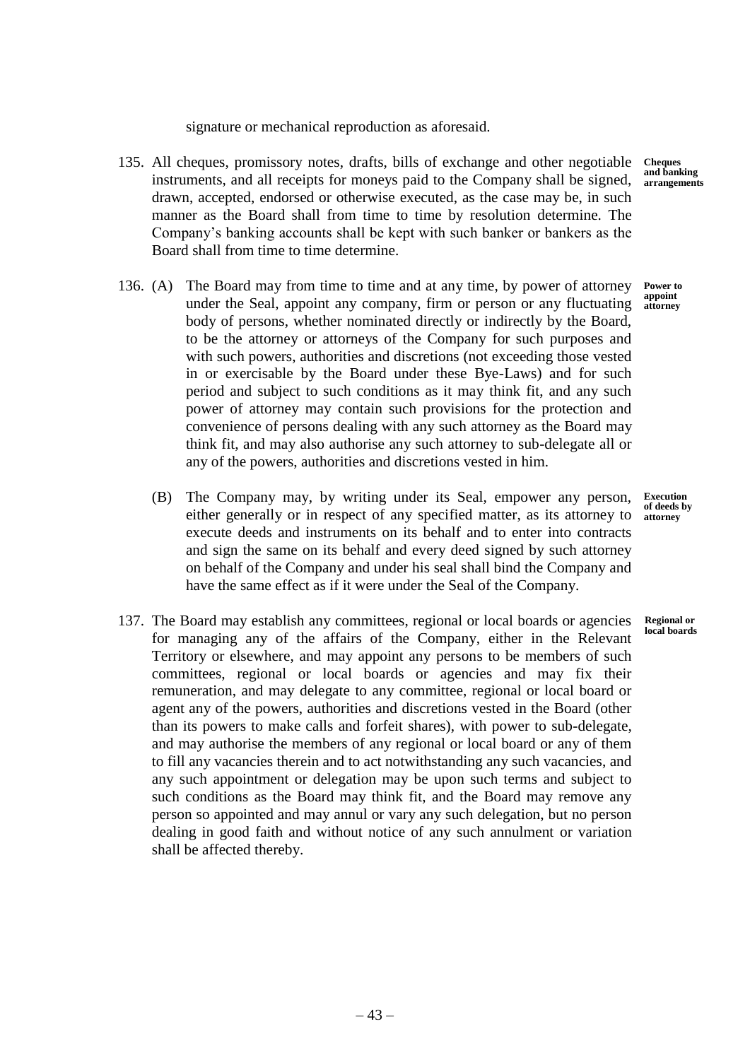signature or mechanical reproduction as aforesaid.

135. All cheques, promissory notes, drafts, bills of exchange and other negotiable instruments, and all receipts for moneys paid to the Company shall be signed, drawn, accepted, endorsed or otherwise executed, as the case may be, in such manner as the Board shall from time to time by resolution determine. The Company's banking accounts shall be kept with such banker or bankers as the Board shall from time to time determine.

**Cheques and banking arrangements**

136. (A) The Board may from time to time and at any time, by power of attorney under the Seal, appoint any company, firm or person or any fluctuating body of persons, whether nominated directly or indirectly by the Board, to be the attorney or attorneys of the Company for such purposes and with such powers, authorities and discretions (not exceeding those vested in or exercisable by the Board under these Bye-Laws) and for such period and subject to such conditions as it may think fit, and any such power of attorney may contain such provisions for the protection and convenience of persons dealing with any such attorney as the Board may think fit, and may also authorise any such attorney to sub-delegate all or any of the powers, authorities and discretions vested in him.

**Power to appoint attorney**

(B) The Company may, by writing under its Seal, empower any person, either generally or in respect of any specified matter, as its attorney to execute deeds and instruments on its behalf and to enter into contracts and sign the same on its behalf and every deed signed by such attorney on behalf of the Company and under his seal shall bind the Company and have the same effect as if it were under the Seal of the Company.

**Execution of deeds by attorney**

137. The Board may establish any committees, regional or local boards or agencies for managing any of the affairs of the Company, either in the Relevant Territory or elsewhere, and may appoint any persons to be members of such committees, regional or local boards or agencies and may fix their remuneration, and may delegate to any committee, regional or local board or agent any of the powers, authorities and discretions vested in the Board (other than its powers to make calls and forfeit shares), with power to sub-delegate, and may authorise the members of any regional or local board or any of them to fill any vacancies therein and to act notwithstanding any such vacancies, and any such appointment or delegation may be upon such terms and subject to such conditions as the Board may think fit, and the Board may remove any person so appointed and may annul or vary any such delegation, but no person dealing in good faith and without notice of any such annulment or variation shall be affected thereby.

**Regional or local boards**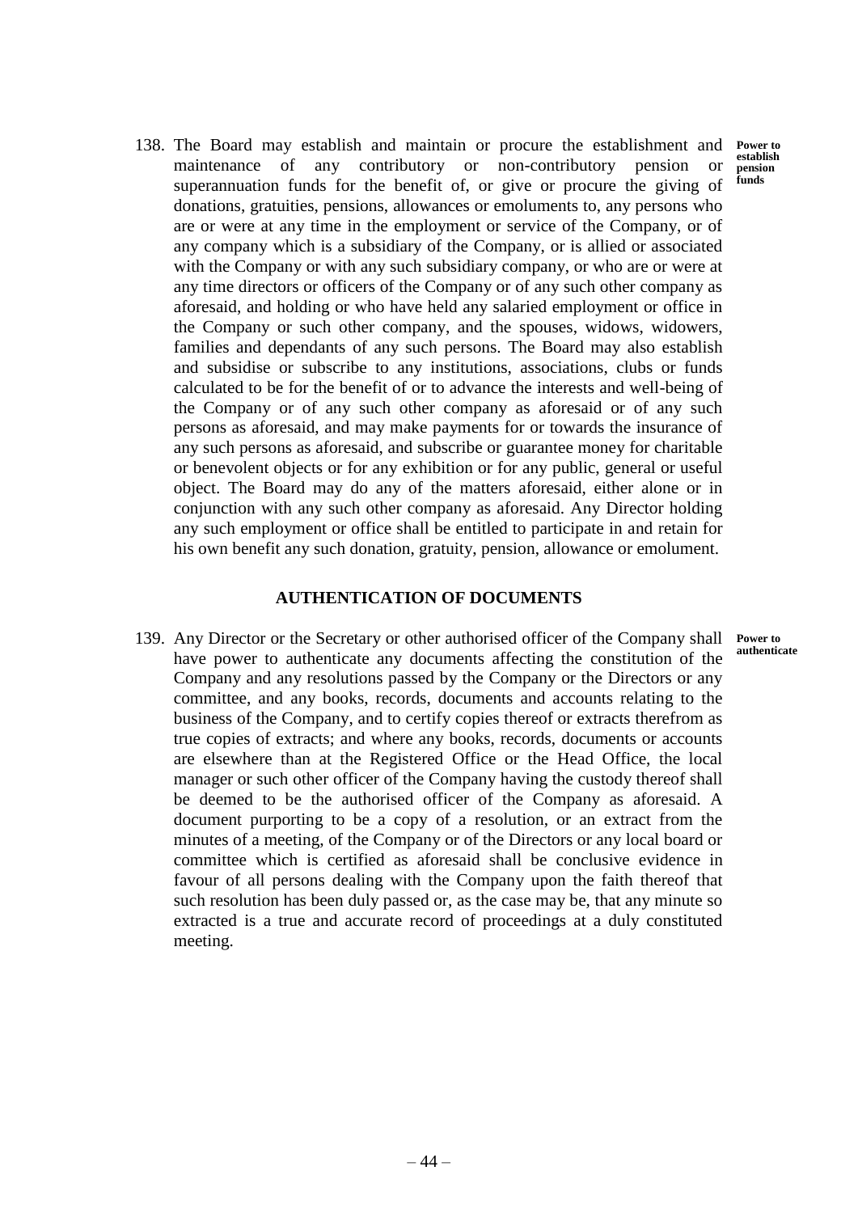138. The Board may establish and maintain or procure the establishment and maintenance of any contributory or non-contributory pension or superannuation funds for the benefit of, or give or procure the giving of donations, gratuities, pensions, allowances or emoluments to, any persons who are or were at any time in the employment or service of the Company, or of any company which is a subsidiary of the Company, or is allied or associated with the Company or with any such subsidiary company, or who are or were at any time directors or officers of the Company or of any such other company as aforesaid, and holding or who have held any salaried employment or office in the Company or such other company, and the spouses, widows, widowers, families and dependants of any such persons. The Board may also establish and subsidise or subscribe to any institutions, associations, clubs or funds calculated to be for the benefit of or to advance the interests and well-being of the Company or of any such other company as aforesaid or of any such persons as aforesaid, and may make payments for or towards the insurance of any such persons as aforesaid, and subscribe or guarantee money for charitable or benevolent objects or for any exhibition or for any public, general or useful object. The Board may do any of the matters aforesaid, either alone or in conjunction with any such other company as aforesaid. Any Director holding any such employment or office shall be entitled to participate in and retain for his own benefit any such donation, gratuity, pension, allowance or emolument.

**Power to establish pension funds**

## AUTHENTICATION OF DOCUMENTS

139. Any Director or the Secretary or other authorised officer of the Company shall have power to authenticate any documents affecting the constitution of the Company and any resolutions passed by the Company or the Directors or any committee, and any books, records, documents and accounts relating to the business of the Company, and to certify copies thereof or extracts therefrom as true copies of extracts; and where any books, records, documents or accounts are elsewhere than at the Registered Office or the Head Office, the local manager or such other officer of the Company having the custody thereof shall be deemed to be the authorised officer of the Company as aforesaid. A document purporting to be a copy of a resolution, or an extract from the minutes of a meeting, of the Company or of the Directors or any local board or committee which is certified as aforesaid shall be conclusive evidence in favour of all persons dealing with the Company upon the faith thereof that such resolution has been duly passed or, as the case may be, that any minute so extracted is a true and accurate record of proceedings at a duly constituted meeting.

**Power to authenticate**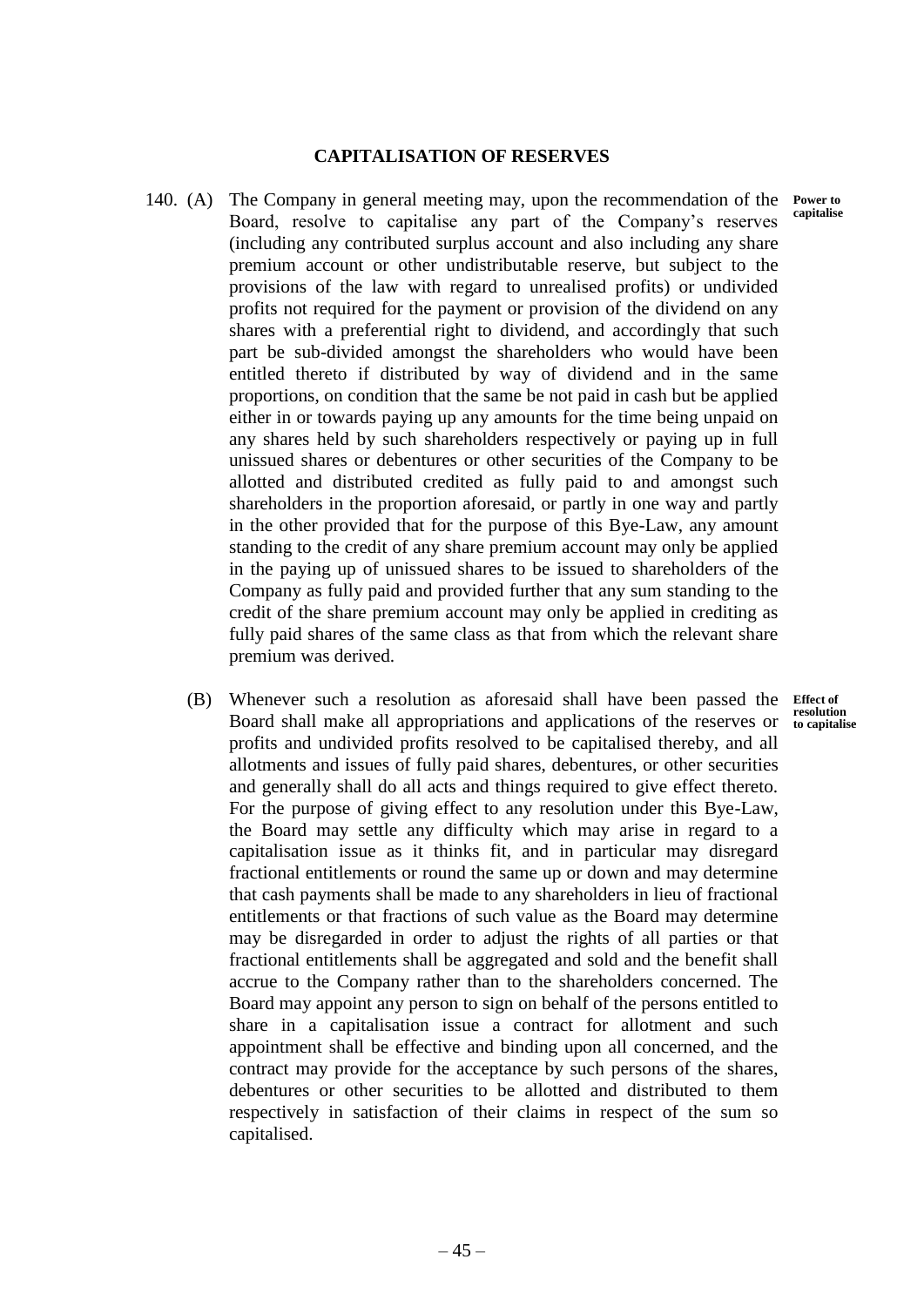## CAPITALISATION OF RESERVES

140. (A) The Company in general meeting may, upon the recommendation of the Board, resolve to capitalise any part of the Company's reserves (including any contributed surplus account and also including any share premium account or other undistributable reserve, but subject to the provisions of the law with regard to unrealised profits) or undivided profits not required for the payment or provision of the dividend on any shares with a preferential right to dividend, and accordingly that such part be sub-divided amongst the shareholders who would have been entitled thereto if distributed by way of dividend and in the same proportions, on condition that the same be not paid in cash but be applied either in or towards paying up any amounts for the time being unpaid on any shares held by such shareholders respectively or paying up in full unissued shares or debentures or other securities of the Company to be allotted and distributed credited as fully paid to and amongst such shareholders in the proportion aforesaid, or partly in one way and partly in the other provided that for the purpose of this Bye-Law, any amount standing to the credit of any share premium account may only be applied in the paying up of unissued shares to be issued to shareholders of the Company as fully paid and provided further that any sum standing to the credit of the share premium account may only be applied in crediting as fully paid shares of the same class as that from which the relevant share premium was derived.

**Power to capitalise**

(B) Whenever such a resolution as aforesaid shall have been passed the Board shall make all appropriations and applications of the reserves or profits and undivided profits resolved to be capitalised thereby, and all allotments and issues of fully paid shares, debentures, or other securities and generally shall do all acts and things required to give effect thereto. For the purpose of giving effect to any resolution under this Bye-Law, the Board may settle any difficulty which may arise in regard to a capitalisation issue as it thinks fit, and in particular may disregard fractional entitlements or round the same up or down and may determine that cash payments shall be made to any shareholders in lieu of fractional entitlements or that fractions of such value as the Board may determine may be disregarded in order to adjust the rights of all parties or that fractional entitlements shall be aggregated and sold and the benefit shall accrue to the Company rather than to the shareholders concerned. The Board may appoint any person to sign on behalf of the persons entitled to share in a capitalisation issue a contract for allotment and such appointment shall be effective and binding upon all concerned, and the contract may provide for the acceptance by such persons of the shares, debentures or other securities to be allotted and distributed to them respectively in satisfaction of their claims in respect of the sum so capitalised.

**Effect of resolution to capitalise**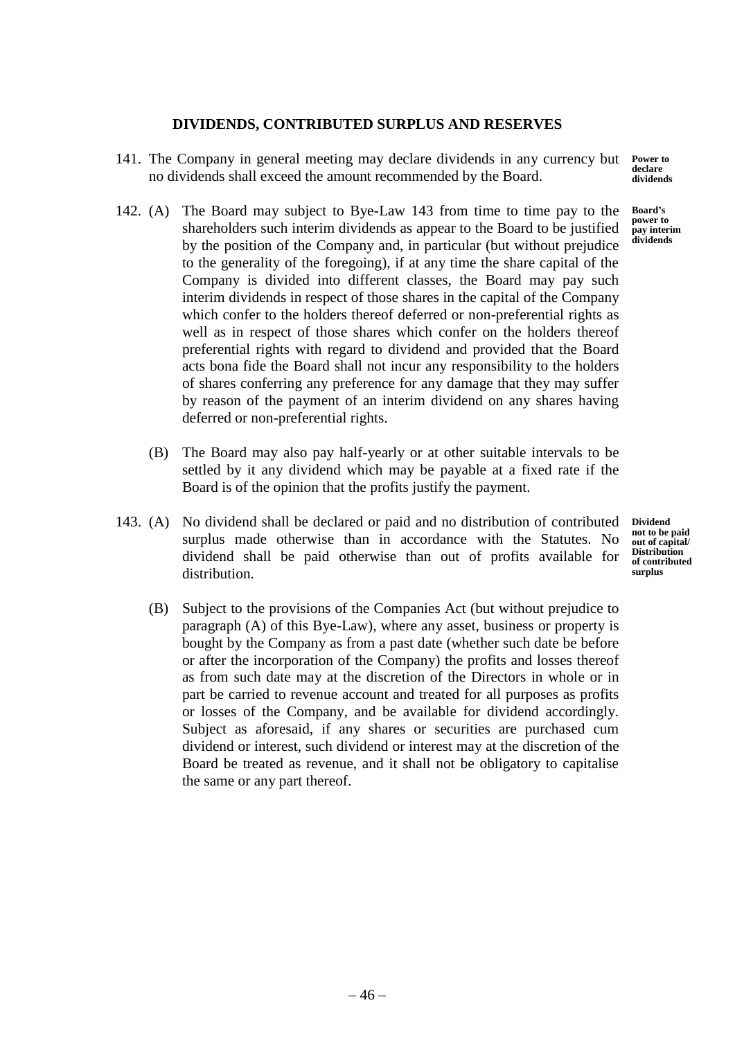## DIVIDENDS, CONTRIBUTED SURPLUS AND RESERVES

141. The Company in general meeting may declare dividends in any currency but no dividends shall exceed the amount recommended by the Board.

**Power to declare dividends**

142. (A) The Board may subject to Bye-Law 143 from time to time pay to the shareholders such interim dividends as appear to the Board to be justified by the position of the Company and, in particular (but without prejudice to the generality of the foregoing), if at any time the share capital of the Company is divided into different classes, the Board may pay such interim dividends in respect of those shares in the capital of the Company which confer to the holders thereof deferred or non-preferential rights as well as in respect of those shares which confer on the holders thereof preferential rights with regard to dividend and provided that the Board acts bona fide the Board shall not incur any responsibility to the holders of shares conferring any preference for any damage that they may suffer by reason of the payment of an interim dividend on any shares having deferred or non-preferential rights.

**Board's power to pay interim dividends**

(B) The Board may also pay half-yearly or at other suitable intervals to be settled by it any dividend which may be payable at a fixed rate if the Board is of the opinion that the profits justify the payment.

143. (A) No dividend shall be declared or paid and no distribution of contributed surplus made otherwise than in accordance with the Statutes. No dividend shall be paid otherwise than out of profits available for distribution.

**Dividend not to be paid out of capital/ Distribution of contributed surplus**

(B) Subject to the provisions of the Companies Act (but without prejudice to paragraph (A) of this Bye-Law), where any asset, business or property is bought by the Company as from a past date (whether such date be before or after the incorporation of the Company) the profits and losses thereof as from such date may at the discretion of the Directors in whole or in part be carried to revenue account and treated for all purposes as profits or losses of the Company, and be available for dividend accordingly. Subject as aforesaid, if any shares or securities are purchased cum dividend or interest, such dividend or interest may at the discretion of the Board be treated as revenue, and it shall not be obligatory to capitalise the same or any part thereof.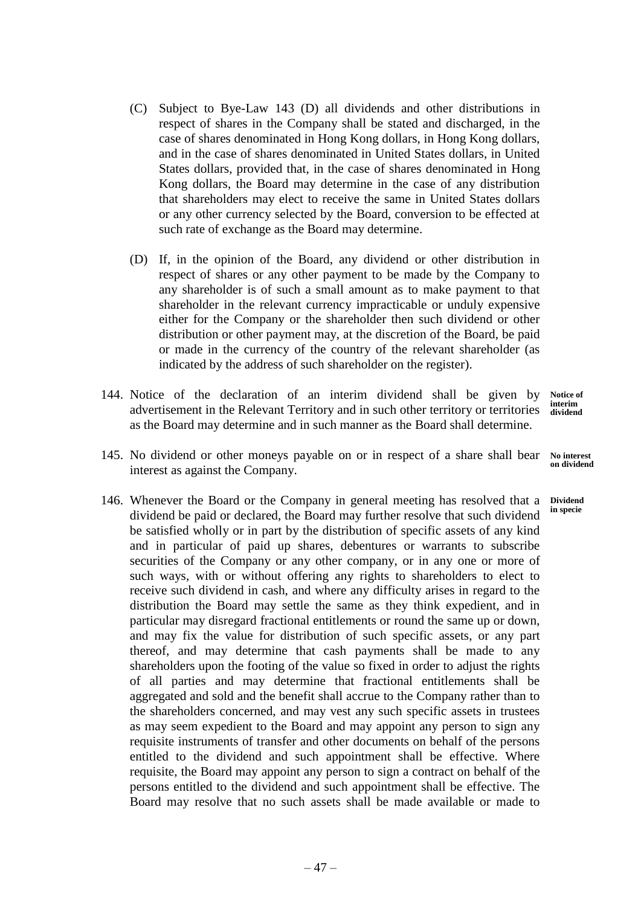(C) Subject to Bye-Law 143 (D) all dividends and other distributions in respect of shares in the Company shall be stated and discharged, in the case of shares denominated in Hong Kong dollars, in Hong Kong dollars, and in the case of shares denominated in United States dollars, in United States dollars, provided that, in the case of shares denominated in Hong Kong dollars, the Board may determine in the case of any distribution that shareholders may elect to receive the same in United States dollars or any other currency selected by the Board, conversion to be effected at such rate of exchange as the Board may determine.

(D) If, in the opinion of the Board, any dividend or other distribution in respect of shares or any other payment to be made by the Company to any shareholder is of such a small amount as to make payment to that shareholder in the relevant currency impracticable or unduly expensive either for the Company or the shareholder then such dividend or other distribution or other payment may, at the discretion of the Board, be paid or made in the currency of the country of the relevant shareholder (as indicated by the address of such shareholder on the register).

**Notice of interim dividend**

144. Notice of the declaration of an interim dividend shall be given by advertisement in the Relevant Territory and in such other territory or territories as the Board may determine and in such manner as the Board shall determine.

**No interest on dividend**

145. No dividend or other moneys payable on or in respect of a share shall bear interest as against the Company.

**Dividend in specie**

146. Whenever the Board or the Company in general meeting has resolved that a dividend be paid or declared, the Board may further resolve that such dividend be satisfied wholly or in part by the distribution of specific assets of any kind and in particular of paid up shares, debentures or warrants to subscribe securities of the Company or any other company, or in any one or more of such ways, with or without offering any rights to shareholders to elect to receive such dividend in cash, and where any difficulty arises in regard to the distribution the Board may settle the same as they think expedient, and in particular may disregard fractional entitlements or round the same up or down, and may fix the value for distribution of such specific assets, or any part thereof, and may determine that cash payments shall be made to any shareholders upon the footing of the value so fixed in order to adjust the rights of all parties and may determine that fractional entitlements shall be aggregated and sold and the benefit shall accrue to the Company rather than to the shareholders concerned, and may vest any such specific assets in trustees as may seem expedient to the Board and may appoint any person to sign any requisite instruments of transfer and other documents on behalf of the persons entitled to the dividend and such appointment shall be effective. Where requisite, the Board may appoint any person to sign a contract on behalf of the persons entitled to the dividend and such appointment shall be effective. The Board may resolve that no such assets shall be made available or made to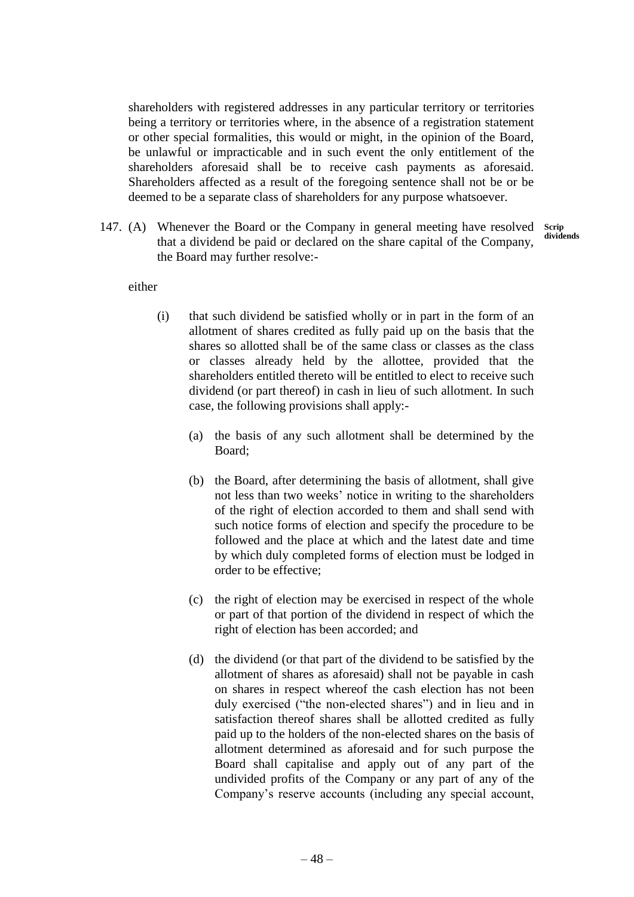shareholders with registered addresses in any particular territory or territories being a territory or territories where, in the absence of a registration statement or other special formalities, this would or might, in the opinion of the Board, be unlawful or impracticable and in such event the only entitlement of the shareholders aforesaid shall be to receive cash payments as aforesaid. Shareholders affected as a result of the foregoing sentence shall not be or be deemed to be a separate class of shareholders for any purpose whatsoever.

**Scrip dividends**

147. (A) Whenever the Board or the Company in general meeting have resolved that a dividend be paid or declared on the share capital of the Company, the Board may further resolve:-

either

(i) that such dividend be satisfied wholly or in part in the form of an allotment of shares credited as fully paid up on the basis that the shares so allotted shall be of the same class or classes as the class or classes already held by the allottee, provided that the shareholders entitled thereto will be entitled to elect to receive such dividend (or part thereof) in cash in lieu of such allotment. In such case, the following provisions shall apply:-

(a) the basis of any such allotment shall be determined by the Board;

(b) the Board, after determining the basis of allotment, shall give not less than two weeks' notice in writing to the shareholders of the right of election accorded to them and shall send with such notice forms of election and specify the procedure to be followed and the place at which and the latest date and time by which duly completed forms of election must be lodged in order to be effective;

(c) the right of election may be exercised in respect of the whole or part of that portion of the dividend in respect of which the right of election has been accorded; and

(d) the dividend (or that part of the dividend to be satisfied by the allotment of shares as aforesaid) shall not be payable in cash on shares in respect whereof the cash election has not been duly exercised ("the non-elected shares") and in lieu and in satisfaction thereof shares shall be allotted credited as fully paid up to the holders of the non-elected shares on the basis of allotment determined as aforesaid and for such purpose the Board shall capitalise and apply out of any part of the undivided profits of the Company or any part of any of the Company's reserve accounts (including any special account,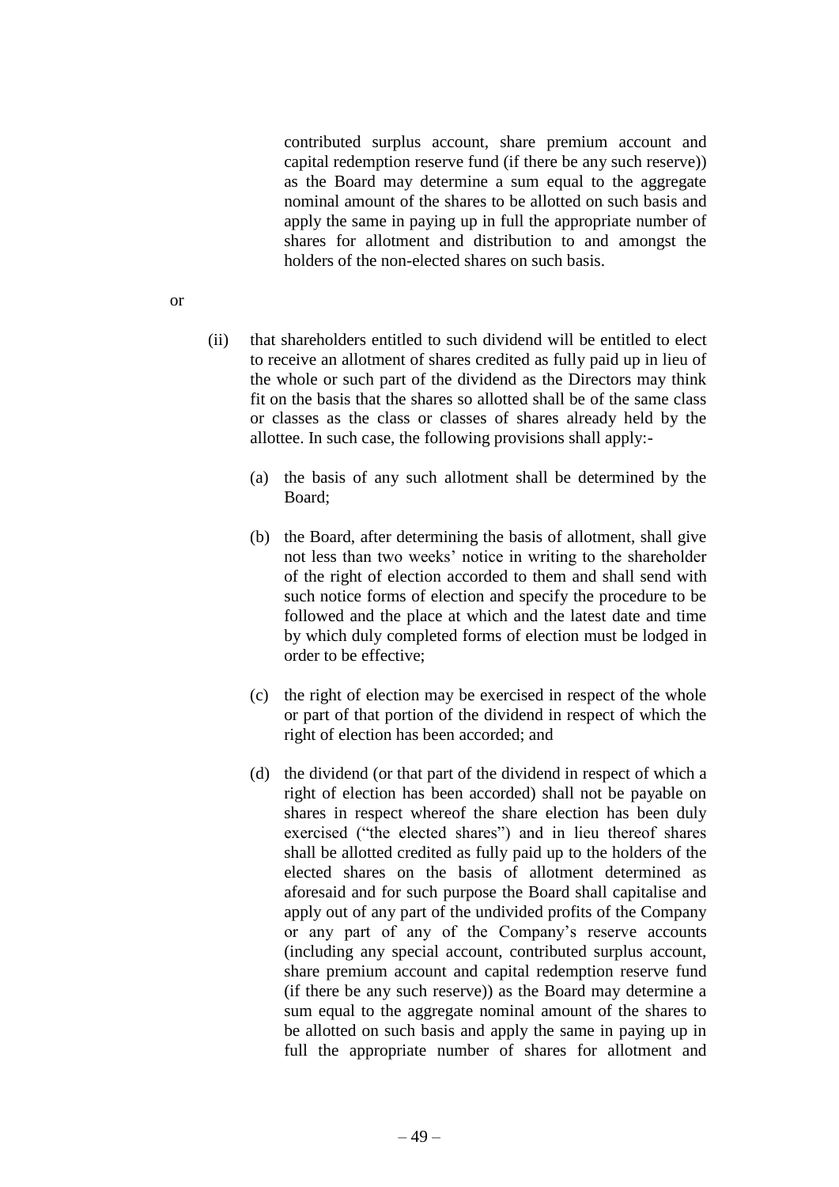contributed surplus account, share premium account and capital redemption reserve fund (if there be any such reserve)) as the Board may determine a sum equal to the aggregate nominal amount of the shares to be allotted on such basis and apply the same in paying up in full the appropriate number of shares for allotment and distribution to and amongst the holders of the non-elected shares on such basis.

or

(ii) that shareholders entitled to such dividend will be entitled to elect to receive an allotment of shares credited as fully paid up in lieu of the whole or such part of the dividend as the Directors may think fit on the basis that the shares so allotted shall be of the same class or classes as the class or classes of shares already held by the allottee. In such case, the following provisions shall apply:-

(a) the basis of any such allotment shall be determined by the Board;

(b) the Board, after determining the basis of allotment, shall give not less than two weeks' notice in writing to the shareholder of the right of election accorded to them and shall send with such notice forms of election and specify the procedure to be followed and the place at which and the latest date and time by which duly completed forms of election must be lodged in order to be effective;

(c) the right of election may be exercised in respect of the whole or part of that portion of the dividend in respect of which the right of election has been accorded; and

(d) the dividend (or that part of the dividend in respect of which a right of election has been accorded) shall not be payable on shares in respect whereof the share election has been duly exercised ("the elected shares") and in lieu thereof shares shall be allotted credited as fully paid up to the holders of the elected shares on the basis of allotment determined as aforesaid and for such purpose the Board shall capitalise and apply out of any part of the undivided profits of the Company or any part of any of the Company's reserve accounts (including any special account, contributed surplus account, share premium account and capital redemption reserve fund (if there be any such reserve)) as the Board may determine a sum equal to the aggregate nominal amount of the shares to be allotted on such basis and apply the same in paying up in full the appropriate number of shares for allotment and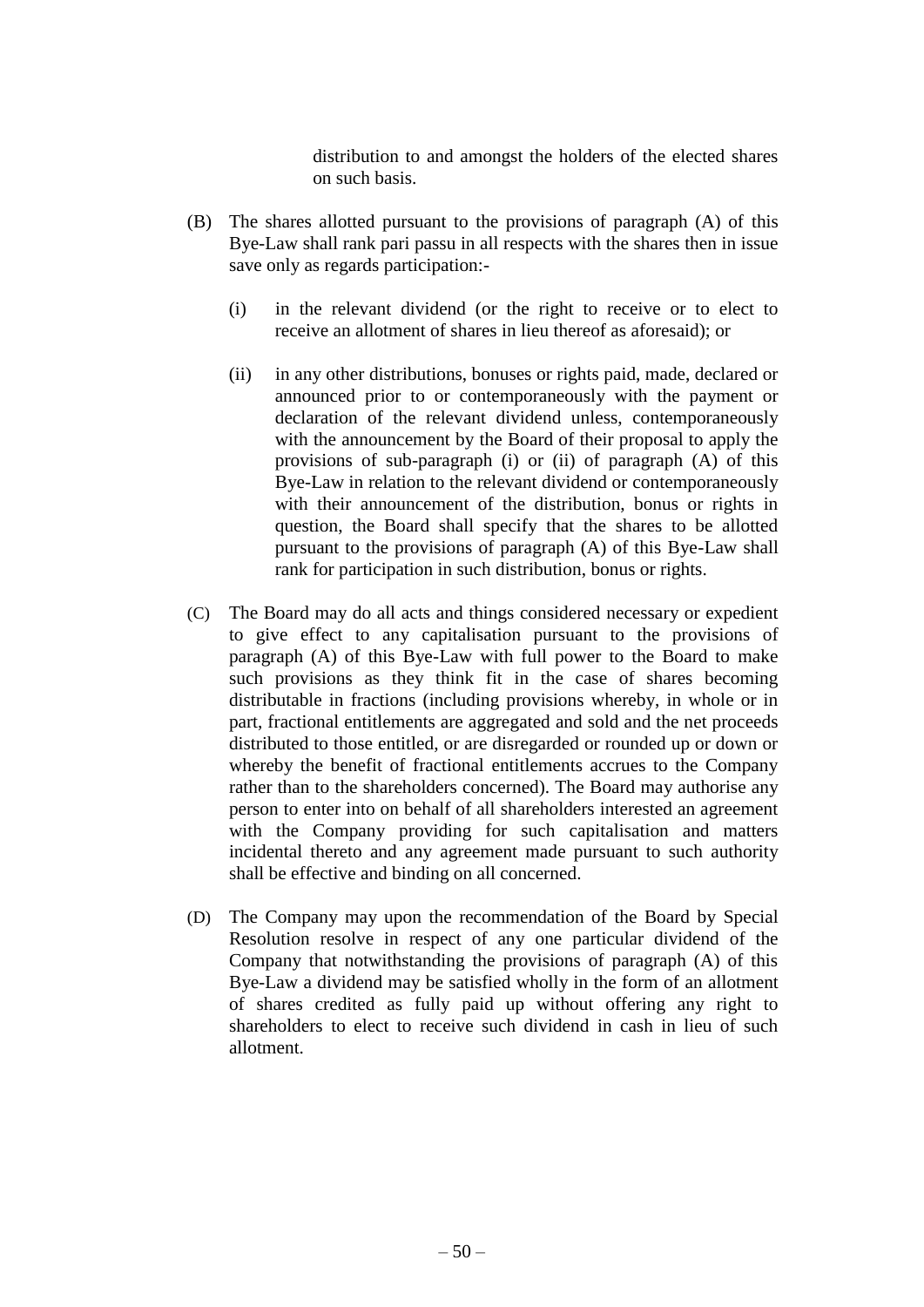distribution to and amongst the holders of the elected shares on such basis.

(B) The shares allotted pursuant to the provisions of paragraph (A) of this Bye-Law shall rank pari passu in all respects with the shares then in issue save only as regards participation:-

(i) in the relevant dividend (or the right to receive or to elect to receive an allotment of shares in lieu thereof as aforesaid); or

(ii) in any other distributions, bonuses or rights paid, made, declared or announced prior to or contemporaneously with the payment or declaration of the relevant dividend unless, contemporaneously with the announcement by the Board of their proposal to apply the provisions of sub-paragraph (i) or (ii) of paragraph (A) of this Bye-Law in relation to the relevant dividend or contemporaneously with their announcement of the distribution, bonus or rights in question, the Board shall specify that the shares to be allotted pursuant to the provisions of paragraph (A) of this Bye-Law shall rank for participation in such distribution, bonus or rights.

(C) The Board may do all acts and things considered necessary or expedient to give effect to any capitalisation pursuant to the provisions of paragraph (A) of this Bye-Law with full power to the Board to make such provisions as they think fit in the case of shares becoming distributable in fractions (including provisions whereby, in whole or in part, fractional entitlements are aggregated and sold and the net proceeds distributed to those entitled, or are disregarded or rounded up or down or whereby the benefit of fractional entitlements accrues to the Company rather than to the shareholders concerned). The Board may authorise any person to enter into on behalf of all shareholders interested an agreement with the Company providing for such capitalisation and matters incidental thereto and any agreement made pursuant to such authority shall be effective and binding on all concerned.

(D) The Company may upon the recommendation of the Board by Special Resolution resolve in respect of any one particular dividend of the Company that notwithstanding the provisions of paragraph (A) of this Bye-Law a dividend may be satisfied wholly in the form of an allotment of shares credited as fully paid up without offering any right to shareholders to elect to receive such dividend in cash in lieu of such allotment.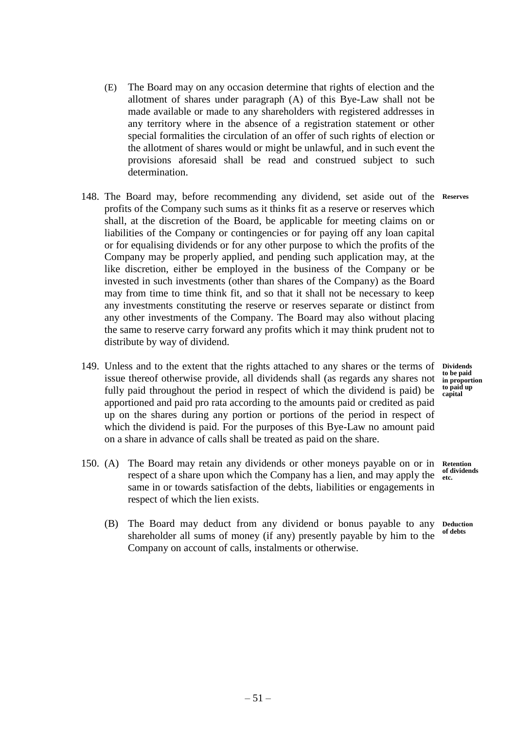(E) The Board may on any occasion determine that rights of election and the allotment of shares under paragraph (A) of this Bye-Law shall not be made available or made to any shareholders with registered addresses in any territory where in the absence of a registration statement or other special formalities the circulation of an offer of such rights of election or the allotment of shares would or might be unlawful, and in such event the provisions aforesaid shall be read and construed subject to such determination.

**Reserves**

148. The Board may, before recommending any dividend, set aside out of the profits of the Company such sums as it thinks fit as a reserve or reserves which shall, at the discretion of the Board, be applicable for meeting claims on or liabilities of the Company or contingencies or for paying off any loan capital or for equalising dividends or for any other purpose to which the profits of the Company may be properly applied, and pending such application may, at the like discretion, either be employed in the business of the Company or be invested in such investments (other than shares of the Company) as the Board may from time to time think fit, and so that it shall not be necessary to keep any investments constituting the reserve or reserves separate or distinct from any other investments of the Company. The Board may also without placing the same to reserve carry forward any profits which it may think prudent not to distribute by way of dividend.

**Dividends to be paid in proportion to paid up capital**

149. Unless and to the extent that the rights attached to any shares or the terms of issue thereof otherwise provide, all dividends shall (as regards any shares not fully paid throughout the period in respect of which the dividend is paid) be apportioned and paid pro rata according to the amounts paid or credited as paid up on the shares during any portion or portions of the period in respect of which the dividend is paid. For the purposes of this Bye-Law no amount paid on a share in advance of calls shall be treated as paid on the share.

**Retention of dividends etc.**

150. (A) The Board may retain any dividends or other moneys payable on or in respect of a share upon which the Company has a lien, and may apply the same in or towards satisfaction of the debts, liabilities or engagements in respect of which the lien exists.

**Deduction of debts**

(B) The Board may deduct from any dividend or bonus payable to any shareholder all sums of money (if any) presently payable by him to the Company on account of calls, instalments or otherwise.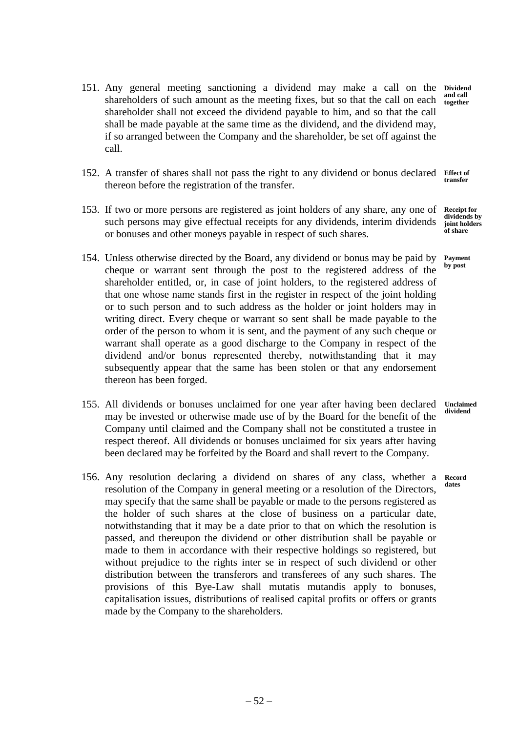151. Any general meeting sanctioning a dividend may make a call on the shareholders of such amount as the meeting fixes, but so that the call on each shareholder shall not exceed the dividend payable to him, and so that the call shall be made payable at the same time as the dividend, and the dividend may, if so arranged between the Company and the shareholder, be set off against the call. **Dividend and call together**

152. A transfer of shares shall not pass the right to any dividend or bonus declared thereon before the registration of the transfer. **Effect of transfer**

153. If two or more persons are registered as joint holders of any share, any one of such persons may give effectual receipts for any dividends, interim dividends or bonuses and other moneys payable in respect of such shares. **Receipt for dividends by joint holders of share**

154. Unless otherwise directed by the Board, any dividend or bonus may be paid by cheque or warrant sent through the post to the registered address of the shareholder entitled, or, in case of joint holders, to the registered address of that one whose name stands first in the register in respect of the joint holding or to such person and to such address as the holder or joint holders may in writing direct. Every cheque or warrant so sent shall be made payable to the order of the person to whom it is sent, and the payment of any such cheque or warrant shall operate as a good discharge to the Company in respect of the dividend and/or bonus represented thereby, notwithstanding that it may subsequently appear that the same has been stolen or that any endorsement thereon has been forged. **Payment by post**

155. All dividends or bonuses unclaimed for one year after having been declared may be invested or otherwise made use of by the Board for the benefit of the Company until claimed and the Company shall not be constituted a trustee in respect thereof. All dividends or bonuses unclaimed for six years after having been declared may be forfeited by the Board and shall revert to the Company. **Unclaimed dividend**

156. Any resolution declaring a dividend on shares of any class, whether a resolution of the Company in general meeting or a resolution of the Directors, may specify that the same shall be payable or made to the persons registered as the holder of such shares at the close of business on a particular date, notwithstanding that it may be a date prior to that on which the resolution is passed, and thereupon the dividend or other distribution shall be payable or made to them in accordance with their respective holdings so registered, but without prejudice to the rights inter se in respect of such dividend or other distribution between the transferors and transferees of any such shares. The provisions of this Bye-Law shall mutatis mutandis apply to bonuses, capitalisation issues, distributions of realised capital profits or offers or grants made by the Company to the shareholders. **Record dates**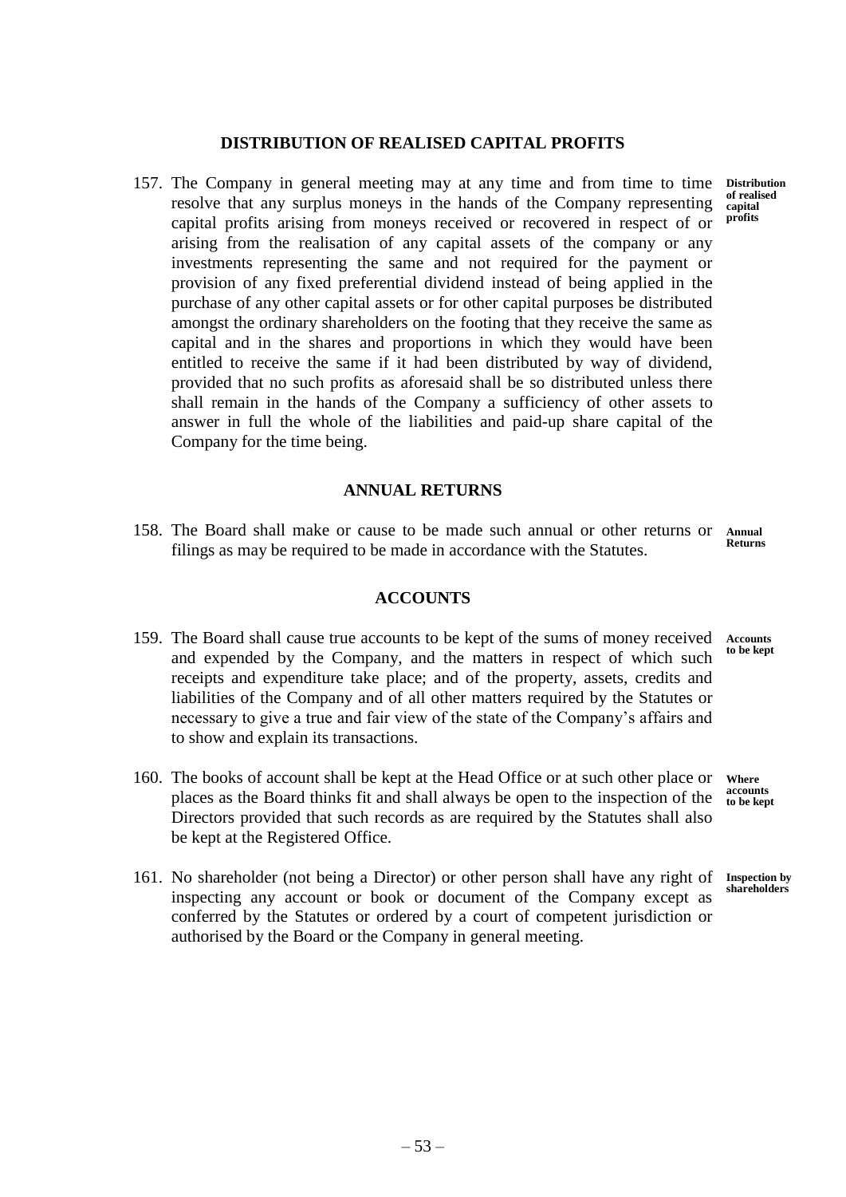## DISTRIBUTION OF REALISED CAPITAL PROFITS

157. The Company in general meeting may at any time and from time to time resolve that any surplus moneys in the hands of the Company representing capital profits arising from moneys received or recovered in respect of or arising from the realisation of any capital assets of the company or any investments representing the same and not required for the payment or provision of any fixed preferential dividend instead of being applied in the purchase of any other capital assets or for other capital purposes be distributed amongst the ordinary shareholders on the footing that they receive the same as capital and in the shares and proportions in which they would have been entitled to receive the same if it had been distributed by way of dividend, provided that no such profits as aforesaid shall be so distributed unless there shall remain in the hands of the Company a sufficiency of other assets to answer in full the whole of the liabilities and paid-up share capital of the Company for the time being. **Distribution of realised capital profits**

## ANNUAL RETURNS

158. The Board shall make or cause to be made such annual or other returns or filings as may be required to be made in accordance with the Statutes. **Annual Returns**

## ACCOUNTS

159. The Board shall cause true accounts to be kept of the sums of money received and expended by the Company, and the matters in respect of which such receipts and expenditure take place; and of the property, assets, credits and liabilities of the Company and of all other matters required by the Statutes or necessary to give a true and fair view of the state of the Company's affairs and to show and explain its transactions. **Accounts to be kept**

160. The books of account shall be kept at the Head Office or at such other place or places as the Board thinks fit and shall always be open to the inspection of the Directors provided that such records as are required by the Statutes shall also be kept at the Registered Office. **Where accounts to be kept**

161. No shareholder (not being a Director) or other person shall have any right of inspecting any account or book or document of the Company except as conferred by the Statutes or ordered by a court of competent jurisdiction or authorised by the Board or the Company in general meeting. **Inspection by shareholders**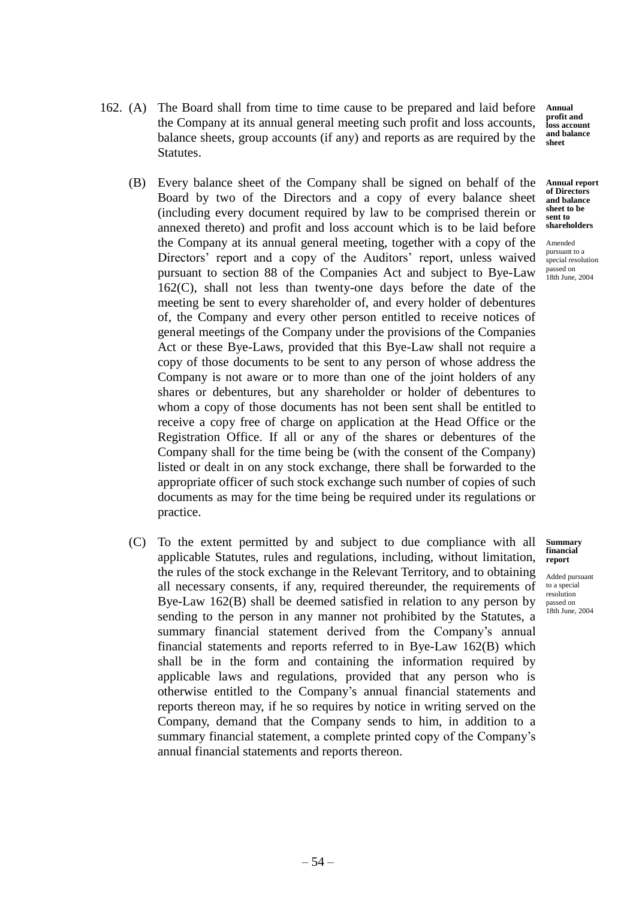162. (A) The Board shall from time to time cause to be prepared and laid before the Company at its annual general meeting such profit and loss accounts, balance sheets, group accounts (if any) and reports as are required by the Statutes.

**Annual profit and loss account and balance sheet**

(B) Every balance sheet of the Company shall be signed on behalf of the Board by two of the Directors and a copy of every balance sheet (including every document required by law to be comprised therein or annexed thereto) and profit and loss account which is to be laid before the Company at its annual general meeting, together with a copy of the Directors' report and a copy of the Auditors' report, unless waived pursuant to section 88 of the Companies Act and subject to Bye-Law 162(C), shall not less than twenty-one days before the date of the meeting be sent to every shareholder of, and every holder of debentures of, the Company and every other person entitled to receive notices of general meetings of the Company under the provisions of the Companies Act or these Bye-Laws, provided that this Bye-Law shall not require a copy of those documents to be sent to any person of whose address the Company is not aware or to more than one of the joint holders of any shares or debentures, but any shareholder or holder of debentures to whom a copy of those documents has not been sent shall be entitled to receive a copy free of charge on application at the Head Office or the Registration Office. If all or any of the shares or debentures of the Company shall for the time being be (with the consent of the Company) listed or dealt in on any stock exchange, there shall be forwarded to the appropriate officer of such stock exchange such number of copies of such documents as may for the time being be required under its regulations or practice.

**Annual report of Directors and balance sheet to be sent to shareholders**

Amended pursuant to a special resolution passed on 18th June, 2004

(C) To the extent permitted by and subject to due compliance with all applicable Statutes, rules and regulations, including, without limitation, the rules of the stock exchange in the Relevant Territory, and to obtaining all necessary consents, if any, required thereunder, the requirements of Bye-Law 162(B) shall be deemed satisfied in relation to any person by sending to the person in any manner not prohibited by the Statutes, a summary financial statement derived from the Company's annual financial statements and reports referred to in Bye-Law 162(B) which shall be in the form and containing the information required by applicable laws and regulations, provided that any person who is otherwise entitled to the Company's annual financial statements and reports thereon may, if he so requires by notice in writing served on the Company, demand that the Company sends to him, in addition to a summary financial statement, a complete printed copy of the Company's annual financial statements and reports thereon.

**Summary financial report**

Added pursuant to a special resolution passed on 18th June, 2004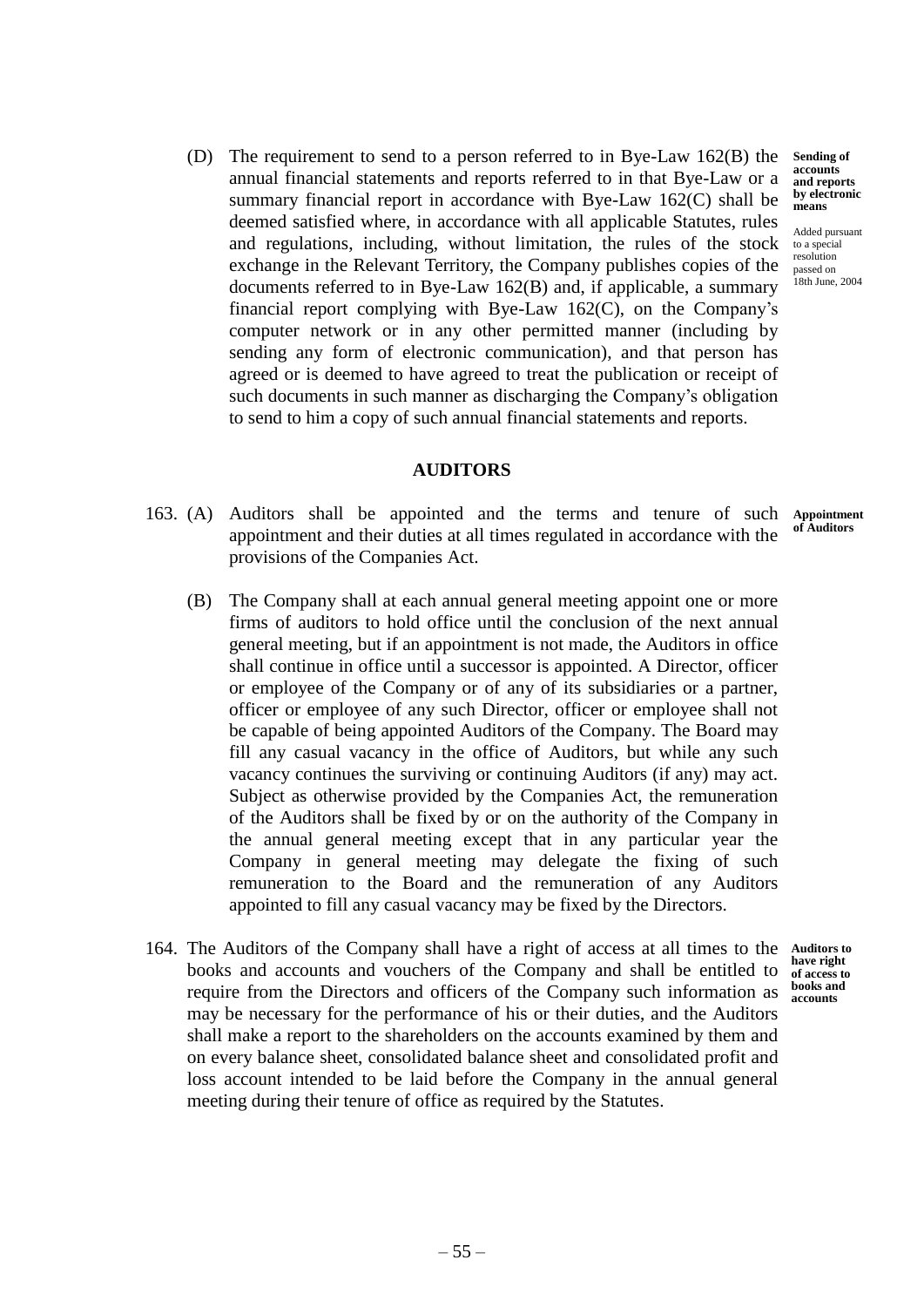(D) The requirement to send to a person referred to in Bye-Law 162(B) the annual financial statements and reports referred to in that Bye-Law or a summary financial report in accordance with Bye-Law 162(C) shall be deemed satisfied where, in accordance with all applicable Statutes, rules and regulations, including, without limitation, the rules of the stock exchange in the Relevant Territory, the Company publishes copies of the documents referred to in Bye-Law 162(B) and, if applicable, a summary financial report complying with Bye-Law 162(C), on the Company's computer network or in any other permitted manner (including by sending any form of electronic communication), and that person has agreed or is deemed to have agreed to treat the publication or receipt of such documents in such manner as discharging the Company's obligation to send to him a copy of such annual financial statements and reports.

**Sending of accounts and reports by electronic means**

Added pursuant to a special resolution passed on 18th June, 2004

## AUDITORS

163. (A) Auditors shall be appointed and the terms and tenure of such appointment and their duties at all times regulated in accordance with the provisions of the Companies Act.

**Appointment of Auditors**

(B) The Company shall at each annual general meeting appoint one or more firms of auditors to hold office until the conclusion of the next annual general meeting, but if an appointment is not made, the Auditors in office shall continue in office until a successor is appointed. A Director, officer or employee of the Company or of any of its subsidiaries or a partner, officer or employee of any such Director, officer or employee shall not be capable of being appointed Auditors of the Company. The Board may fill any casual vacancy in the office of Auditors, but while any such vacancy continues the surviving or continuing Auditors (if any) may act. Subject as otherwise provided by the Companies Act, the remuneration of the Auditors shall be fixed by or on the authority of the Company in the annual general meeting except that in any particular year the Company in general meeting may delegate the fixing of such remuneration to the Board and the remuneration of any Auditors appointed to fill any casual vacancy may be fixed by the Directors.

164. The Auditors of the Company shall have a right of access at all times to the books and accounts and vouchers of the Company and shall be entitled to require from the Directors and officers of the Company such information as may be necessary for the performance of his or their duties, and the Auditors shall make a report to the shareholders on the accounts examined by them and on every balance sheet, consolidated balance sheet and consolidated profit and loss account intended to be laid before the Company in the annual general meeting during their tenure of office as required by the Statutes.

**Auditors to have right of access to books and accounts**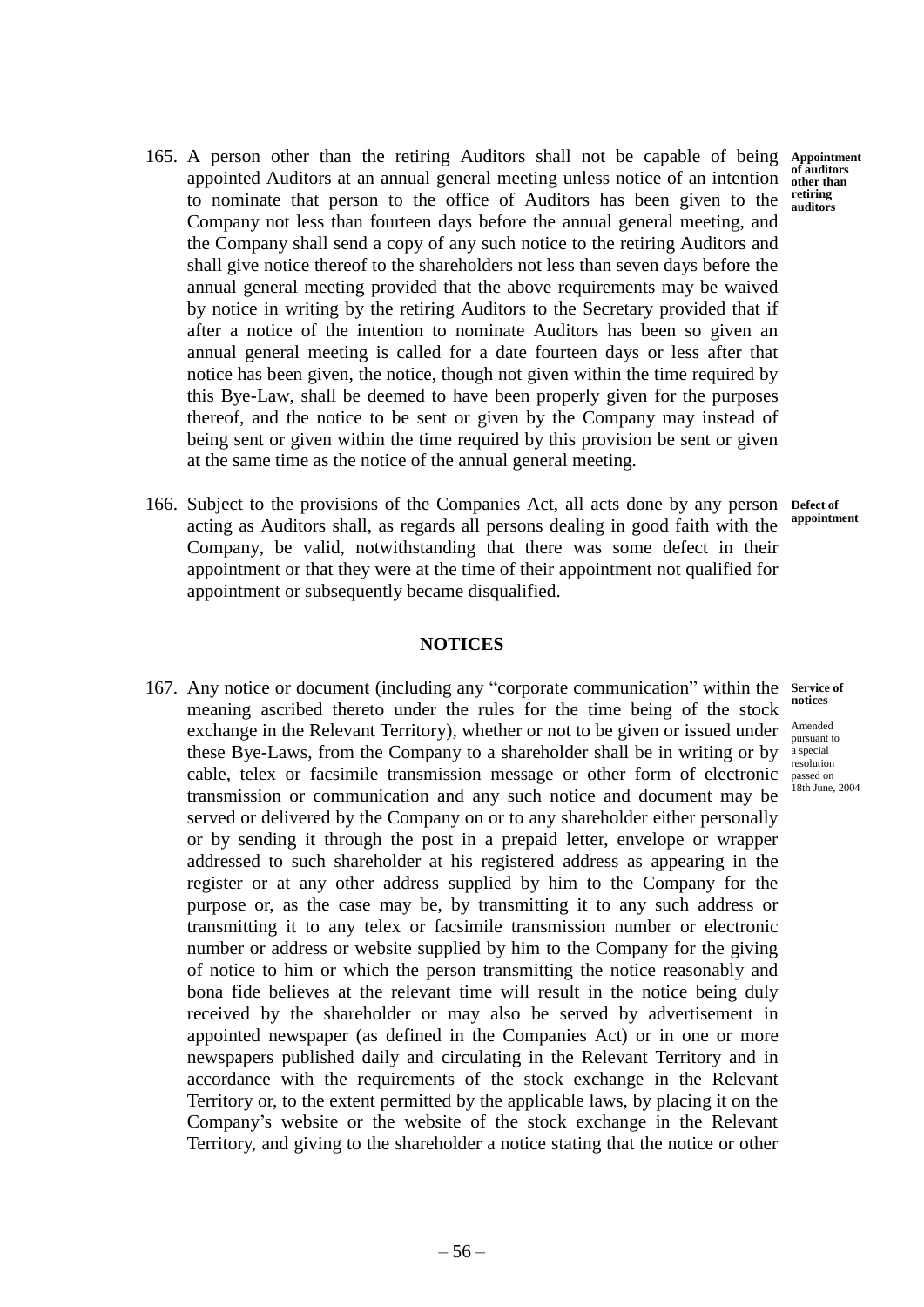165. A person other than the retiring Auditors shall not be capable of being appointed Auditors at an annual general meeting unless notice of an intention to nominate that person to the office of Auditors has been given to the Company not less than fourteen days before the annual general meeting, and the Company shall send a copy of any such notice to the retiring Auditors and shall give notice thereof to the shareholders not less than seven days before the annual general meeting provided that the above requirements may be waived by notice in writing by the retiring Auditors to the Secretary provided that if after a notice of the intention to nominate Auditors has been so given an annual general meeting is called for a date fourteen days or less after that notice has been given, the notice, though not given within the time required by this Bye-Law, shall be deemed to have been properly given for the purposes thereof, and the notice to be sent or given by the Company may instead of being sent or given within the time required by this provision be sent or given at the same time as the notice of the annual general meeting.

**Appointment of auditors other than retiring auditors**

166. Subject to the provisions of the Companies Act, all acts done by any person acting as Auditors shall, as regards all persons dealing in good faith with the Company, be valid, notwithstanding that there was some defect in their appointment or that they were at the time of their appointment not qualified for appointment or subsequently became disqualified.

**Defect of appointment**

## NOTICES

167. Any notice or document (including any "corporate communication" within the meaning ascribed thereto under the rules for the time being of the stock exchange in the Relevant Territory), whether or not to be given or issued under these Bye-Laws, from the Company to a shareholder shall be in writing or by cable, telex or facsimile transmission message or other form of electronic transmission or communication and any such notice and document may be served or delivered by the Company on or to any shareholder either personally or by sending it through the post in a prepaid letter, envelope or wrapper addressed to such shareholder at his registered address as appearing in the register or at any other address supplied by him to the Company for the purpose or, as the case may be, by transmitting it to any such address or transmitting it to any telex or facsimile transmission number or electronic number or address or website supplied by him to the Company for the giving of notice to him or which the person transmitting the notice reasonably and bona fide believes at the relevant time will result in the notice being duly received by the shareholder or may also be served by advertisement in appointed newspaper (as defined in the Companies Act) or in one or more newspapers published daily and circulating in the Relevant Territory and in accordance with the requirements of the stock exchange in the Relevant Territory or, to the extent permitted by the applicable laws, by placing it on the Company's website or the website of the stock exchange in the Relevant Territory, and giving to the shareholder a notice stating that the notice or other

**Service of notices**

Amended pursuant to a special resolution passed on 18th June, 2004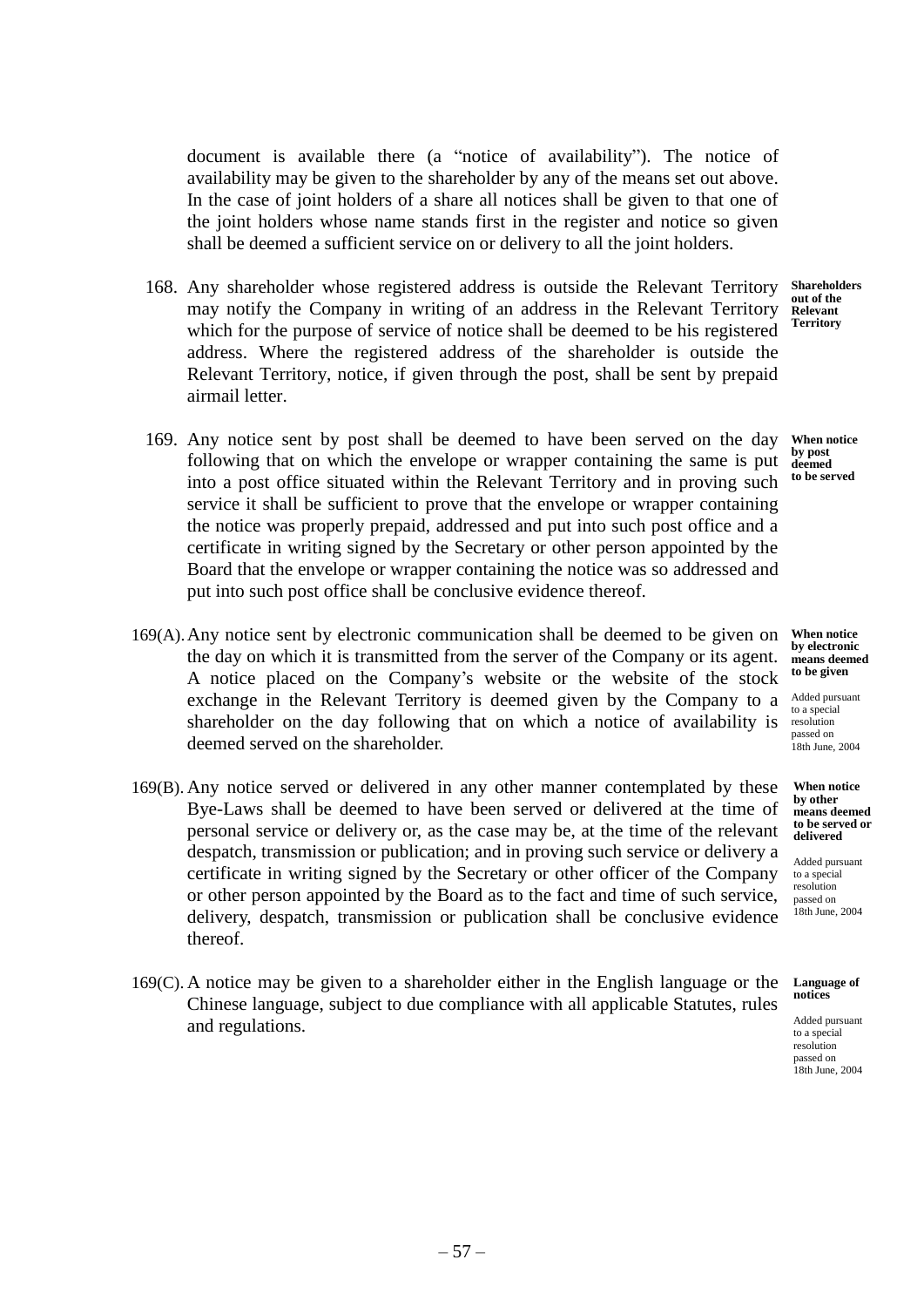document is available there (a "notice of availability"). The notice of availability may be given to the shareholder by any of the means set out above. In the case of joint holders of a share all notices shall be given to that one of the joint holders whose name stands first in the register and notice so given shall be deemed a sufficient service on or delivery to all the joint holders.

168. Any shareholder whose registered address is outside the Relevant Territory may notify the Company in writing of an address in the Relevant Territory which for the purpose of service of notice shall be deemed to be his registered address. Where the registered address of the shareholder is outside the Relevant Territory, notice, if given through the post, shall be sent by prepaid airmail letter.

**Shareholders out of the Relevant Territory**

169. Any notice sent by post shall be deemed to have been served on the day following that on which the envelope or wrapper containing the same is put into a post office situated within the Relevant Territory and in proving such service it shall be sufficient to prove that the envelope or wrapper containing the notice was properly prepaid, addressed and put into such post office and a certificate in writing signed by the Secretary or other person appointed by the Board that the envelope or wrapper containing the notice was so addressed and put into such post office shall be conclusive evidence thereof.

**When notice by post deemed to be served**

169(A). Any notice sent by electronic communication shall be deemed to be given on the day on which it is transmitted from the server of the Company or its agent. A notice placed on the Company's website or the website of the stock exchange in the Relevant Territory is deemed given by the Company to a shareholder on the day following that on which a notice of availability is deemed served on the shareholder.

**When notice by electronic means deemed to be given**

Added pursuant to a special resolution passed on 18th June, 2004

169(B). Any notice served or delivered in any other manner contemplated by these Bye-Laws shall be deemed to have been served or delivered at the time of personal service or delivery or, as the case may be, at the time of the relevant despatch, transmission or publication; and in proving such service or delivery a certificate in writing signed by the Secretary or other officer of the Company or other person appointed by the Board as to the fact and time of such service, delivery, despatch, transmission or publication shall be conclusive evidence thereof.

**When notice by other means deemed to be served or delivered**

Added pursuant to a special resolution passed on 18th June, 2004

169(C). A notice may be given to a shareholder either in the English language or the Chinese language, subject to due compliance with all applicable Statutes, rules and regulations.

**Language of notices**

Added pursuant to a special resolution passed on 18th June, 2004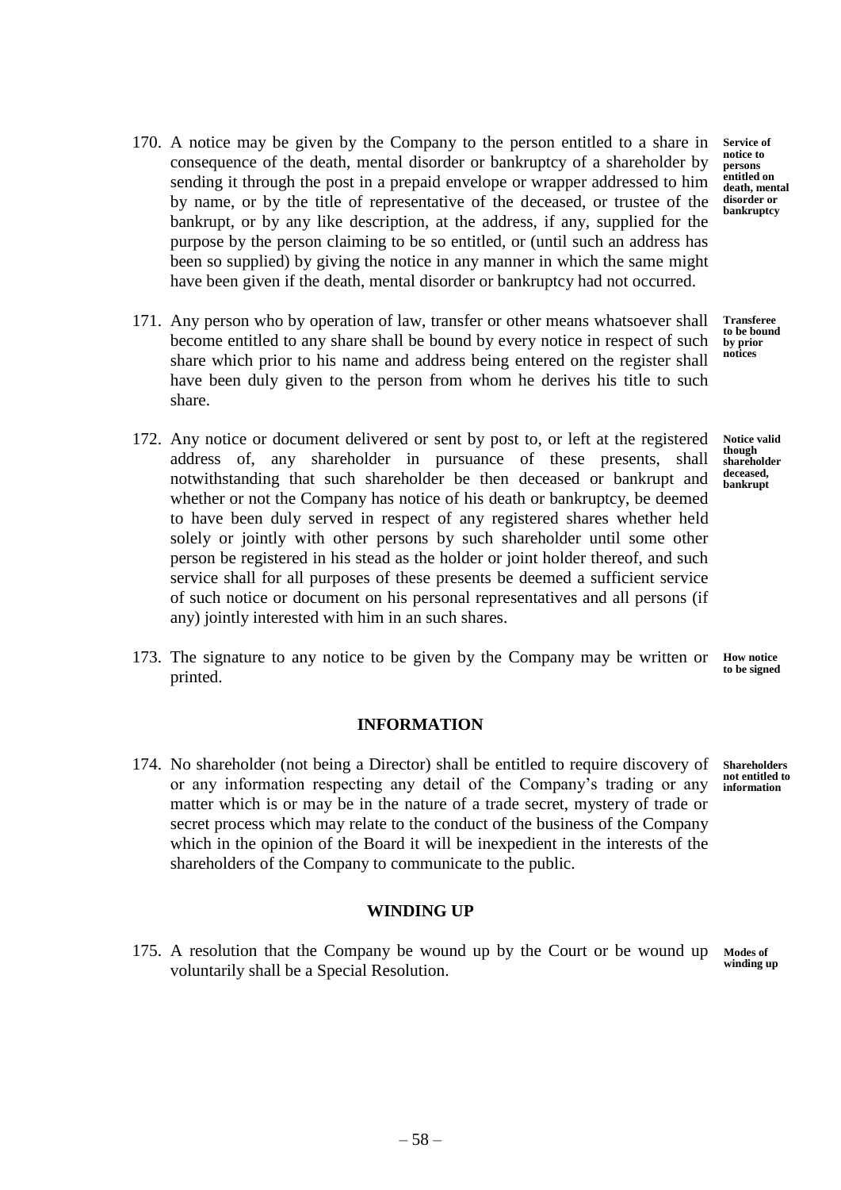170. A notice may be given by the Company to the person entitled to a share in consequence of the death, mental disorder or bankruptcy of a shareholder by sending it through the post in a prepaid envelope or wrapper addressed to him by name, or by the title of representative of the deceased, or trustee of the bankrupt, or by any like description, at the address, if any, supplied for the purpose by the person claiming to be so entitled, or (until such an address has been so supplied) by giving the notice in any manner in which the same might have been given if the death, mental disorder or bankruptcy had not occurred.

**Service of notice to persons entitled on death, mental disorder or bankruptcy**

171. Any person who by operation of law, transfer or other means whatsoever shall become entitled to any share shall be bound by every notice in respect of such share which prior to his name and address being entered on the register shall have been duly given to the person from whom he derives his title to such share.

**Transferee to be bound by prior notices**

172. Any notice or document delivered or sent by post to, or left at the registered address of, any shareholder in pursuance of these presents, shall notwithstanding that such shareholder be then deceased or bankrupt and whether or not the Company has notice of his death or bankruptcy, be deemed to have been duly served in respect of any registered shares whether held solely or jointly with other persons by such shareholder until some other person be registered in his stead as the holder or joint holder thereof, and such service shall for all purposes of these presents be deemed a sufficient service of such notice or document on his personal representatives and all persons (if any) jointly interested with him in an such shares.

**Notice valid though shareholder deceased, bankrupt**

173. The signature to any notice to be given by the Company may be written or printed.

**How notice to be signed**

## INFORMATION

174. No shareholder (not being a Director) shall be entitled to require discovery of or any information respecting any detail of the Company's trading or any matter which is or may be in the nature of a trade secret, mystery of trade or secret process which may relate to the conduct of the business of the Company which in the opinion of the Board it will be inexpedient in the interests of the shareholders of the Company to communicate to the public.

**Shareholders not entitled to information**

## WINDING UP

175. A resolution that the Company be wound up by the Court or be wound up voluntarily shall be a Special Resolution.

**Modes of winding up**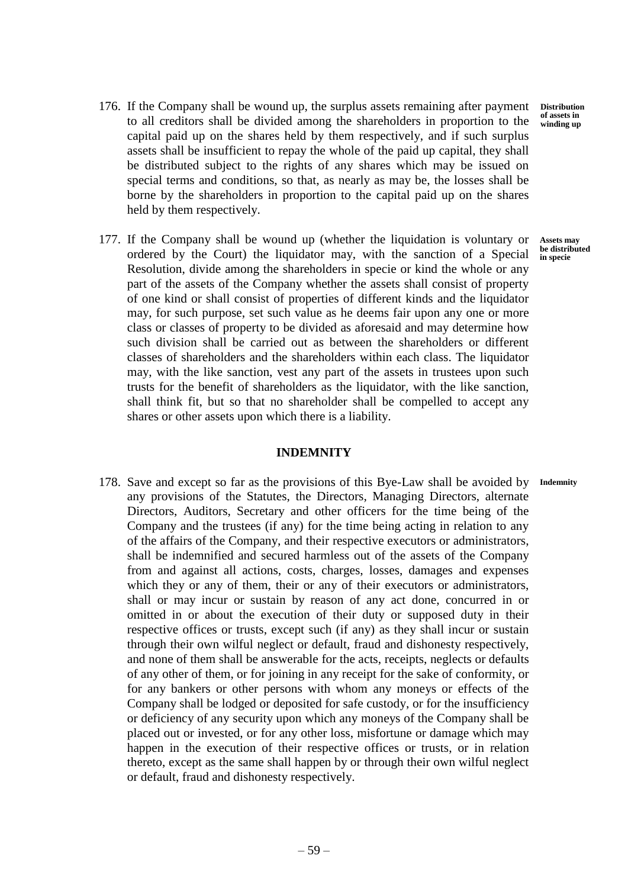176. If the Company shall be wound up, the surplus assets remaining after payment to all creditors shall be divided among the shareholders in proportion to the capital paid up on the shares held by them respectively, and if such surplus assets shall be insufficient to repay the whole of the paid up capital, they shall be distributed subject to the rights of any shares which may be issued on special terms and conditions, so that, as nearly as may be, the losses shall be borne by the shareholders in proportion to the capital paid up on the shares held by them respectively.

**Distribution of assets in winding up**

177. If the Company shall be wound up (whether the liquidation is voluntary or ordered by the Court) the liquidator may, with the sanction of a Special Resolution, divide among the shareholders in specie or kind the whole or any part of the assets of the Company whether the assets shall consist of property of one kind or shall consist of properties of different kinds and the liquidator may, for such purpose, set such value as he deems fair upon any one or more class or classes of property to be divided as aforesaid and may determine how such division shall be carried out as between the shareholders or different classes of shareholders and the shareholders within each class. The liquidator may, with the like sanction, vest any part of the assets in trustees upon such trusts for the benefit of shareholders as the liquidator, with the like sanction, shall think fit, but so that no shareholder shall be compelled to accept any shares or other assets upon which there is a liability.

**Assets may be distributed in specie**

## INDEMNITY

178. Save and except so far as the provisions of this Bye-Law shall be avoided by any provisions of the Statutes, the Directors, Managing Directors, alternate Directors, Auditors, Secretary and other officers for the time being of the Company and the trustees (if any) for the time being acting in relation to any of the affairs of the Company, and their respective executors or administrators, shall be indemnified and secured harmless out of the assets of the Company from and against all actions, costs, charges, losses, damages and expenses which they or any of them, their or any of their executors or administrators, shall or may incur or sustain by reason of any act done, concurred in or omitted in or about the execution of their duty or supposed duty in their respective offices or trusts, except such (if any) as they shall incur or sustain through their own wilful neglect or default, fraud and dishonesty respectively, and none of them shall be answerable for the acts, receipts, neglects or defaults of any other of them, or for joining in any receipt for the sake of conformity, or for any bankers or other persons with whom any moneys or effects of the Company shall be lodged or deposited for safe custody, or for the insufficiency or deficiency of any security upon which any moneys of the Company shall be placed out or invested, or for any other loss, misfortune or damage which may happen in the execution of their respective offices or trusts, or in relation thereto, except as the same shall happen by or through their own wilful neglect or default, fraud and dishonesty respectively.

**Indemnity**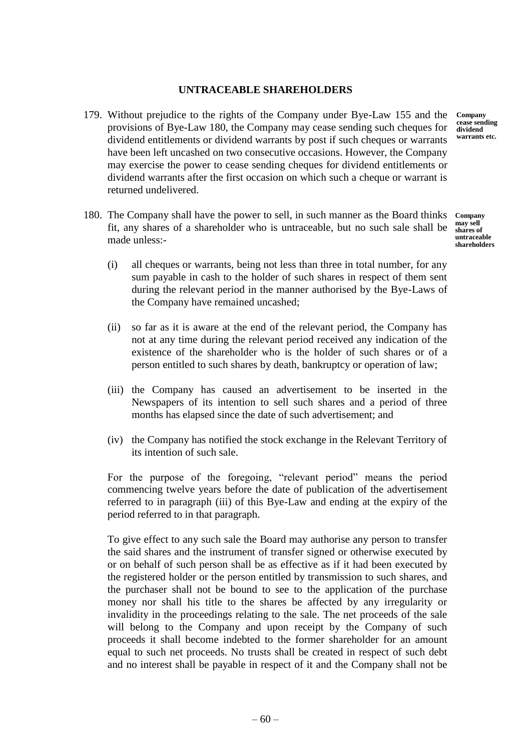## UNTRACEABLE SHAREHOLDERS

179. Without prejudice to the rights of the Company under Bye-Law 155 and the provisions of Bye-Law 180, the Company may cease sending such cheques for dividend entitlements or dividend warrants by post if such cheques or warrants have been left uncashed on two consecutive occasions. However, the Company may exercise the power to cease sending cheques for dividend entitlements or dividend warrants after the first occasion on which such a cheque or warrant is returned undelivered.

**Company cease sending dividend warrants etc.**

180. The Company shall have the power to sell, in such manner as the Board thinks fit, any shares of a shareholder who is untraceable, but no such sale shall be made unless:-

**Company may sell shares of untraceable shareholders**

(i) all cheques or warrants, being not less than three in total number, for any sum payable in cash to the holder of such shares in respect of them sent during the relevant period in the manner authorised by the Bye-Laws of the Company have remained uncashed;

(ii) so far as it is aware at the end of the relevant period, the Company has not at any time during the relevant period received any indication of the existence of the shareholder who is the holder of such shares or of a person entitled to such shares by death, bankruptcy or operation of law;

(iii) the Company has caused an advertisement to be inserted in the Newspapers of its intention to sell such shares and a period of three months has elapsed since the date of such advertisement; and

(iv) the Company has notified the stock exchange in the Relevant Territory of its intention of such sale.

For the purpose of the foregoing, "relevant period" means the period commencing twelve years before the date of publication of the advertisement referred to in paragraph (iii) of this Bye-Law and ending at the expiry of the period referred to in that paragraph.

To give effect to any such sale the Board may authorise any person to transfer the said shares and the instrument of transfer signed or otherwise executed by or on behalf of such person shall be as effective as if it had been executed by the registered holder or the person entitled by transmission to such shares, and the purchaser shall not be bound to see to the application of the purchase money nor shall his title to the shares be affected by any irregularity or invalidity in the proceedings relating to the sale. The net proceeds of the sale will belong to the Company and upon receipt by the Company of such proceeds it shall become indebted to the former shareholder for an amount equal to such net proceeds. No trusts shall be created in respect of such debt and no interest shall be payable in respect of it and the Company shall not be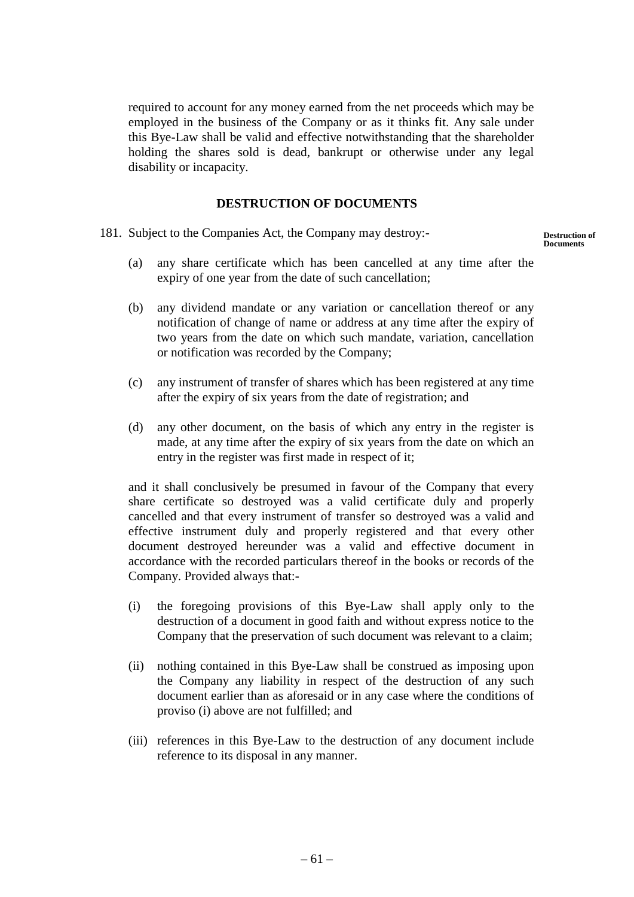required to account for any money earned from the net proceeds which may be employed in the business of the Company or as it thinks fit. Any sale under this Bye-Law shall be valid and effective notwithstanding that the shareholder holding the shares sold is dead, bankrupt or otherwise under any legal disability or incapacity.

## DESTRUCTION OF DOCUMENTS

181. Subject to the Companies Act, the Company may destroy:-

**Destruction of Documents**

(a) any share certificate which has been cancelled at any time after the expiry of one year from the date of such cancellation;

(b) any dividend mandate or any variation or cancellation thereof or any notification of change of name or address at any time after the expiry of two years from the date on which such mandate, variation, cancellation or notification was recorded by the Company;

(c) any instrument of transfer of shares which has been registered at any time after the expiry of six years from the date of registration; and

(d) any other document, on the basis of which any entry in the register is made, at any time after the expiry of six years from the date on which an entry in the register was first made in respect of it;

and it shall conclusively be presumed in favour of the Company that every share certificate so destroyed was a valid certificate duly and properly cancelled and that every instrument of transfer so destroyed was a valid and effective instrument duly and properly registered and that every other document destroyed hereunder was a valid and effective document in accordance with the recorded particulars thereof in the books or records of the Company. Provided always that:-

(i) the foregoing provisions of this Bye-Law shall apply only to the destruction of a document in good faith and without express notice to the Company that the preservation of such document was relevant to a claim;

(ii) nothing contained in this Bye-Law shall be construed as imposing upon the Company any liability in respect of the destruction of any such document earlier than as aforesaid or in any case where the conditions of proviso (i) above are not fulfilled; and

(iii) references in this Bye-Law to the destruction of any document include reference to its disposal in any manner.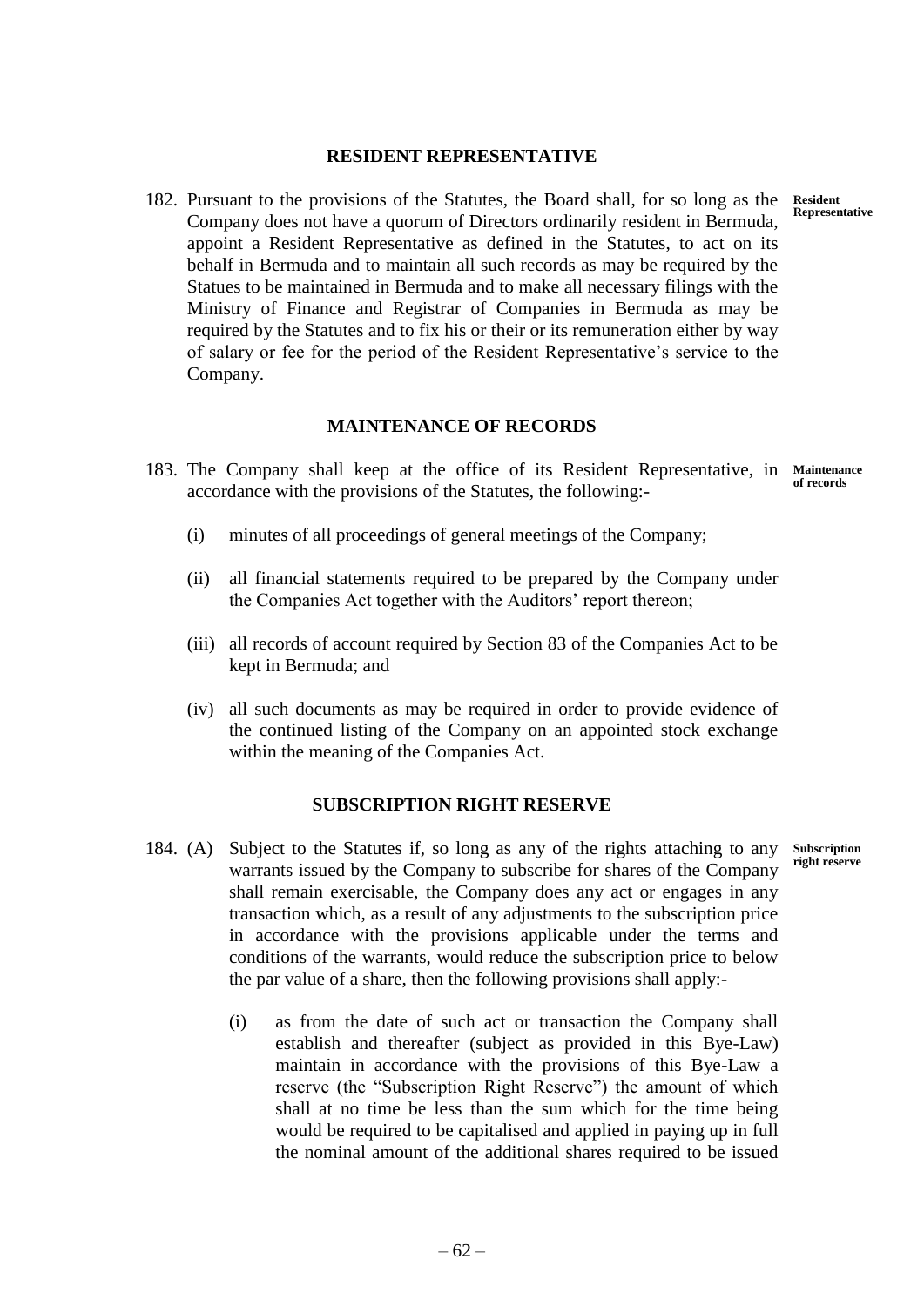## RESIDENT REPRESENTATIVE

182. Pursuant to the provisions of the Statutes, the Board shall, for so long as the Company does not have a quorum of Directors ordinarily resident in Bermuda, appoint a Resident Representative as defined in the Statutes, to act on its behalf in Bermuda and to maintain all such records as may be required by the Statues to be maintained in Bermuda and to make all necessary filings with the Ministry of Finance and Registrar of Companies in Bermuda as may be required by the Statutes and to fix his or their or its remuneration either by way of salary or fee for the period of the Resident Representative's service to the Company.

**Resident Representative**

## MAINTENANCE OF RECORDS

183. The Company shall keep at the office of its Resident Representative, in accordance with the provisions of the Statutes, the following:-

**Maintenance of records**

(i) minutes of all proceedings of general meetings of the Company;

(ii) all financial statements required to be prepared by the Company under the Companies Act together with the Auditors' report thereon;

(iii) all records of account required by Section 83 of the Companies Act to be kept in Bermuda; and

(iv) all such documents as may be required in order to provide evidence of the continued listing of the Company on an appointed stock exchange within the meaning of the Companies Act.

## SUBSCRIPTION RIGHT RESERVE

184. (A) Subject to the Statutes if, so long as any of the rights attaching to any warrants issued by the Company to subscribe for shares of the Company shall remain exercisable, the Company does any act or engages in any transaction which, as a result of any adjustments to the subscription price in accordance with the provisions applicable under the terms and conditions of the warrants, would reduce the subscription price to below the par value of a share, then the following provisions shall apply:-

**Subscription right reserve**

(i) as from the date of such act or transaction the Company shall establish and thereafter (subject as provided in this Bye-Law) maintain in accordance with the provisions of this Bye-Law a reserve (the "Subscription Right Reserve") the amount of which shall at no time be less than the sum which for the time being would be required to be capitalised and applied in paying up in full the nominal amount of the additional shares required to be issued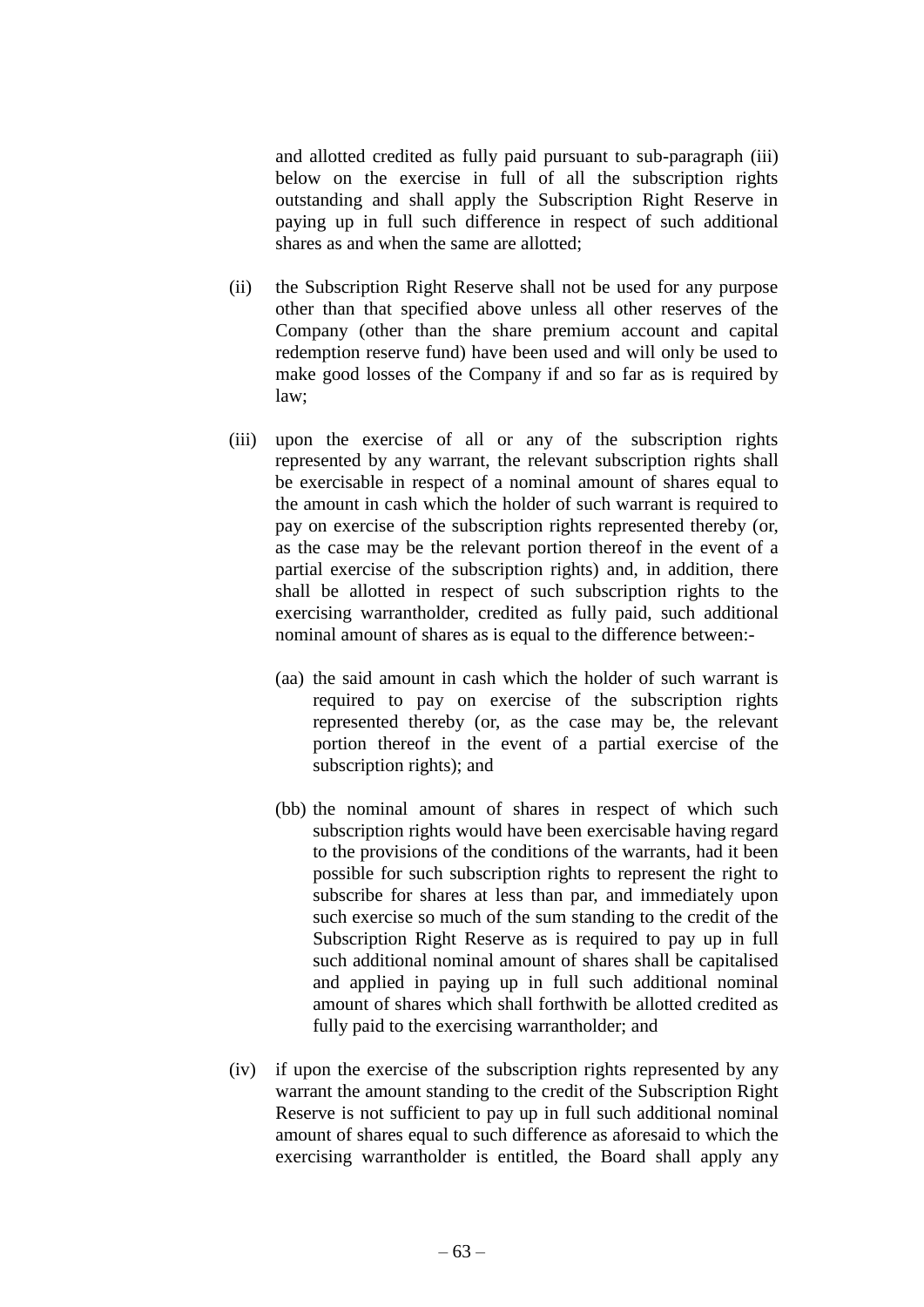and allotted credited as fully paid pursuant to sub-paragraph (iii) below on the exercise in full of all the subscription rights outstanding and shall apply the Subscription Right Reserve in paying up in full such difference in respect of such additional shares as and when the same are allotted;

(ii) the Subscription Right Reserve shall not be used for any purpose other than that specified above unless all other reserves of the Company (other than the share premium account and capital redemption reserve fund) have been used and will only be used to make good losses of the Company if and so far as is required by law;

(iii) upon the exercise of all or any of the subscription rights represented by any warrant, the relevant subscription rights shall be exercisable in respect of a nominal amount of shares equal to the amount in cash which the holder of such warrant is required to pay on exercise of the subscription rights represented thereby (or, as the case may be the relevant portion thereof in the event of a partial exercise of the subscription rights) and, in addition, there shall be allotted in respect of such subscription rights to the exercising warrantholder, credited as fully paid, such additional nominal amount of shares as is equal to the difference between:-

  (aa) the said amount in cash which the holder of such warrant is required to pay on exercise of the subscription rights represented thereby (or, as the case may be, the relevant portion thereof in the event of a partial exercise of the subscription rights); and

  (bb) the nominal amount of shares in respect of which such subscription rights would have been exercisable having regard to the provisions of the conditions of the warrants, had it been possible for such subscription rights to represent the right to subscribe for shares at less than par, and immediately upon such exercise so much of the sum standing to the credit of the Subscription Right Reserve as is required to pay up in full such additional nominal amount of shares shall be capitalised and applied in paying up in full such additional nominal amount of shares which shall forthwith be allotted credited as fully paid to the exercising warrantholder; and

(iv) if upon the exercise of the subscription rights represented by any warrant the amount standing to the credit of the Subscription Right Reserve is not sufficient to pay up in full such additional nominal amount of shares equal to such difference as aforesaid to which the exercising warrantholder is entitled, the Board shall apply any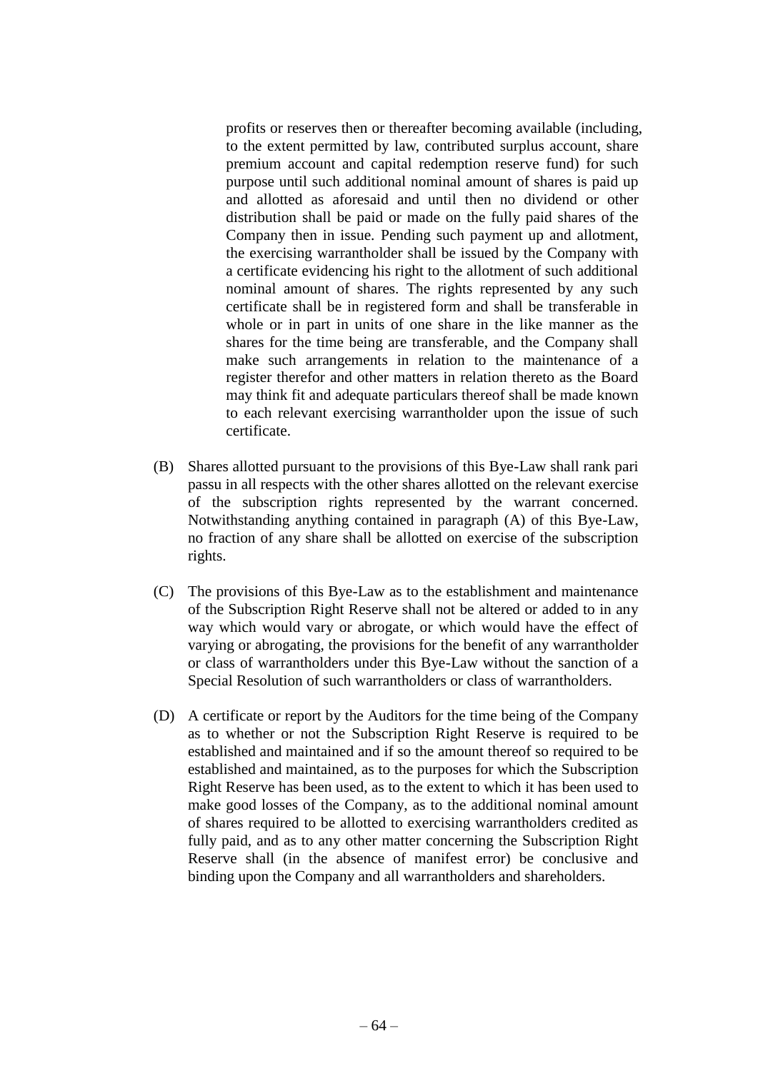profits or reserves then or thereafter becoming available (including, to the extent permitted by law, contributed surplus account, share premium account and capital redemption reserve fund) for such purpose until such additional nominal amount of shares is paid up and allotted as aforesaid and until then no dividend or other distribution shall be paid or made on the fully paid shares of the Company then in issue. Pending such payment up and allotment, the exercising warrantholder shall be issued by the Company with a certificate evidencing his right to the allotment of such additional nominal amount of shares. The rights represented by any such certificate shall be in registered form and shall be transferable in whole or in part in units of one share in the like manner as the shares for the time being are transferable, and the Company shall make such arrangements in relation to the maintenance of a register therefor and other matters in relation thereto as the Board may think fit and adequate particulars thereof shall be made known to each relevant exercising warrantholder upon the issue of such certificate.

(B) Shares allotted pursuant to the provisions of this Bye-Law shall rank pari passu in all respects with the other shares allotted on the relevant exercise of the subscription rights represented by the warrant concerned. Notwithstanding anything contained in paragraph (A) of this Bye-Law, no fraction of any share shall be allotted on exercise of the subscription rights.

(C) The provisions of this Bye-Law as to the establishment and maintenance of the Subscription Right Reserve shall not be altered or added to in any way which would vary or abrogate, or which would have the effect of varying or abrogating, the provisions for the benefit of any warrantholder or class of warrantholders under this Bye-Law without the sanction of a Special Resolution of such warrantholders or class of warrantholders.

(D) A certificate or report by the Auditors for the time being of the Company as to whether or not the Subscription Right Reserve is required to be established and maintained and if so the amount thereof so required to be established and maintained, as to the purposes for which the Subscription Right Reserve has been used, as to the extent to which it has been used to make good losses of the Company, as to the additional nominal amount of shares required to be allotted to exercising warrantholders credited as fully paid, and as to any other matter concerning the Subscription Right Reserve shall (in the absence of manifest error) be conclusive and binding upon the Company and all warrantholders and shareholders.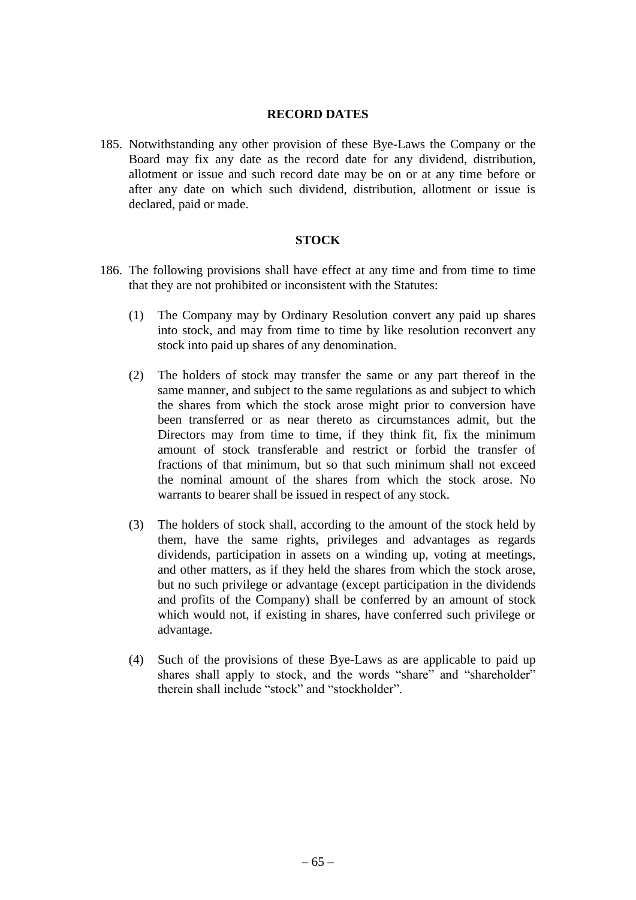## RECORD DATES

185. Notwithstanding any other provision of these Bye-Laws the Company or the Board may fix any date as the record date for any dividend, distribution, allotment or issue and such record date may be on or at any time before or after any date on which such dividend, distribution, allotment or issue is declared, paid or made.

## STOCK

186. The following provisions shall have effect at any time and from time to time that they are not prohibited or inconsistent with the Statutes:

    (1) The Company may by Ordinary Resolution convert any paid up shares into stock, and may from time to time by like resolution reconvert any stock into paid up shares of any denomination.

    (2) The holders of stock may transfer the same or any part thereof in the same manner, and subject to the same regulations as and subject to which the shares from which the stock arose might prior to conversion have been transferred or as near thereto as circumstances admit, but the Directors may from time to time, if they think fit, fix the minimum amount of stock transferable and restrict or forbid the transfer of fractions of that minimum, but so that such minimum shall not exceed the nominal amount of the shares from which the stock arose. No warrants to bearer shall be issued in respect of any stock.

    (3) The holders of stock shall, according to the amount of the stock held by them, have the same rights, privileges and advantages as regards dividends, participation in assets on a winding up, voting at meetings, and other matters, as if they held the shares from which the stock arose, but no such privilege or advantage (except participation in the dividends and profits of the Company) shall be conferred by an amount of stock which would not, if existing in shares, have conferred such privilege or advantage.

    (4) Such of the provisions of these Bye-Laws as are applicable to paid up shares shall apply to stock, and the words "share" and "shareholder" therein shall include "stock" and "stockholder".